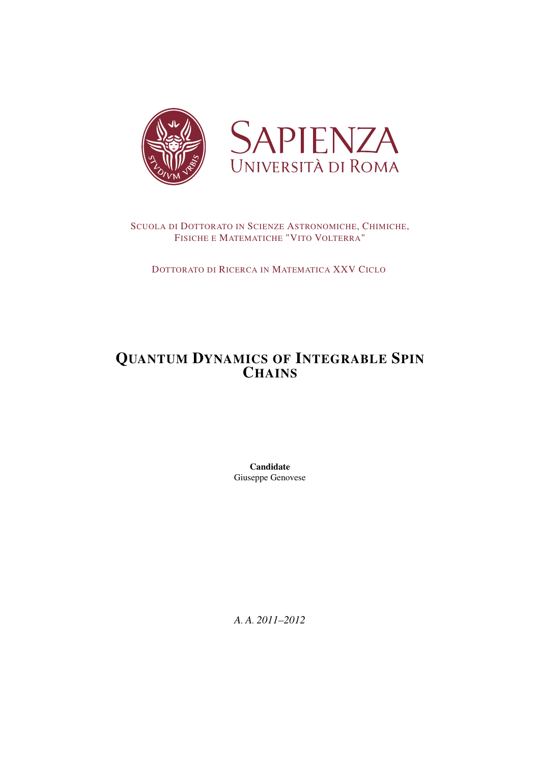SAPIENZA
UNIVERSITÀ DI ROMA

SCUOLA DI DOTTORATO IN SCIENZE ASTRONOMICHE, CHIMICHE, FISICHE E MATEMATICHE "VITO VOLTERRA"

DOTTORATO DI RICERCA IN MATEMATICA XXV CICLO

# QUANTUM DYNAMICS OF INTEGRABLE SPIN CHAINS

**Candidate**
Giuseppe Genovese

*A. A. 2011–2012*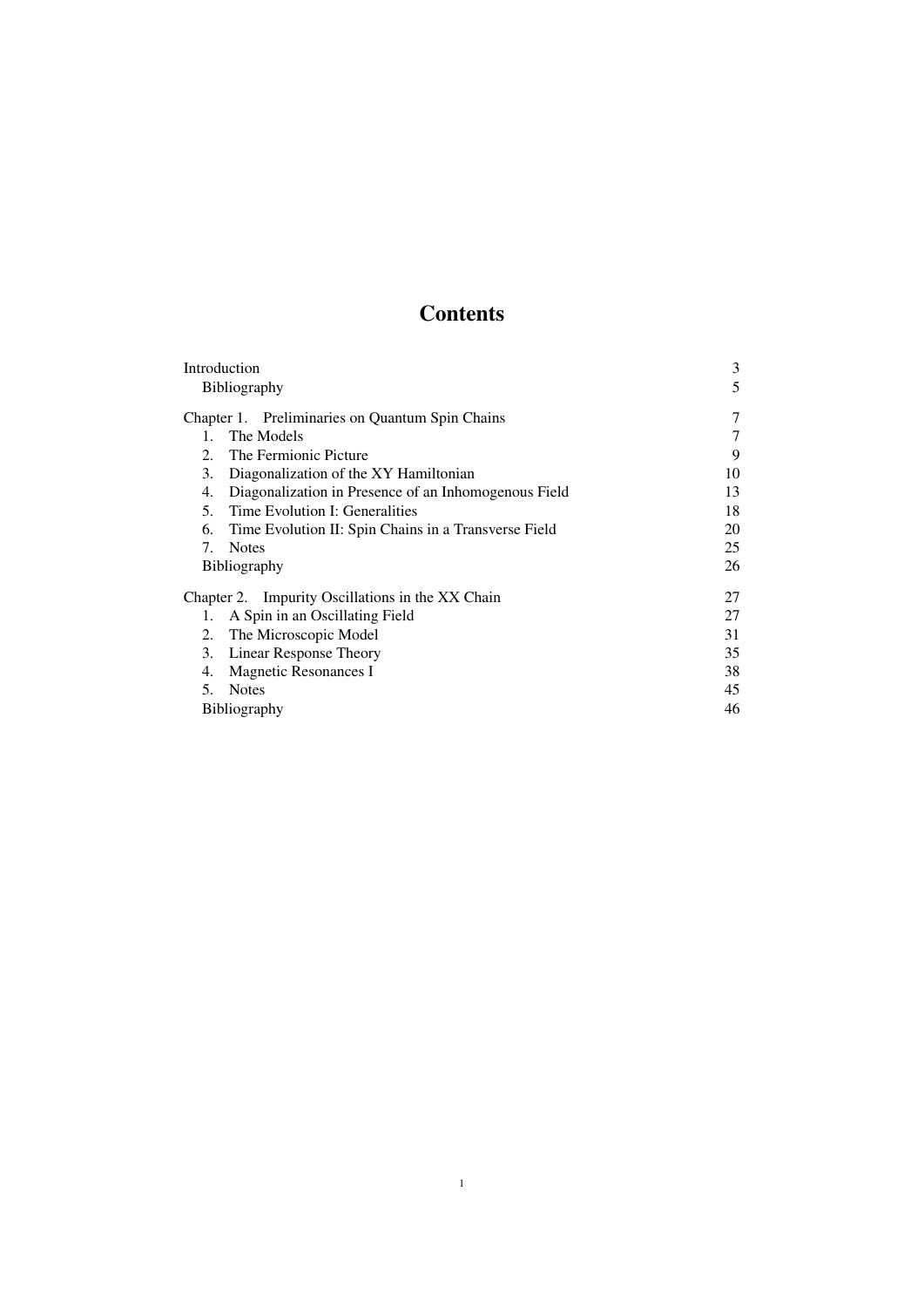# Contents

| | |
|---|---|
| Introduction | 3 |
| Bibliography | 5 |
| Chapter 1. Preliminaries on Quantum Spin Chains | 7 |
| 1. The Models | 7 |
| 2. The Fermionic Picture | 9 |
| 3. Diagonalization of the XY Hamiltonian | 10 |
| 4. Diagonalization in Presence of an Inhomogenous Field | 13 |
| 5. Time Evolution I: Generalities | 18 |
| 6. Time Evolution II: Spin Chains in a Transverse Field | 20 |
| 7. Notes | 25 |
| Bibliography | 26 |
| Chapter 2. Impurity Oscillations in the XX Chain | 27 |
| 1. A Spin in an Oscillating Field | 27 |
| 2. The Microscopic Model | 31 |
| 3. Linear Response Theory | 35 |
| 4. Magnetic Resonances I | 38 |
| 5. Notes | 45 |
| Bibliography | 46 |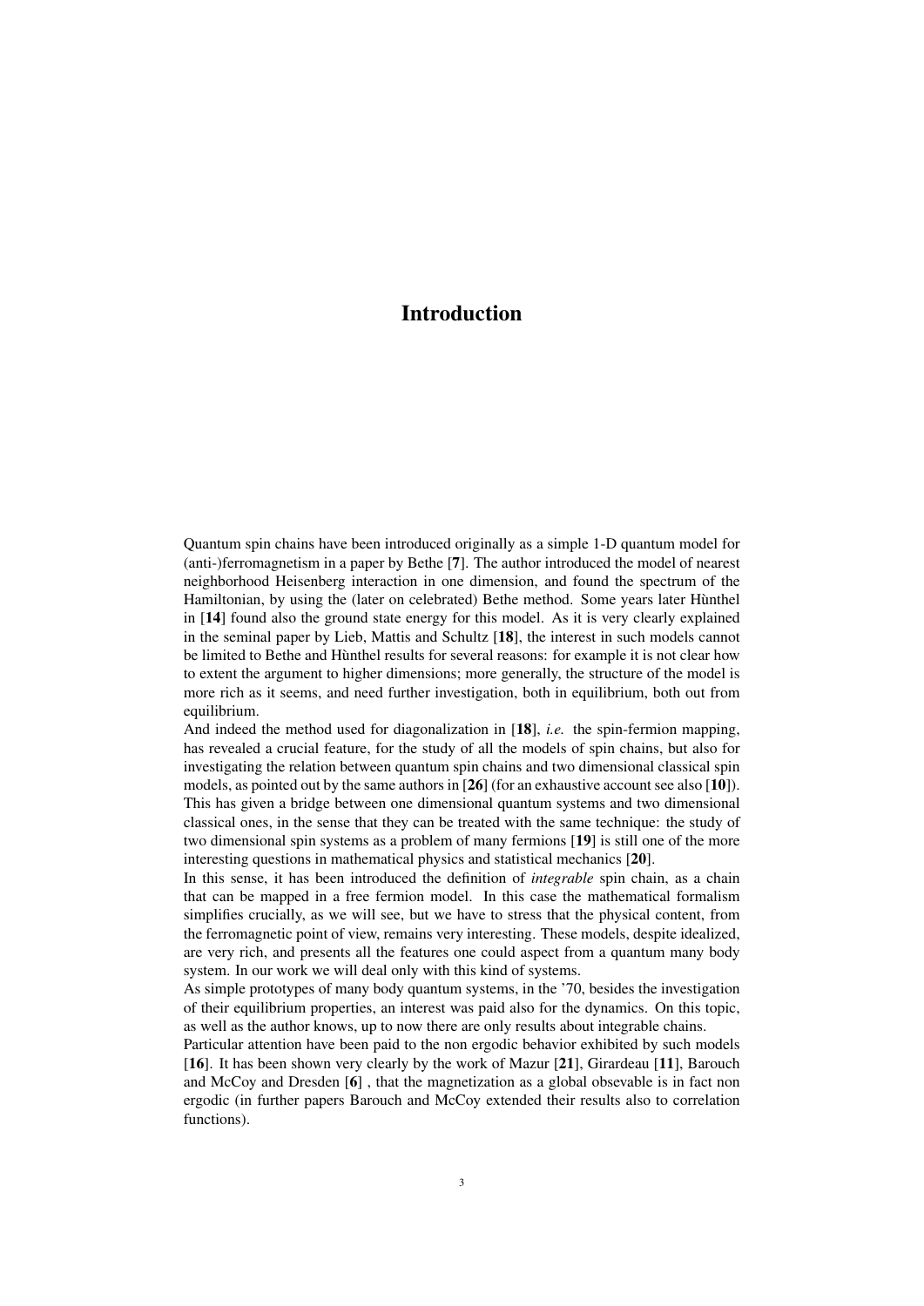# Introduction

Quantum spin chains have been introduced originally as a simple 1-D quantum model for (anti-)ferromagnetism in a paper by Bethe [**7**]. The author introduced the model of nearest neighborhood Heisenberg interaction in one dimension, and found the spectrum of the Hamiltonian, by using the (later on celebrated) Bethe method. Some years later Hùnthel in [**14**] found also the ground state energy for this model. As it is very clearly explained in the seminal paper by Lieb, Mattis and Schultz [**18**], the interest in such models cannot be limited to Bethe and Hùnthel results for several reasons: for example it is not clear how to extent the argument to higher dimensions; more generally, the structure of the model is more rich as it seems, and need further investigation, both in equilibrium, both out from equilibrium.

And indeed the method used for diagonalization in [**18**], *i.e.* the spin-fermion mapping, has revealed a crucial feature, for the study of all the models of spin chains, but also for investigating the relation between quantum spin chains and two dimensional classical spin models, as pointed out by the same authors in [**26**] (for an exhaustive account see also [**10**]). This has given a bridge between one dimensional quantum systems and two dimensional classical ones, in the sense that they can be treated with the same technique: the study of two dimensional spin systems as a problem of many fermions [**19**] is still one of the more interesting questions in mathematical physics and statistical mechanics [**20**].

In this sense, it has been introduced the definition of *integrable* spin chain, as a chain that can be mapped in a free fermion model. In this case the mathematical formalism simplifies crucially, as we will see, but we have to stress that the physical content, from the ferromagnetic point of view, remains very interesting. These models, despite idealized, are very rich, and presents all the features one could aspect from a quantum many body system. In our work we will deal only with this kind of systems.

As simple prototypes of many body quantum systems, in the '70, besides the investigation of their equilibrium properties, an interest was paid also for the dynamics. On this topic, as well as the author knows, up to now there are only results about integrable chains.

Particular attention have been paid to the non ergodic behavior exhibited by such models [**16**]. It has been shown very clearly by the work of Mazur [**21**], Girardeau [**11**], Barouch and McCoy and Dresden [**6**] , that the magnetization as a global obsevable is in fact non ergodic (in further papers Barouch and McCoy extended their results also to correlation functions).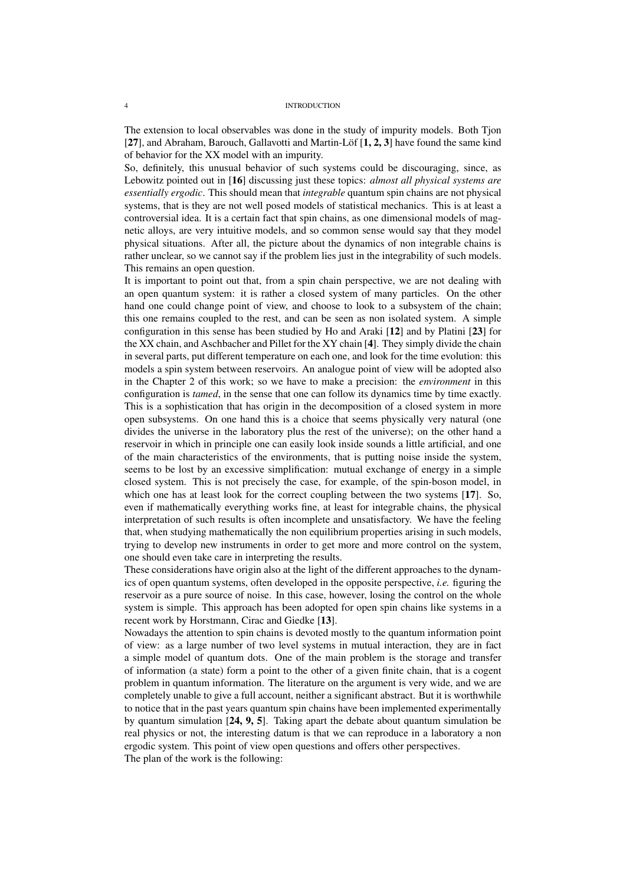The extension to local observables was done in the study of impurity models. Both Tjon [**27**], and Abraham, Barouch, Gallavotti and Martin-Löf [**1, 2, 3**] have found the same kind of behavior for the XX model with an impurity.

So, definitely, this unusual behavior of such systems could be discouraging, since, as Lebowitz pointed out in [**16**] discussing just these topics: *almost all physical systems are essentially ergodic*. This should mean that *integrable* quantum spin chains are not physical systems, that is they are not well posed models of statistical mechanics. This is at least a controversial idea. It is a certain fact that spin chains, as one dimensional models of magnetic alloys, are very intuitive models, and so common sense would say that they model physical situations. After all, the picture about the dynamics of non integrable chains is rather unclear, so we cannot say if the problem lies just in the integrability of such models. This remains an open question.

It is important to point out that, from a spin chain perspective, we are not dealing with an open quantum system: it is rather a closed system of many particles. On the other hand one could change point of view, and choose to look to a subsystem of the chain; this one remains coupled to the rest, and can be seen as non isolated system. A simple configuration in this sense has been studied by Ho and Araki [**12**] and by Platini [**23**] for the XX chain, and Aschbacher and Pillet for the XY chain [**4**]. They simply divide the chain in several parts, put different temperature on each one, and look for the time evolution: this models a spin system between reservoirs. An analogue point of view will be adopted also in the Chapter 2 of this work; so we have to make a precision: the *environment* in this configuration is *tamed*, in the sense that one can follow its dynamics time by time exactly. This is a sophistication that has origin in the decomposition of a closed system in more open subsystems. On one hand this is a choice that seems physically very natural (one divides the universe in the laboratory plus the rest of the universe); on the other hand a reservoir in which in principle one can easily look inside sounds a little artificial, and one of the main characteristics of the environments, that is putting noise inside the system, seems to be lost by an excessive simplification: mutual exchange of energy in a simple closed system. This is not precisely the case, for example, of the spin-boson model, in which one has at least look for the correct coupling between the two systems [**17**]. So, even if mathematically everything works fine, at least for integrable chains, the physical interpretation of such results is often incomplete and unsatisfactory. We have the feeling that, when studying mathematically the non equilibrium properties arising in such models, trying to develop new instruments in order to get more and more control on the system, one should even take care in interpreting the results.

These considerations have origin also at the light of the different approaches to the dynamics of open quantum systems, often developed in the opposite perspective, *i.e.* figuring the reservoir as a pure source of noise. In this case, however, losing the control on the whole system is simple. This approach has been adopted for open spin chains like systems in a recent work by Horstmann, Cirac and Giedke [**13**].

Nowadays the attention to spin chains is devoted mostly to the quantum information point of view: as a large number of two level systems in mutual interaction, they are in fact a simple model of quantum dots. One of the main problem is the storage and transfer of information (a state) form a point to the other of a given finite chain, that is a cogent problem in quantum information. The literature on the argument is very wide, and we are completely unable to give a full account, neither a significant abstract. But it is worthwhile to notice that in the past years quantum spin chains have been implemented experimentally by quantum simulation [**24, 9, 5**]. Taking apart the debate about quantum simulation be real physics or not, the interesting datum is that we can reproduce in a laboratory a non ergodic system. This point of view open questions and offers other perspectives.

The plan of the work is the following: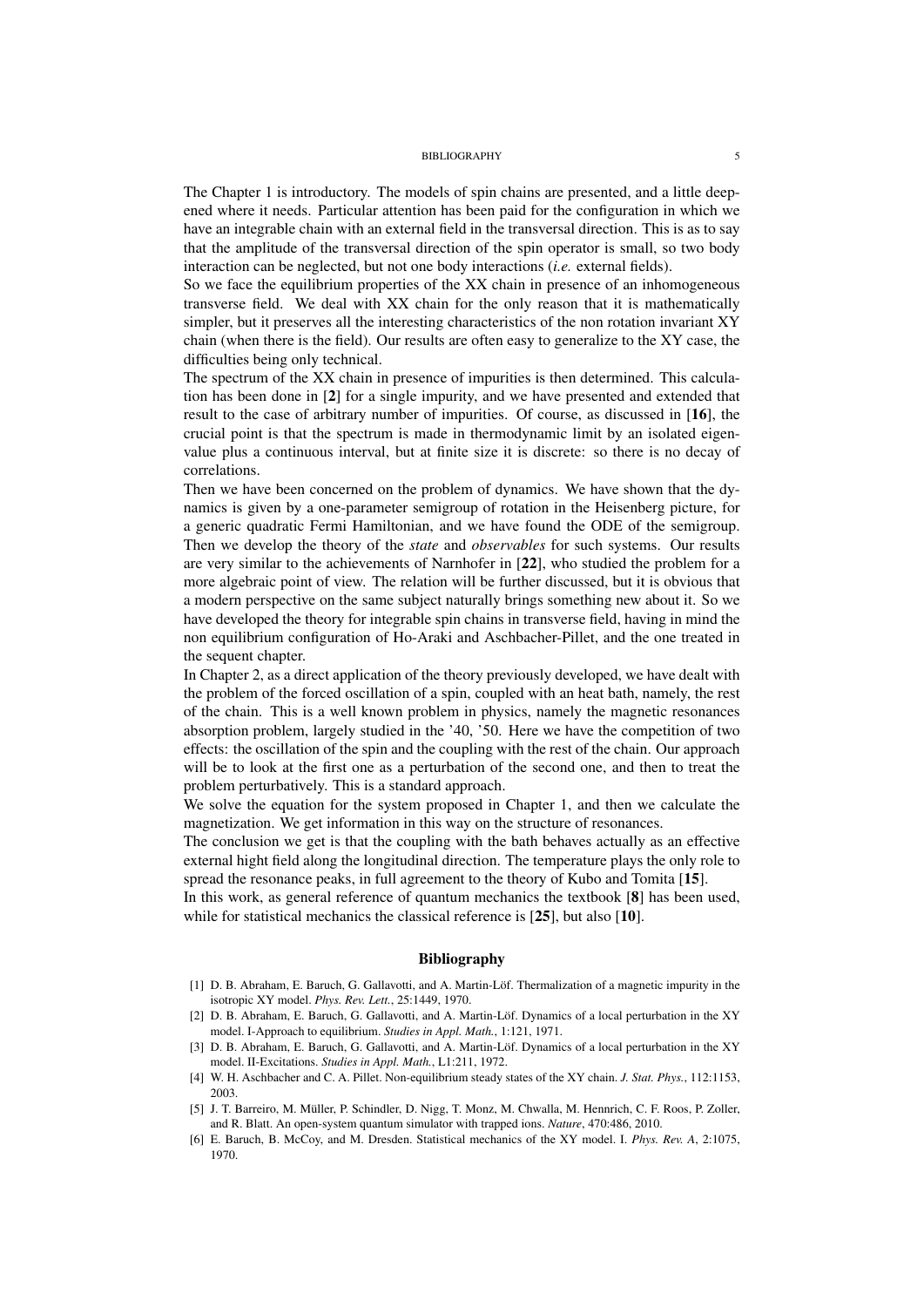The Chapter 1 is introductory. The models of spin chains are presented, and a little deepened where it needs. Particular attention has been paid for the configuration in which we have an integrable chain with an external field in the transversal direction. This is as to say that the amplitude of the transversal direction of the spin operator is small, so two body interaction can be neglected, but not one body interactions (*i.e.* external fields).
So we face the equilibrium properties of the XX chain in presence of an inhomogeneous transverse field. We deal with XX chain for the only reason that it is mathematically simpler, but it preserves all the interesting characteristics of the non rotation invariant XY chain (when there is the field). Our results are often easy to generalize to the XY case, the difficulties being only technical.
The spectrum of the XX chain in presence of impurities is then determined. This calculation has been done in [**2**] for a single impurity, and we have presented and extended that result to the case of arbitrary number of impurities. Of course, as discussed in [**16**], the crucial point is that the spectrum is made in thermodynamic limit by an isolated eigenvalue plus a continuous interval, but at finite size it is discrete: so there is no decay of correlations.
Then we have been concerned on the problem of dynamics. We have shown that the dynamics is given by a one-parameter semigroup of rotation in the Heisenberg picture, for a generic quadratic Fermi Hamiltonian, and we have found the ODE of the semigroup. Then we develop the theory of the *state* and *observables* for such systems. Our results are very similar to the achievements of Narnhofer in [**22**], who studied the problem for a more algebraic point of view. The relation will be further discussed, but it is obvious that a modern perspective on the same subject naturally brings something new about it. So we have developed the theory for integrable spin chains in transverse field, having in mind the non equilibrium configuration of Ho-Araki and Aschbacher-Pillet, and the one treated in the sequent chapter.
In Chapter 2, as a direct application of the theory previously developed, we have dealt with the problem of the forced oscillation of a spin, coupled with an heat bath, namely, the rest of the chain. This is a well known problem in physics, namely the magnetic resonances absorption problem, largely studied in the '40, '50. Here we have the competition of two effects: the oscillation of the spin and the coupling with the rest of the chain. Our approach will be to look at the first one as a perturbation of the second one, and then to treat the problem perturbatively. This is a standard approach.
We solve the equation for the system proposed in Chapter 1, and then we calculate the magnetization. We get information in this way on the structure of resonances.
The conclusion we get is that the coupling with the bath behaves actually as an effective external hight field along the longitudinal direction. The temperature plays the only role to spread the resonance peaks, in full agreement to the theory of Kubo and Tomita [**15**].
In this work, as general reference of quantum mechanics the textbook [**8**] has been used, while for statistical mechanics the classical reference is [**25**], but also [**10**].

## Bibliography

[1] D. B. Abraham, E. Baruch, G. Gallavotti, and A. Martin-Löf. Thermalization of a magnetic impurity in the isotropic XY model. *Phys. Rev. Lett.*, 25:1449, 1970.

[2] D. B. Abraham, E. Baruch, G. Gallavotti, and A. Martin-Löf. Dynamics of a local perturbation in the XY model. I-Approach to equilibrium. *Studies in Appl. Math.*, 1:121, 1971.

[3] D. B. Abraham, E. Baruch, G. Gallavotti, and A. Martin-Löf. Dynamics of a local perturbation in the XY model. II-Excitations. *Studies in Appl. Math.*, L1:211, 1972.

[4] W. H. Aschbacher and C. A. Pillet. Non-equilibrium steady states of the XY chain. *J. Stat. Phys.*, 112:1153, 2003.

[5] J. T. Barreiro, M. Müller, P. Schindler, D. Nigg, T. Monz, M. Chwalla, M. Hennrich, C. F. Roos, P. Zoller, and R. Blatt. An open-system quantum simulator with trapped ions. *Nature*, 470:486, 2010.

[6] E. Baruch, B. McCoy, and M. Dresden. Statistical mechanics of the XY model. I. *Phys. Rev. A*, 2:1075, 1970.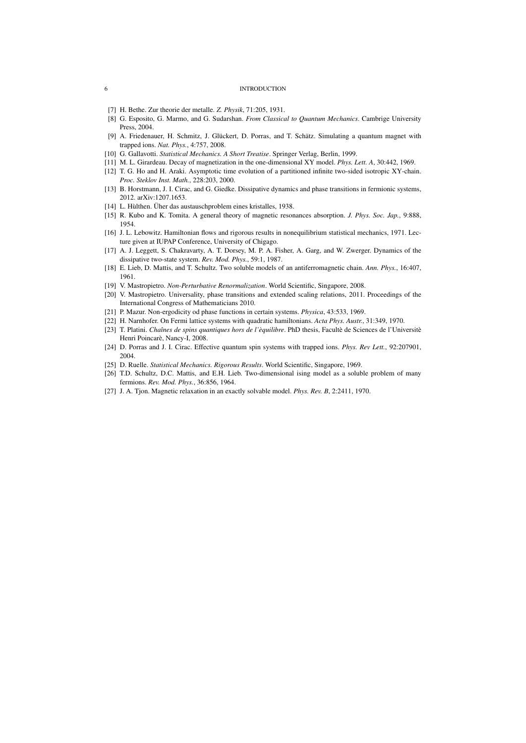[7] H. Bethe. Zur theorie der metalle. *Z. Physik*, 71:205, 1931.

[8] G. Esposito, G. Marmo, and G. Sudarshan. *From Classical to Quantum Mechanics*. Cambrige University Press, 2004.

[9] A. Friedenauer, H. Schmitz, J. Glückert, D. Porras, and T. Schätz. Simulating a quantum magnet with trapped ions. *Nat. Phys.*, 4:757, 2008.

[10] G. Gallavotti. *Statistical Mechanics. A Short Treatise*. Springer Verlag, Berlin, 1999.

[11] M. L. Girardeau. Decay of magnetization in the one-dimensional XY model. *Phys. Lett. A*, 30:442, 1969.

[12] T. G. Ho and H. Araki. Asymptotic time evolution of a partitioned infinite two-sided isotropic XY-chain. *Proc. Steklov Inst. Math.*, 228:203, 2000.

[13] B. Horstmann, J. I. Cirac, and G. Giedke. Dissipative dynamics and phase transitions in fermionic systems, 2012. arXiv:1207.1653.

[14] L. Hùlthen. Üher das austauschproblem eines kristalles, 1938.

[15] R. Kubo and K. Tomita. A general theory of magnetic resonances absorption. *J. Phys. Soc. Jap.*, 9:888, 1954.

[16] J. L. Lebowitz. Hamiltonian flows and rigorous results in nonequilibrium statistical mechanics, 1971. Lecture given at IUPAP Conference, University of Chigago.

[17] A. J. Leggett, S. Chakravarty, A. T. Dorsey, M. P. A. Fisher, A. Garg, and W. Zwerger. Dynamics of the dissipative two-state system. *Rev. Mod. Phys.*, 59:1, 1987.

[18] E. Lieb, D. Mattis, and T. Schultz. Two soluble models of an antiferromagnetic chain. *Ann. Phys.*, 16:407, 1961.

[19] V. Mastropietro. *Non-Perturbative Renormalization*. World Scientific, Singapore, 2008.

[20] V. Mastropietro. Universality, phase transitions and extended scaling relations, 2011. Proceedings of the International Congress of Mathematicians 2010.

[21] P. Mazur. Non-ergodicity od phase functions in certain systems. *Physica*, 43:533, 1969.

[22] H. Narnhofer. On Fermi lattice systems with quadratic hamiltonians. *Acta Phys. Austr.*, 31:349, 1970.

[23] T. Platini. *Chaînes de spins quantiques hors de l'èquilibre*. PhD thesis, Facultè de Sciences de l'Universitè Henri Poincarè, Nancy-I, 2008.

[24] D. Porras and J. I. Cirac. Effective quantum spin systems with trapped ions. *Phys. Rev Lett.*, 92:207901, 2004.

[25] D. Ruelle. *Statistical Mechanics. Rigorous Results*. World Scientific, Singapore, 1969.

[26] T.D. Schultz, D.C. Mattis, and E.H. Lieb. Two-dimensional ising model as a soluble problem of many fermions. *Rev. Mod. Phys.*, 36:856, 1964.

[27] J. A. Tjon. Magnetic relaxation in an exactly solvable model. *Phys. Rev. B*, 2:2411, 1970.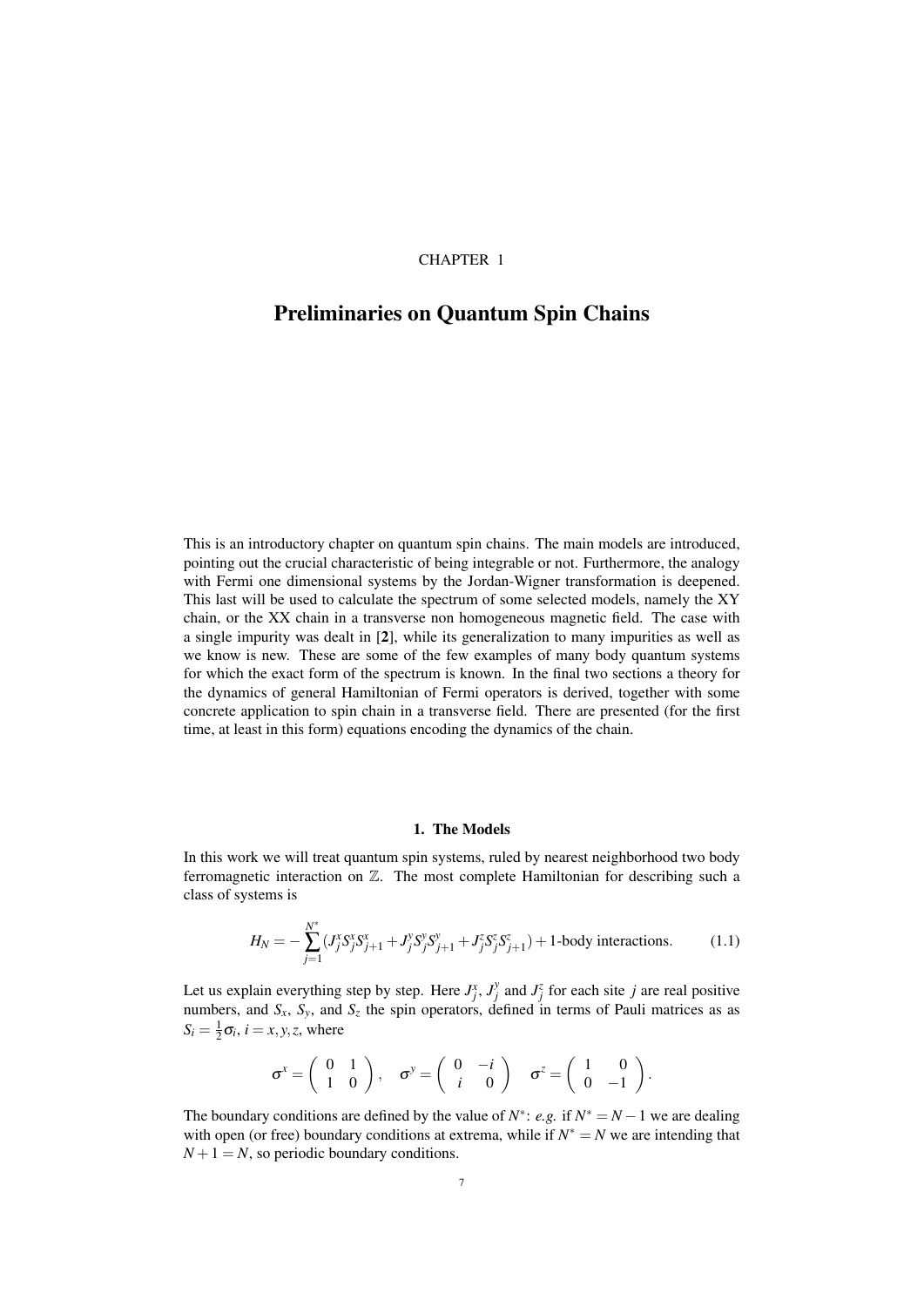CHAPTER 1

# Preliminaries on Quantum Spin Chains

This is an introductory chapter on quantum spin chains. The main models are introduced, pointing out the crucial characteristic of being integrable or not. Furthermore, the analogy with Fermi one dimensional systems by the Jordan-Wigner transformation is deepened. This last will be used to calculate the spectrum of some selected models, namely the XY chain, or the XX chain in a transverse non homogeneous magnetic field. The case with a single impurity was dealt in [**2**], while its generalization to many impurities as well as we know is new. These are some of the few examples of many body quantum systems for which the exact form of the spectrum is known. In the final two sections a theory for the dynamics of general Hamiltonian of Fermi operators is derived, together with some concrete application to spin chain in a transverse field. There are presented (for the first time, at least in this form) equations encoding the dynamics of the chain.

## 1. The Models

In this work we will treat quantum spin systems, ruled by nearest neighborhood two body ferromagnetic interaction on $\mathbb{Z}$. The most complete Hamiltonian for describing such a class of systems is

$$H_N = -\sum_{j=1}^{N^*} (J_j^x S_j^x S_{j+1}^x + J_j^y S_j^y S_{j+1}^y + J_j^z S_j^z S_{j+1}^z) + 1\text{-body interactions.} \tag{1.1}$$

Let us explain everything step by step. Here $J_j^x$, $J_j^y$ and $J_j^z$ for each site $j$ are real positive numbers, and $S_x$, $S_y$, and $S_z$ the spin operators, defined in terms of Pauli matrices as as $S_i = \frac{1}{2}\sigma_i$, $i = x, y, z$, where

$$\sigma^x = \begin{pmatrix} 0 & 1 \\ 1 & 0 \end{pmatrix}, \quad \sigma^y = \begin{pmatrix} 0 & -i \\ i & 0 \end{pmatrix} \quad \sigma^z = \begin{pmatrix} 1 & 0 \\ 0 & -1 \end{pmatrix}.$$

The boundary conditions are defined by the value of $N^*$: *e.g.* if $N^* = N-1$ we are dealing with open (or free) boundary conditions at extrema, while if $N^* = N$ we are intending that $N+1 = N$, so periodic boundary conditions.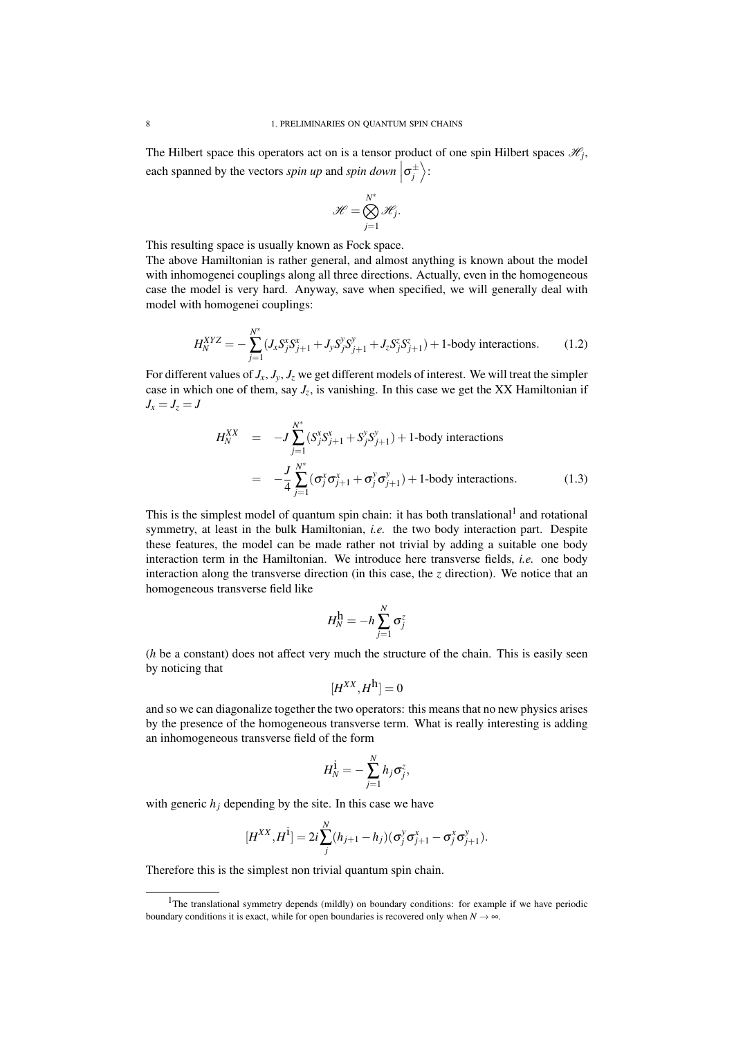The Hilbert space this operators act on is a tensor product of one spin Hilbert spaces $\mathscr{H}_j$, each spanned by the vectors *spin up* and *spin down* $\left|\sigma_j^{\pm}\right\rangle$:

$$\mathscr{H} = \bigotimes_{j=1}^{N^*} \mathscr{H}_j.$$

This resulting space is usually known as Fock space.

The above Hamiltonian is rather general, and almost anything is known about the model with inhomogenei couplings along all three directions. Actually, even in the homogeneous case the model is very hard. Anyway, save when specified, we will generally deal with model with homogenei couplings:

$$H_N^{XYZ} = -\sum_{j=1}^{N^*} (J_x S_j^x S_{j+1}^x + J_y S_j^y S_{j+1}^y + J_z S_j^z S_{j+1}^z) + \text{1-body interactions.} \tag{1.2}$$

For different values of $J_x, J_y, J_z$ we get different models of interest. We will treat the simpler case in which one of them, say $J_z$, is vanishing. In this case we get the XX Hamiltonian if $J_x = J_z = J$

$$\begin{aligned} H_N^{XX} &= -J \sum_{j=1}^{N^*} (S_j^x S_{j+1}^x + S_j^y S_{j+1}^y) + \text{1-body interactions} \\ &= -\frac{J}{4} \sum_{j=1}^{N^*} (\sigma_j^x \sigma_{j+1}^x + \sigma_j^y \sigma_{j+1}^y) + \text{1-body interactions.} \end{aligned} \tag{1.3}$$

This is the simplest model of quantum spin chain: it has both translational[1] and rotational symmetry, at least in the bulk Hamiltonian, *i.e.* the two body interaction part. Despite these features, the model can be made rather not trivial by adding a suitable one body interaction term in the Hamiltonian. We introduce here transverse fields, *i.e.* one body interaction along the transverse direction (in this case, the $z$ direction). We notice that an homogeneous transverse field like

$$H_N^{\mathfrak{h}} = -h \sum_{j=1}^{N} \sigma_j^z$$

($h$ be a constant) does not affect very much the structure of the chain. This is easily seen by noticing that

$$[H^{XX}, H^{\mathfrak{h}}] = 0$$

and so we can diagonalize together the two operators: this means that no new physics arises by the presence of the homogeneous transverse term. What is really interesting is adding an inhomogeneous transverse field of the form

$$H_N^{\mathfrak{i}} = -\sum_{j=1}^{N} h_j \sigma_j^z,$$

with generic $h_j$ depending by the site. In this case we have

$$[H^{XX}, H^{\mathfrak{i}}] = 2i \sum_{j}^{N} (h_{j+1} - h_j)(\sigma_j^y \sigma_{j+1}^x - \sigma_j^x \sigma_{j+1}^y).$$

Therefore this is the simplest non trivial quantum spin chain.

[1] The translational symmetry depends (mildly) on boundary conditions: for example if we have periodic boundary conditions it is exact, while for open boundaries is recovered only when $N \to \infty$.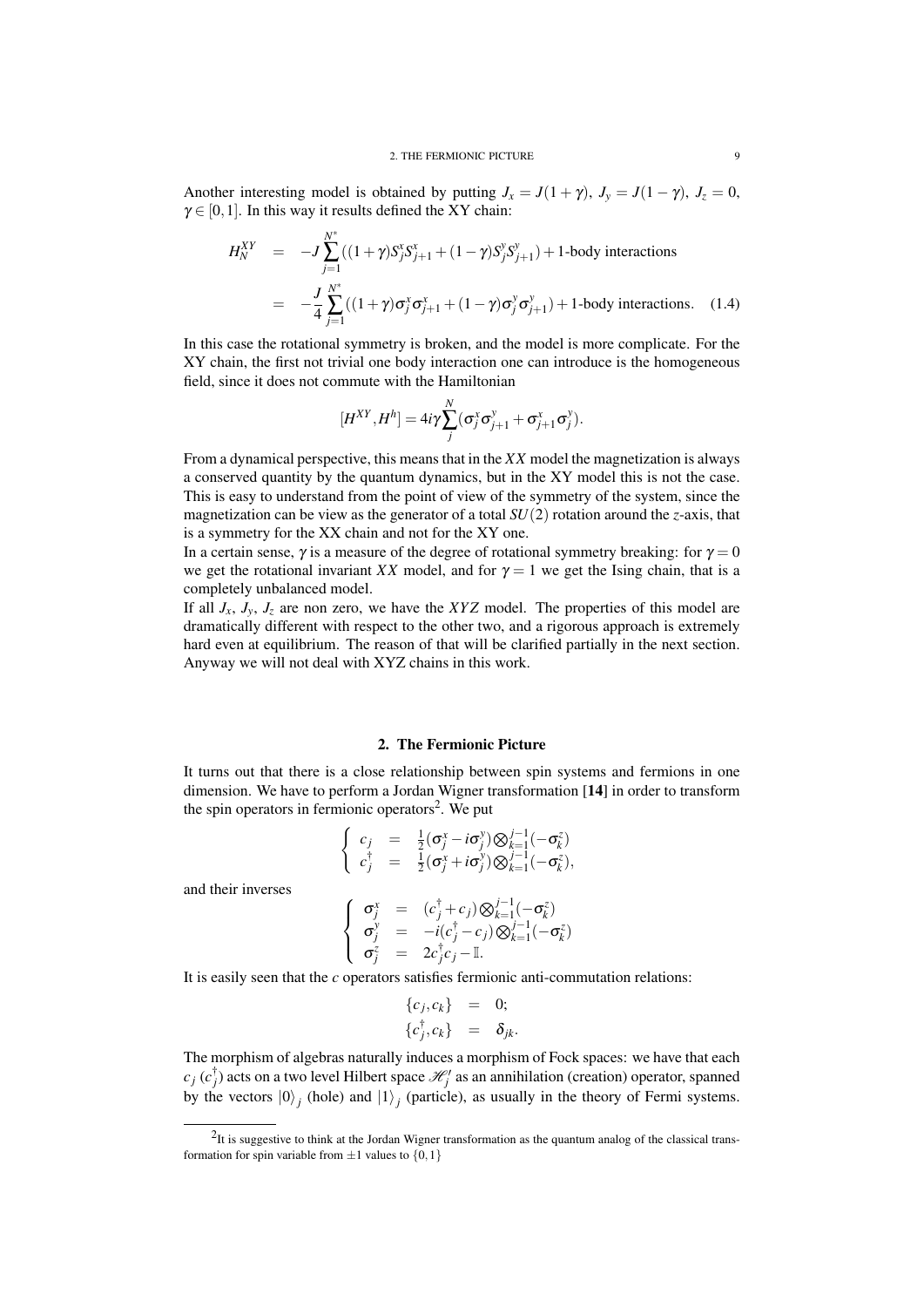Another interesting model is obtained by putting $J_x = J(1+\gamma)$, $J_y = J(1-\gamma)$, $J_z = 0$, $\gamma \in [0,1]$. In this way it results defined the XY chain:

$$
\begin{aligned}
H_N^{XY} &= -J \sum_{j=1}^{N^*} ((1+\gamma) S_j^x S_{j+1}^x + (1-\gamma) S_j^y S_{j+1}^y) + \text{1-body interactions} \\
&= -\frac{J}{4} \sum_{j=1}^{N^*} ((1+\gamma) \sigma_j^x \sigma_{j+1}^x + (1-\gamma) \sigma_j^y \sigma_{j+1}^y) + \text{1-body interactions}. \quad (1.4)
\end{aligned}
$$

In this case the rotational symmetry is broken, and the model is more complicate. For the XY chain, the first not trivial one body interaction one can introduce is the homogeneous field, since it does not commute with the Hamiltonian

$$
[H^{XY}, H^h] = 4i\gamma \sum_j^N (\sigma_j^x \sigma_{j+1}^y + \sigma_{j+1}^x \sigma_j^y).
$$

From a dynamical perspective, this means that in the $XX$ model the magnetization is always a conserved quantity by the quantum dynamics, but in the XY model this is not the case. This is easy to understand from the point of view of the symmetry of the system, since the magnetization can be view as the generator of a total $SU(2)$ rotation around the $z$-axis, that is a symmetry for the XX chain and not for the XY one.

In a certain sense, $\gamma$ is a measure of the degree of rotational symmetry breaking: for $\gamma = 0$ we get the rotational invariant $XX$ model, and for $\gamma = 1$ we get the Ising chain, that is a completely unbalanced model.

If all $J_x$, $J_y$, $J_z$ are non zero, we have the $XYZ$ model. The properties of this model are dramatically different with respect to the other two, and a rigorous approach is extremely hard even at equilibrium. The reason of that will be clarified partially in the next section. Anyway we will not deal with XYZ chains in this work.

## 2. The Fermionic Picture

It turns out that there is a close relationship between spin systems and fermions in one dimension. We have to perform a Jordan Wigner transformation [**14**] in order to transform the spin operators in fermionic operators[2]. We put

$$
\begin{cases}
c_j &= \frac{1}{2}(\sigma_j^x - i\sigma_j^y) \bigotimes_{k=1}^{j-1}(-\sigma_k^z) \\
c_j^\dagger &= \frac{1}{2}(\sigma_j^x + i\sigma_j^y) \bigotimes_{k=1}^{j-1}(-\sigma_k^z),
\end{cases}
$$

and their inverses

$$
\begin{cases}
\sigma_j^x &= (c_j^\dagger + c_j) \bigotimes_{k=1}^{j-1}(-\sigma_k^z) \\
\sigma_j^y &= -i(c_j^\dagger - c_j) \bigotimes_{k=1}^{j-1}(-\sigma_k^z) \\
\sigma_j^z &= 2c_j^\dagger c_j - \mathbb{I}.
\end{cases}
$$

It is easily seen that the $c$ operators satisfies fermionic anti-commutation relations:

$$
\begin{aligned}
\{c_j, c_k\} &= 0; \\
\{c_j^\dagger, c_k\} &= \delta_{jk}.
\end{aligned}
$$

The morphism of algebras naturally induces a morphism of Fock spaces: we have that each $c_j$ ($c_j^\dagger$) acts on a two level Hilbert space $\mathscr{H}_j'$ as an annihilation (creation) operator, spanned by the vectors $|0\rangle_j$ (hole) and $|1\rangle_j$ (particle), as usually in the theory of Fermi systems.

[2] It is suggestive to think at the Jordan Wigner transformation as the quantum analog of the classical transformation for spin variable from $\pm 1$ values to $\{0, 1\}$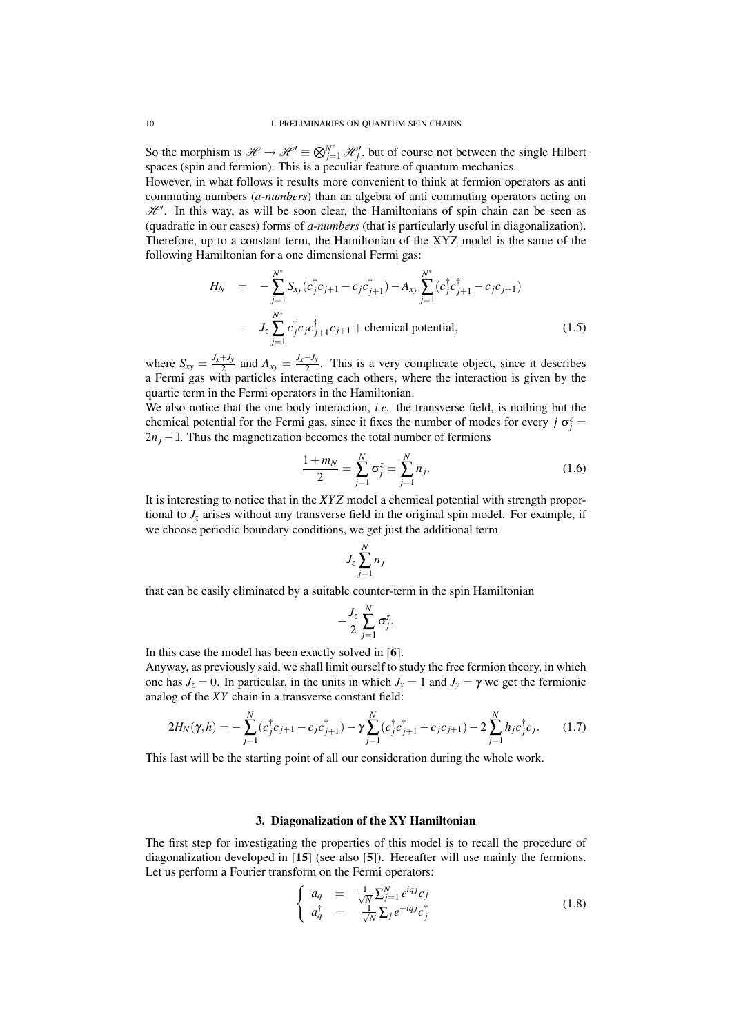So the morphism is $\mathscr{H} \to \mathscr{H}' \equiv \bigotimes_{j=1}^{N^*} \mathscr{H}'_j$, but of course not between the single Hilbert spaces (spin and fermion). This is a peculiar feature of quantum mechanics.

However, in what follows it results more convenient to think at fermion operators as anti commuting numbers (*a-numbers*) than an algebra of anti commuting operators acting on $\mathscr{H}'$. In this way, as will be soon clear, the Hamiltonians of spin chain can be seen as (quadratic in our cases) forms of *a-numbers* (that is particularly useful in diagonalization). Therefore, up to a constant term, the Hamiltonian of the XYZ model is the same of the following Hamiltonian for a one dimensional Fermi gas:

$$
\begin{aligned}
H_N &= -\sum_{j=1}^{N^*} S_{xy}(c_j^\dagger c_{j+1} - c_j c_{j+1}^\dagger) - A_{xy} \sum_{j=1}^{N^*} (c_j^\dagger c_{j+1}^\dagger - c_j c_{j+1}) \\
&- J_z \sum_{j=1}^{N^*} c_j^\dagger c_j c_{j+1}^\dagger c_{j+1} + \text{chemical potential}, \qquad (1.5)
\end{aligned}
$$

where $S_{xy} = \frac{J_x+J_y}{2}$ and $A_{xy} = \frac{J_x-J_y}{2}$. This is a very complicate object, since it describes a Fermi gas with particles interacting each others, where the interaction is given by the quartic term in the Fermi operators in the Hamiltonian.

We also notice that the one body interaction, *i.e.* the transverse field, is nothing but the chemical potential for the Fermi gas, since it fixes the number of modes for every $j$ $\sigma_j^z = 2n_j - \mathbb{I}$. Thus the magnetization becomes the total number of fermions

$$
\frac{1+m_N}{2} = \sum_{j=1}^{N} \sigma_j^z = \sum_{j=1}^{N} n_j. \qquad (1.6)
$$

It is interesting to notice that in the *XYZ* model a chemical potential with strength proportional to $J_z$ arises without any transverse field in the original spin model. For example, if we choose periodic boundary conditions, we get just the additional term

$$
J_z \sum_{j=1}^{N} n_j
$$

that can be easily eliminated by a suitable counter-term in the spin Hamiltonian

$$
-\frac{J_z}{2} \sum_{j=1}^{N} \sigma_j^z.
$$

In this case the model has been exactly solved in [**6**].

Anyway, as previously said, we shall limit ourself to study the free fermion theory, in which one has $J_z = 0$. In particular, in the units in which $J_x = 1$ and $J_y = \gamma$ we get the fermionic analog of the *XY* chain in a transverse constant field:

$$
2H_N(\gamma, h) = -\sum_{j=1}^{N} (c_j^\dagger c_{j+1} - c_j c_{j+1}^\dagger) - \gamma \sum_{j=1}^{N} (c_j^\dagger c_{j+1}^\dagger - c_j c_{j+1}) - 2\sum_{j=1}^{N} h_j c_j^\dagger c_j. \qquad (1.7)
$$

This last will be the starting point of all our consideration during the whole work.

## 3. Diagonalization of the XY Hamiltonian

The first step for investigating the properties of this model is to recall the procedure of diagonalization developed in [**15**] (see also [**5**]). Hereafter will use mainly the fermions. Let us perform a Fourier transform on the Fermi operators:

$$
\begin{cases}
a_q = \frac{1}{\sqrt{N}} \sum_{j=1}^{N} e^{iqj} c_j \\
a_q^\dagger = \frac{1}{\sqrt{N}} \sum_j e^{-iqj} c_j^\dagger
\end{cases} \qquad (1.8)
$$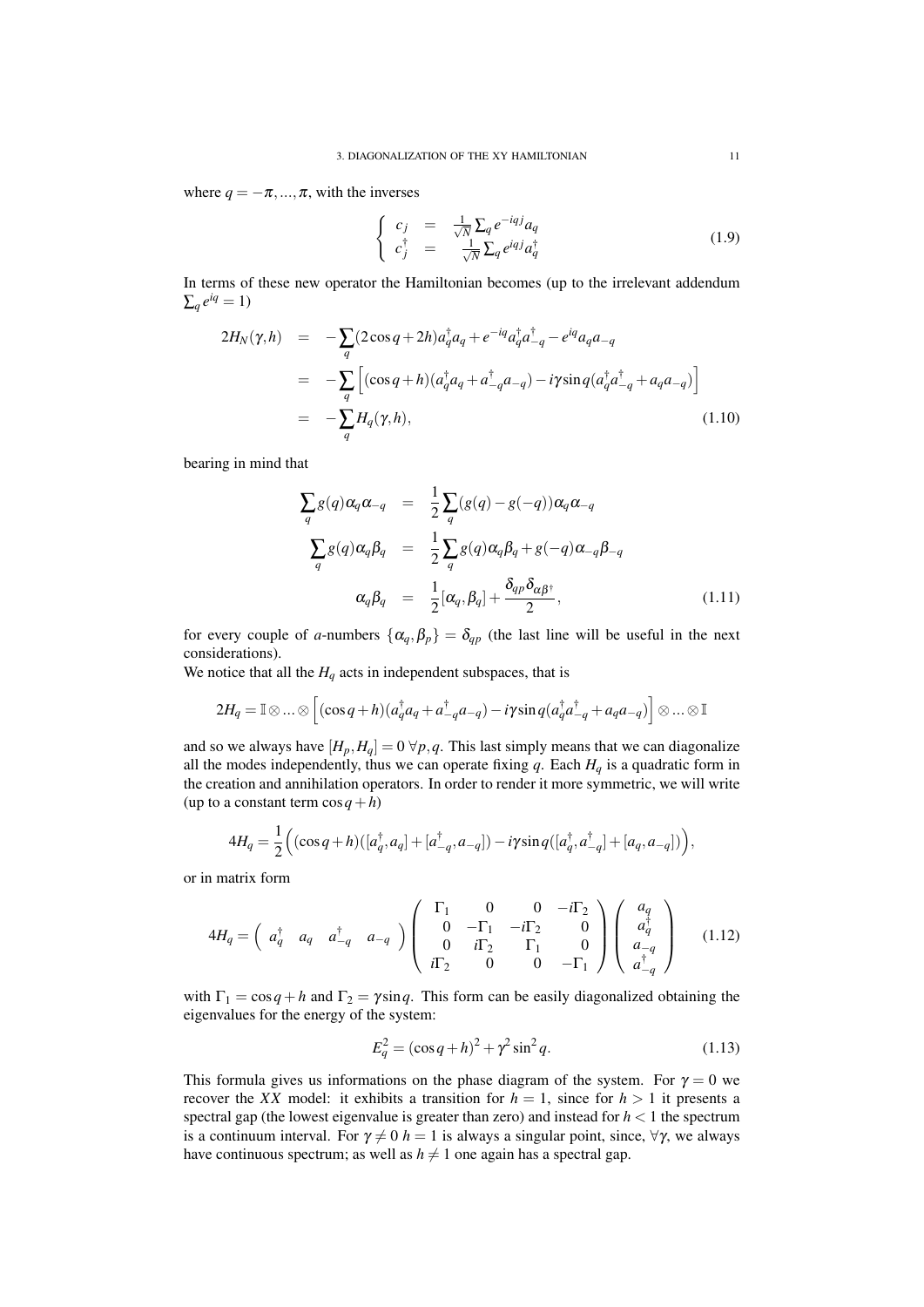where $q = -\pi, ..., \pi$, with the inverses

$$
\begin{cases} c_j &= \frac{1}{\sqrt{N}} \sum_q e^{-iqj} a_q \\ c_j^\dagger &= \frac{1}{\sqrt{N}} \sum_q e^{iqj} a_q^\dagger \end{cases} \tag{1.9}
$$

In terms of these new operator the Hamiltonian becomes (up to the irrelevant addendum $\sum_q e^{iq} = 1$)

$$
\begin{aligned}
2H_N(\gamma, h) &= -\sum_q (2\cos q + 2h) a_q^\dagger a_q + e^{-iq} a_q^\dagger a_{-q}^\dagger - e^{iq} a_q a_{-q} \\
&= -\sum_q \left[ (\cos q + h)(a_q^\dagger a_q + a_{-q}^\dagger a_{-q}) - i\gamma \sin q (a_q^\dagger a_{-q}^\dagger + a_q a_{-q}) \right] \\
&= -\sum_q H_q(\gamma, h),
\end{aligned} \tag{1.10}
$$

bearing in mind that

$$
\begin{aligned}
\sum_q g(q) \alpha_q \alpha_{-q} &= \frac{1}{2} \sum_q (g(q) - g(-q)) \alpha_q \alpha_{-q} \\
\sum_q g(q) \alpha_q \beta_q &= \frac{1}{2} \sum_q g(q) \alpha_q \beta_q + g(-q) \alpha_{-q} \beta_{-q} \\
\alpha_q \beta_q &= \frac{1}{2} [\alpha_q, \beta_q] + \frac{\delta_{qp} \delta_{\alpha \beta^\dagger}}{2},
\end{aligned} \tag{1.11}
$$

for every couple of $a$-numbers $\{\alpha_q, \beta_p\} = \delta_{qp}$ (the last line will be useful in the next considerations).

We notice that all the $H_q$ acts in independent subspaces, that is

$$
2H_q = \mathbb{I} \otimes ... \otimes \left[ (\cos q + h)(a_q^\dagger a_q + a_{-q}^\dagger a_{-q}) - i\gamma \sin q (a_q^\dagger a_{-q}^\dagger + a_q a_{-q}) \right] \otimes ... \otimes \mathbb{I}
$$

and so we always have $[H_p, H_q] = 0 \; \forall p, q$. This last simply means that we can diagonalize all the modes independently, thus we can operate fixing $q$. Each $H_q$ is a quadratic form in the creation and annihilation operators. In order to render it more symmetric, we will write (up to a constant term $\cos q + h$)

$$
4H_q = \frac{1}{2} \Big( (\cos q + h)([a_q^\dagger, a_q] + [a_{-q}^\dagger, a_{-q}]) - i\gamma \sin q ([a_q^\dagger, a_{-q}^\dagger] + [a_q, a_{-q}]) \Big),
$$

or in matrix form

$$
4H_q = \begin{pmatrix} a_q^\dagger & a_q & a_{-q}^\dagger & a_{-q} \end{pmatrix} \begin{pmatrix} \Gamma_1 & 0 & 0 & -i\Gamma_2 \\ 0 & -\Gamma_1 & -i\Gamma_2 & 0 \\ 0 & i\Gamma_2 & \Gamma_1 & 0 \\ i\Gamma_2 & 0 & 0 & -\Gamma_1 \end{pmatrix} \begin{pmatrix} a_q \\ a_q^\dagger \\ a_{-q} \\ a_{-q}^\dagger \end{pmatrix} \tag{1.12}
$$

with $\Gamma_1 = \cos q + h$ and $\Gamma_2 = \gamma \sin q$. This form can be easily diagonalized obtaining the eigenvalues for the energy of the system:

$$
E_q^2 = (\cos q + h)^2 + \gamma^2 \sin^2 q. \tag{1.13}
$$

This formula gives us informations on the phase diagram of the system. For $\gamma = 0$ we recover the *XX* model: it exhibits a transition for $h = 1$, since for $h > 1$ it presents a spectral gap (the lowest eigenvalue is greater than zero) and instead for $h < 1$ the spectrum is a continuum interval. For $\gamma \neq 0$ $h = 1$ is always a singular point, since, $\forall \gamma$, we always have continuous spectrum; as well as $h \neq 1$ one again has a spectral gap.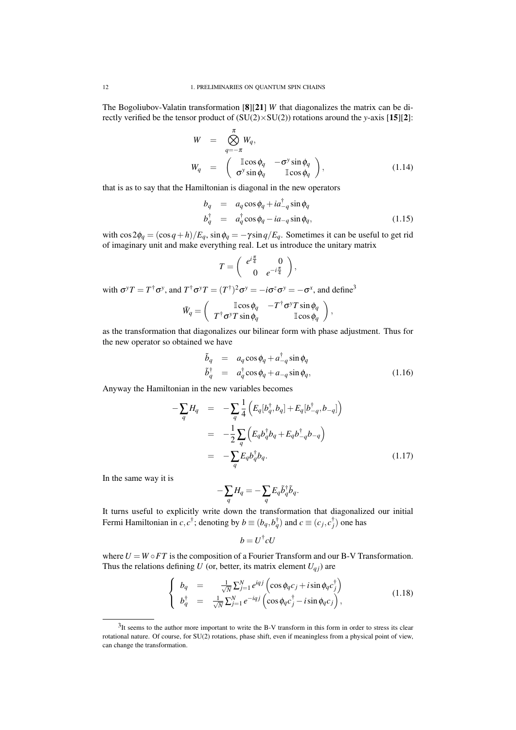The Bogoliubov-Valatin transformation [**8**][**21**] $W$ that diagonalizes the matrix can be directly verified be the tensor product of $(\mathrm{SU}(2)\times\mathrm{SU}(2))$ rotations around the $y$-axis [**15**][**2**]:

$$
\begin{aligned}
W &= \bigotimes_{q=-\pi}^{\pi} W_q, \\
W_q &= \begin{pmatrix} \mathbb{I}\cos\phi_q & -\sigma^y \sin\phi_q \\ \sigma^y \sin\phi_q & \mathbb{I}\cos\phi_q \end{pmatrix},
\end{aligned} \tag{1.14}
$$

that is as to say that the Hamiltonian is diagonal in the new operators

$$
\begin{aligned}
b_q &= a_q \cos\phi_q + i a_{-q}^{\dagger} \sin\phi_q \\
b_q^{\dagger} &= a_q^{\dagger} \cos\phi_q - i a_{-q} \sin\phi_q,
\end{aligned} \tag{1.15}
$$

with $\cos 2\phi_q = (\cos q + h)/E_q$, $\sin\phi_q = -\gamma \sin q/E_q$. Sometimes it can be useful to get rid of imaginary unit and make everything real. Let us introduce the unitary matrix

$$
T = \begin{pmatrix} e^{i\frac{\pi}{4}} & 0 \\ 0 & e^{-i\frac{\pi}{4}} \end{pmatrix},
$$

with $\sigma^y T = T^{\dagger}\sigma^y$, and $T^{\dagger}\sigma^y T = (T^{\dagger})^2 \sigma^y = -i\sigma^z\sigma^y = -\sigma^x$, and define[3]

$$
\tilde{W}_q = \begin{pmatrix} \mathbb{I}\cos\phi_q & -T^{\dagger}\sigma^y T \sin\phi_q \\ T^{\dagger}\sigma^y T \sin\phi_q & \mathbb{I}\cos\phi_q \end{pmatrix},
$$

as the transformation that diagonalizes our bilinear form with phase adjustment. Thus for the new operator so obtained we have

$$
\begin{aligned}
\tilde{b}_q &= a_q \cos\phi_q + a_{-q}^{\dagger} \sin\phi_q \\
\tilde{b}_q^{\dagger} &= a_q^{\dagger} \cos\phi_q + a_{-q} \sin\phi_q,
\end{aligned} \tag{1.16}
$$

Anyway the Hamiltonian in the new variables becomes

$$
\begin{aligned}
-\sum_q H_q &= -\sum_q \frac{1}{4}\left(E_q[b_q^{\dagger}, b_q] + E_q[b_{-q}^{\dagger}, b_{-q}]\right) \\
&= -\frac{1}{2}\sum_q \left(E_q b_q^{\dagger} b_q + E_q b_{-q}^{\dagger} b_{-q}\right) \\
&= -\sum_q E_q b_q^{\dagger} b_q.
\end{aligned} \tag{1.17}
$$

In the same way it is

$$
-\sum_q H_q = -\sum_q E_q \tilde{b}_q^{\dagger} \tilde{b}_q.
$$

It turns useful to explicitly write down the transformation that diagonalized our initial Fermi Hamiltonian in $c, c^{\dagger}$; denoting by $b \equiv (b_q, b_q^{\dagger})$ and $c \equiv (c_j, c_j^{\dagger})$ one has

$$
b = U^{\dagger} c U
$$

where $U = W \circ FT$ is the composition of a Fourier Transform and our B-V Transformation. Thus the relations defining $U$ (or, better, its matrix element $U_{qj}$) are

$$
\left\{
\begin{aligned}
b_q &= \frac{1}{\sqrt{N}} \sum_{j=1}^{N} e^{iqj} \left(\cos\phi_q c_j + i \sin\phi_q c_j^{\dagger}\right) \\
b_q^{\dagger} &= \frac{1}{\sqrt{N}} \sum_{j=1}^{N} e^{-iqj} \left(\cos\phi_q c_j^{\dagger} - i \sin\phi_q c_j\right),
\end{aligned}
\right. \tag{1.18}
$$

---

[3] It seems to the author more important to write the B-V transform in this form in order to stress its clear rotational nature. Of course, for SU(2) rotations, phase shift, even if meaningless from a physical point of view, can change the transformation.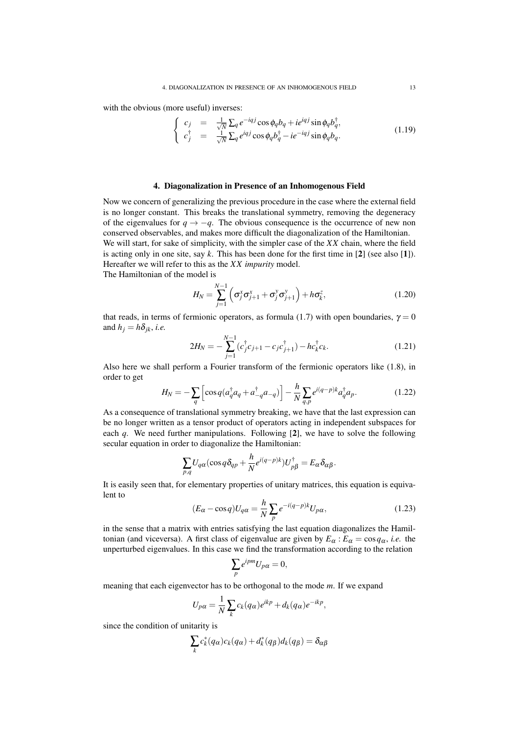with the obvious (more useful) inverses:

$$
\left\{ \begin{array}{lcl} c_j & = & \frac{1}{\sqrt{N}} \sum_q e^{-iqj} \cos\phi_q b_q + i e^{iqj} \sin\phi_q b_q^\dagger, \\ c_j^\dagger & = & \frac{1}{\sqrt{N}} \sum_q e^{iqj} \cos\phi_q b_q^\dagger - i e^{-iqj} \sin\phi_q b_q. \end{array} \right. \tag{1.19}
$$

## 4. Diagonalization in Presence of an Inhomogenous Field

Now we concern of generalizing the previous procedure in the case where the external field is no longer constant. This breaks the translational symmetry, removing the degeneracy of the eigenvalues for $q \to -q$. The obvious consequence is the occurrence of new non conserved observables, and makes more difficult the diagonalization of the Hamiltonian.
We will start, for sake of simplicity, with the simpler case of the *XX* chain, where the field is acting only in one site, say $k$. This has been done for the first time in [**2**] (see also [**1**]). Hereafter we will refer to this as the *XX impurity* model.
The Hamiltonian of the model is

$$
H_N = \sum_{j=1}^{N-1} \left( \sigma_j^x \sigma_{j+1}^x + \sigma_j^y \sigma_{j+1}^y \right) + h \sigma_k^z, \tag{1.20}
$$

that reads, in terms of fermionic operators, as formula (1.7) with open boundaries, $\gamma = 0$ and $h_j = h\delta_{jk}$, *i.e.*

$$
2H_N = -\sum_{j=1}^{N-1} (c_j^\dagger c_{j+1} - c_j c_{j+1}^\dagger) - h c_k^\dagger c_k. \tag{1.21}
$$

Also here we shall perform a Fourier transform of the fermionic operators like (1.8), in order to get

$$
H_N = -\sum_q \left[ \cos q (a_q^\dagger a_q + a_{-q}^\dagger a_{-q}) \right] - \frac{h}{N} \sum_{q,p} e^{i(q-p)k} a_q^\dagger a_p. \tag{1.22}
$$

As a consequence of translational symmetry breaking, we have that the last expression can be no longer written as a tensor product of operators acting in independent subspaces for each $q$. We need further manipulations. Following [**2**], we have to solve the following secular equation in order to diagonalize the Hamiltonian:

$$
\sum_{p,q} U_{q\alpha} (\cos q \delta_{qp} + \frac{h}{N} e^{i(q-p)k}) U_{p\beta}^\dagger = E_\alpha \delta_{\alpha\beta}.
$$

It is easily seen that, for elementary properties of unitary matrices, this equation is equivalent to

$$
(E_\alpha - \cos q) U_{q\alpha} = \frac{h}{N} \sum_p e^{-i(q-p)k} U_{p\alpha}, \tag{1.23}
$$

in the sense that a matrix with entries satisfying the last equation diagonalizes the Hamiltonian (and viceversa). A first class of eigenvalue are given by $E_\alpha : E_\alpha = \cos q_\alpha$, *i.e.* the unperturbed eigenvalues. In this case we find the transformation according to the relation

$$
\sum_p e^{ipm} U_{p\alpha} = 0,
$$

meaning that each eigenvector has to be orthogonal to the mode $m$. If we expand

$$
U_{p\alpha} = \frac{1}{N} \sum_k c_k(q_\alpha) e^{ikp} + d_k(q_\alpha) e^{-ikp},
$$

since the condition of unitarity is

$$
\sum_k c_k^*(q_\alpha) c_k(q_\alpha) + d_k^*(q_\beta) d_k(q_\beta) = \delta_{\alpha\beta}
$$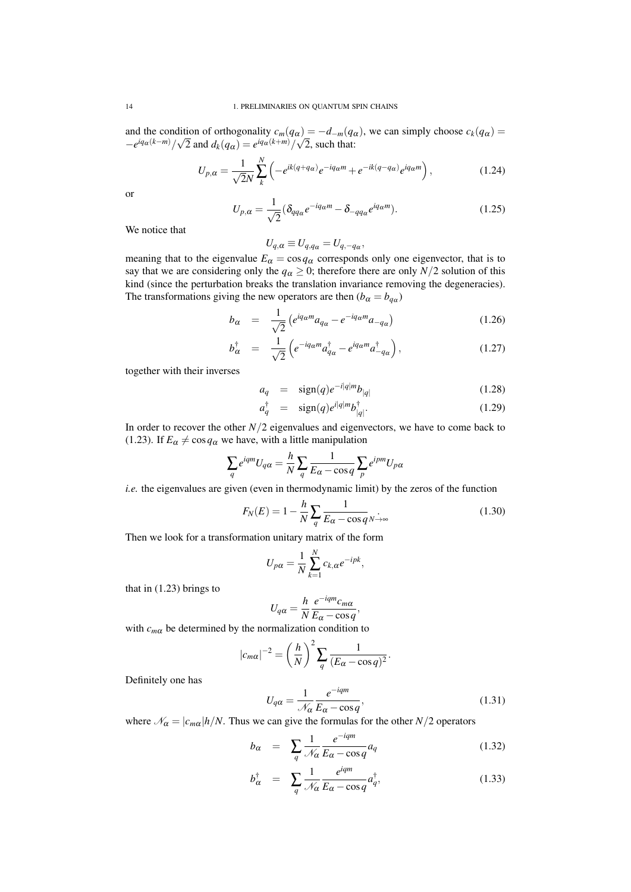and the condition of orthogonality $c_m(q_\alpha) = -d_{-m}(q_\alpha)$, we can simply choose $c_k(q_\alpha) = -e^{iq_\alpha(k-m)}/\sqrt{2}$ and $d_k(q_\alpha) = e^{iq_\alpha(k+m)}/\sqrt{2}$, such that:

$$U_{p,\alpha} = \frac{1}{\sqrt{2}N}\sum_k^N \left(-e^{ik(q+q_\alpha)}e^{-iq_\alpha m} + e^{-ik(q-q_\alpha)}e^{iq_\alpha m}\right), \tag{1.24}$$

or

$$U_{p,\alpha} = \frac{1}{\sqrt{2}}(\delta_{qq_\alpha}e^{-iq_\alpha m} - \delta_{-qq_\alpha}e^{iq_\alpha m}). \tag{1.25}$$

We notice that

$$U_{q,\alpha} \equiv U_{q,q_\alpha} = U_{q,-q_\alpha},$$

meaning that to the eigenvalue $E_\alpha = \cos q_\alpha$ corresponds only one eigenvector, that is to say that we are considering only the $q_\alpha \geq 0$; therefore there are only $N/2$ solution of this kind (since the perturbation breaks the translation invariance removing the degeneracies). The transformations giving the new operators are then ($b_\alpha = b_{q_\alpha}$)

$$b_\alpha = \frac{1}{\sqrt{2}}\left(e^{iq_\alpha m}a_{q_\alpha} - e^{-iq_\alpha m}a_{-q_\alpha}\right) \tag{1.26}$$

$$b_\alpha^\dagger = \frac{1}{\sqrt{2}}\left(e^{-iq_\alpha m}a_{q_\alpha}^\dagger - e^{iq_\alpha m}a_{-q_\alpha}^\dagger\right), \tag{1.27}$$

together with their inverses

$$a_q = \text{sign}(q)e^{-i|q|m}b_{|q|} \tag{1.28}$$

$$a_q^\dagger = \text{sign}(q)e^{i|q|m}b_{|q|}^\dagger. \tag{1.29}$$

In order to recover the other $N/2$ eigenvalues and eigenvectors, we have to come back to (1.23). If $E_\alpha \neq \cos q_\alpha$ we have, with a little manipulation

$$\sum_q e^{iqm}U_{q\alpha} = \frac{h}{N}\sum_q \frac{1}{E_\alpha - \cos q}\sum_p e^{ipm}U_{p\alpha}$$

*i.e.* the eigenvalues are given (even in thermodynamic limit) by the zeros of the function

$$F_N(E) = 1 - \frac{h}{N}\sum_q \frac{1}{E_\alpha - \cos q}\underset{N\to\infty}{.} \tag{1.30}$$

Then we look for a transformation unitary matrix of the form

$$U_{p\alpha} = \frac{1}{N}\sum_{k=1}^N c_{k,\alpha}e^{-ipk},$$

that in (1.23) brings to

$$U_{q\alpha} = \frac{h}{N}\frac{e^{-iqm}c_{m\alpha}}{E_\alpha - \cos q},$$

with $c_{m\alpha}$ be determined by the normalization condition to

$$|c_{m\alpha}|^{-2} = \left(\frac{h}{N}\right)^2 \sum_q \frac{1}{(E_\alpha - \cos q)^2}.$$

Definitely one has

$$U_{q\alpha} = \frac{1}{\mathcal{N}_\alpha}\frac{e^{-iqm}}{E_\alpha - \cos q}, \tag{1.31}$$

where $\mathcal{N}_\alpha = |c_{m\alpha}|h/N$. Thus we can give the formulas for the other $N/2$ operators

$$b_\alpha = \sum_q \frac{1}{\mathcal{N}_\alpha}\frac{e^{-iqm}}{E_\alpha - \cos q}a_q \tag{1.32}$$

$$b_\alpha^\dagger = \sum_q \frac{1}{\mathcal{N}_\alpha}\frac{e^{iqm}}{E_\alpha - \cos q}a_q^\dagger, \tag{1.33}$$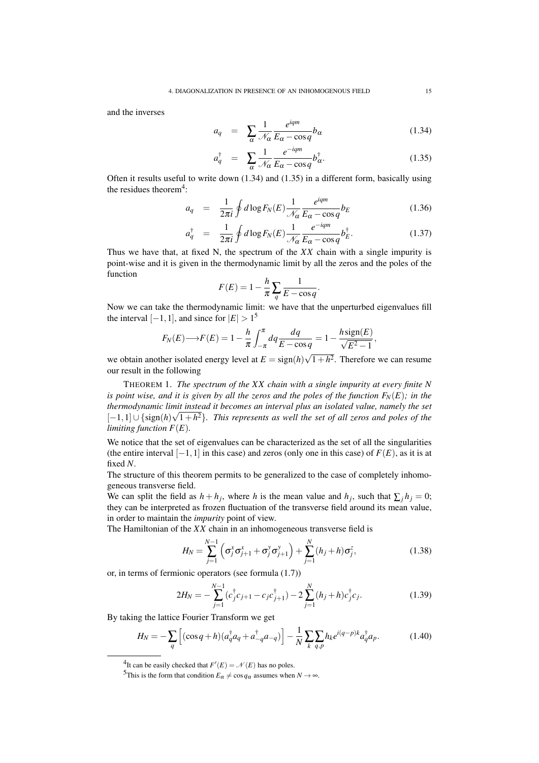and the inverses

$$a_q = \sum_\alpha \frac{1}{\mathcal{N}_\alpha} \frac{e^{iqm}}{E_\alpha - \cos q} b_\alpha \tag{1.34}$$

$$a_q^\dagger = \sum_\alpha \frac{1}{\mathcal{N}_\alpha} \frac{e^{-iqm}}{E_\alpha - \cos q} b_\alpha^\dagger. \tag{1.35}$$

Often it results useful to write down (1.34) and (1.35) in a different form, basically using the residues theorem[4]:

$$a_q = \frac{1}{2\pi i} \oint d\log F_N(E) \frac{1}{\mathcal{N}_\alpha} \frac{e^{iqm}}{E_\alpha - \cos q} b_E \tag{1.36}$$

$$a_q^\dagger = \frac{1}{2\pi i} \oint d\log F_N(E) \frac{1}{\mathcal{N}_\alpha} \frac{e^{-iqm}}{E_\alpha - \cos q} b_E^\dagger. \tag{1.37}$$

Thus we have that, at fixed N, the spectrum of the $XX$ chain with a single impurity is point-wise and it is given in the thermodynamic limit by all the zeros and the poles of the function

$$F(E) = 1 - \frac{h}{\pi} \sum_q \frac{1}{E - \cos q}.$$

Now we can take the thermodynamic limit: we have that the unperturbed eigenvalues fill the interval $[-1,1]$, and since for $|E| > 1$[5]

$$F_N(E) \longrightarrow F(E) = 1 - \frac{h}{\pi} \int_{-\pi}^{\pi} dq \frac{dq}{E - \cos q} = 1 - \frac{h\,\mathrm{sign}(E)}{\sqrt{E^2 - 1}},$$

we obtain another isolated energy level at $E = \mathrm{sign}(h)\sqrt{1+h^2}$. Therefore we can resume our result in the following

THEOREM 1. *The spectrum of the XX chain with a single impurity at every finite N is point wise, and it is given by all the zeros and the poles of the function $F_N(E)$; in the thermodynamic limit instead it becomes an interval plus an isolated value, namely the set $[-1,1] \cup \{\mathrm{sign}(h)\sqrt{1+h^2}\}$. This represents as well the set of all zeros and poles of the limiting function $F(E)$.*

We notice that the set of eigenvalues can be characterized as the set of all the singularities (the entire interval $[-1,1]$ in this case) and zeros (only one in this case) of $F(E)$, as it is at fixed $N$.

The structure of this theorem permits to be generalized to the case of completely inhomogeneous transverse field.

We can split the field as $h + h_j$, where $h$ is the mean value and $h_j$, such that $\sum_j h_j = 0$; they can be interpreted as frozen fluctuation of the transverse field around its mean value, in order to maintain the *impurity* point of view.

The Hamiltonian of the $XX$ chain in an inhomogeneous transverse field is

$$H_N = \sum_{j=1}^{N-1} \left( \sigma_j^x \sigma_{j+1}^x + \sigma_j^y \sigma_{j+1}^y \right) + \sum_{j=1}^{N} (h_j + h) \sigma_j^z, \tag{1.38}$$

or, in terms of fermionic operators (see formula (1.7))

$$2H_N = -\sum_{j=1}^{N-1} (c_j^\dagger c_{j+1} - c_j c_{j+1}^\dagger) - 2\sum_{j=1}^{N} (h_j + h) c_j^\dagger c_j. \tag{1.39}$$

By taking the lattice Fourier Transform we get

$$H_N = -\sum_q \Big[ (\cos q + h)(a_q^\dagger a_q + a_{-q}^\dagger a_{-q}) \Big] - \frac{1}{N} \sum_k \sum_{q,p} h_k e^{i(q-p)k} a_q^\dagger a_p. \tag{1.40}$$

---

[4] It can be easily checked that $F'(E) = \mathcal{N}(E)$ has no poles.

[5] This is the form that condition $E_\alpha \neq \cos q_\alpha$ assumes when $N \to \infty$.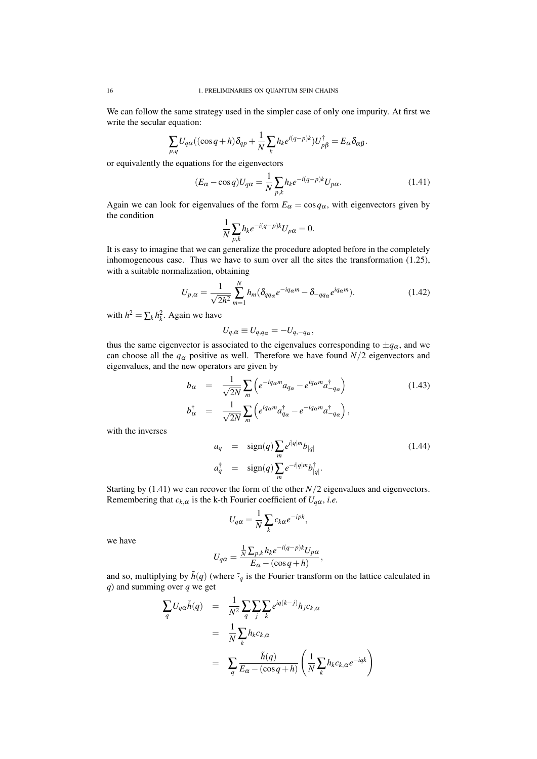We can follow the same strategy used in the simpler case of only one impurity. At first we write the secular equation:

$$\sum_{p,q} U_{q\alpha}((\cos q + h)\delta_{qp} + \frac{1}{N}\sum_k h_k e^{i(q-p)k})U^\dagger_{p\beta} = E_\alpha \delta_{\alpha\beta}.$$

or equivalently the equations for the eigenvectors

$$(E_\alpha - \cos q)U_{q\alpha} = \frac{1}{N}\sum_{p,k} h_k e^{-i(q-p)k} U_{p\alpha}. \tag{1.41}$$

Again we can look for eigenvalues of the form $E_\alpha = \cos q_\alpha$, with eigenvectors given by the condition

$$\frac{1}{N}\sum_{p,k} h_k e^{-i(q-p)k} U_{p\alpha} = 0.$$

It is easy to imagine that we can generalize the procedure adopted before in the completely inhomogeneous case. Thus we have to sum over all the sites the transformation (1.25), with a suitable normalization, obtaining

$$U_{p,\alpha} = \frac{1}{\sqrt{2h^2}}\sum_{m=1}^{N} h_m(\delta_{qq_\alpha} e^{-iq_\alpha m} - \delta_{-qq_\alpha} e^{iq_\alpha m}). \tag{1.42}$$

with $h^2 = \sum_k h_k^2$. Again we have

$$U_{q,\alpha} \equiv U_{q,q_\alpha} = -U_{q,-q_\alpha},$$

thus the same eigenvector is associated to the eigenvalues corresponding to $\pm q_\alpha$, and we can choose all the $q_\alpha$ positive as well. Therefore we have found $N/2$ eigenvectors and eigenvalues, and the new operators are given by

$$\begin{aligned} b_\alpha &= \frac{1}{\sqrt{2N}}\sum_m \left(e^{-iq_\alpha m} a_{q_\alpha} - e^{iq_\alpha m} a^\dagger_{-q_\alpha}\right) \\ b^\dagger_\alpha &= \frac{1}{\sqrt{2N}}\sum_m \left(e^{iq_\alpha m} a^\dagger_{q_\alpha} - e^{-iq_\alpha m} a^\dagger_{-q_\alpha}\right), \end{aligned} \tag{1.43}$$

with the inverses

$$\begin{aligned} a_q &= \mathrm{sign}(q)\sum_m e^{i|q|m} b_{|q|} \\ a^\dagger_q &= \mathrm{sign}(q)\sum_m e^{-i|q|m} b^\dagger_{|q|}. \end{aligned} \tag{1.44}$$

Starting by (1.41) we can recover the form of the other $N/2$ eigenvalues and eigenvectors. Remembering that $c_{k,\alpha}$ is the k-th Fourier coefficient of $U_{q\alpha}$, *i.e.*

$$U_{q\alpha} = \frac{1}{N}\sum_k c_{k\alpha} e^{-ipk},$$

we have

$$U_{q\alpha} = \frac{\frac{1}{N}\sum_{p,k} h_k e^{-i(q-p)k} U_{p\alpha}}{E_\alpha - (\cos q + h)},$$

and so, multiplying by $\tilde{h}(q)$ (where $\tilde{\cdot}_q$ is the Fourier transform on the lattice calculated in $q$) and summing over $q$ we get

$$\begin{aligned} \sum_q U_{q\alpha}\tilde{h}(q) &= \frac{1}{N^2}\sum_q \sum_j \sum_k e^{iq(k-j)} h_j c_{k,\alpha} \\ &= \frac{1}{N}\sum_k h_k c_{k,\alpha} \\ &= \sum_q \frac{\tilde{h}(q)}{E_\alpha - (\cos q + h)}\left(\frac{1}{N}\sum_k h_k c_{k,\alpha} e^{-iqk}\right) \end{aligned}$$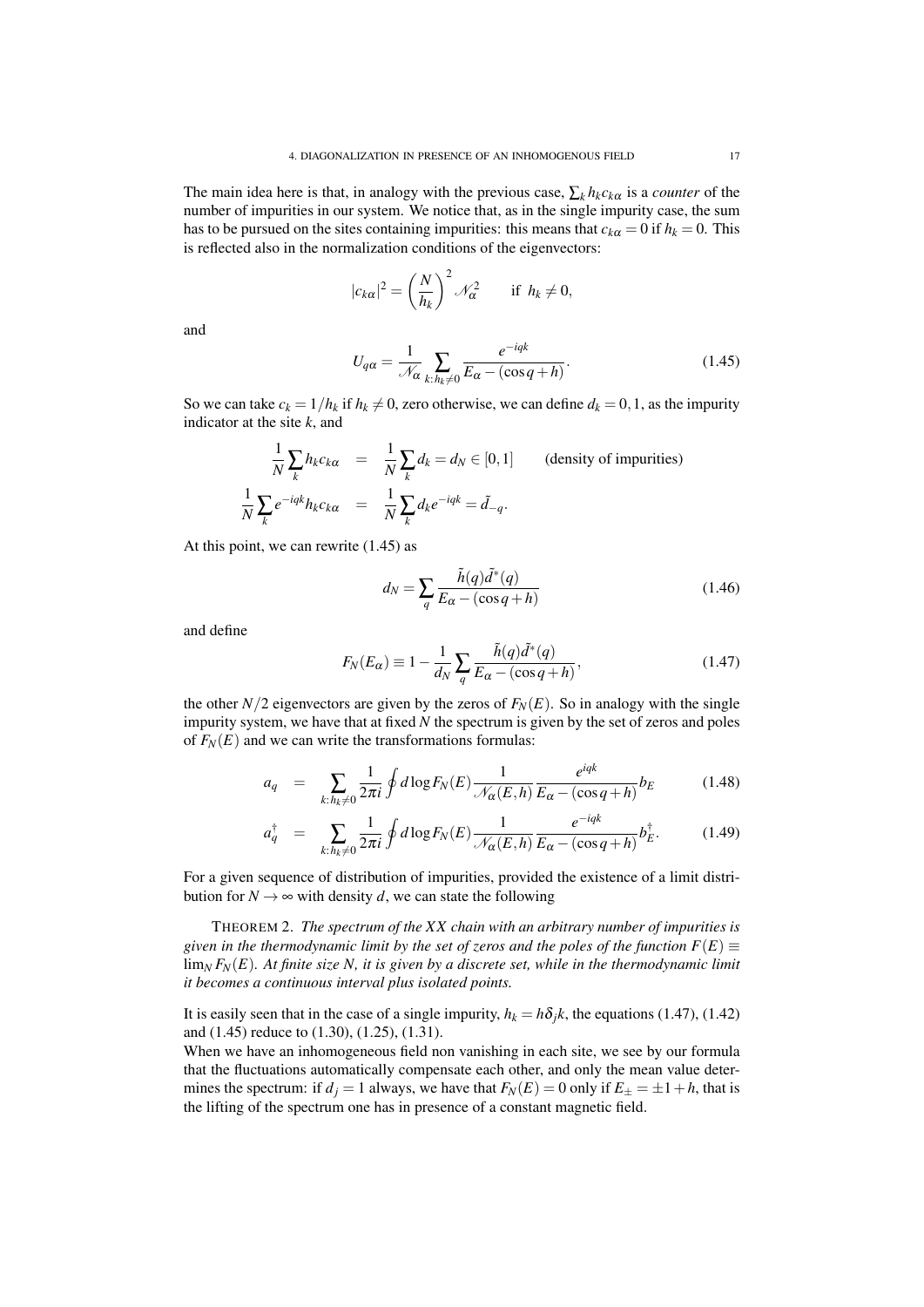The main idea here is that, in analogy with the previous case, $\sum_k h_k c_{k\alpha}$ is a *counter* of the number of impurities in our system. We notice that, as in the single impurity case, the sum has to be pursued on the sites containing impurities: this means that $c_{k\alpha} = 0$ if $h_k = 0$. This is reflected also in the normalization conditions of the eigenvectors:

$$|c_{k\alpha}|^2 = \left(\frac{N}{h_k}\right)^2 \mathscr{N}_\alpha^2 \qquad \text{if } \; h_k \neq 0,$$

and

$$U_{q\alpha} = \frac{1}{\mathscr{N}_\alpha} \sum_{k:h_k \neq 0} \frac{e^{-iqk}}{E_\alpha - (\cos q + h)}. \tag{1.45}$$

So we can take $c_k = 1/h_k$ if $h_k \neq 0$, zero otherwise, we can define $d_k = 0, 1$, as the impurity indicator at the site $k$, and

$$\begin{aligned}
\frac{1}{N}\sum_k h_k c_{k\alpha} &= \frac{1}{N}\sum_k d_k = d_N \in [0,1] \qquad \text{(density of impurities)} \\
\frac{1}{N}\sum_k e^{-iqk} h_k c_{k\alpha} &= \frac{1}{N}\sum_k d_k e^{-iqk} = \tilde{d}_{-q}.
\end{aligned}$$

At this point, we can rewrite (1.45) as

$$d_N = \sum_q \frac{\tilde{h}(q)\tilde{d}^*(q)}{E_\alpha - (\cos q + h)} \tag{1.46}$$

and define

$$F_N(E_\alpha) \equiv 1 - \frac{1}{d_N} \sum_q \frac{\tilde{h}(q)\tilde{d}^*(q)}{E_\alpha - (\cos q + h)}, \tag{1.47}$$

the other $N/2$ eigenvectors are given by the zeros of $F_N(E)$. So in analogy with the single impurity system, we have that at fixed $N$ the spectrum is given by the set of zeros and poles of $F_N(E)$ and we can write the transformations formulas:

$$\begin{aligned}
a_q &= \sum_{k:h_k \neq 0} \frac{1}{2\pi i} \oint d\log F_N(E) \frac{1}{\mathscr{N}_\alpha(E,h)} \frac{e^{iqk}}{E_\alpha - (\cos q + h)} b_E \qquad (1.48) \\
a_q^\dagger &= \sum_{k:h_k \neq 0} \frac{1}{2\pi i} \oint d\log F_N(E) \frac{1}{\mathscr{N}_\alpha(E,h)} \frac{e^{-iqk}}{E_\alpha - (\cos q + h)} b_E^\dagger. \qquad (1.49)
\end{aligned}$$

For a given sequence of distribution of impurities, provided the existence of a limit distribution for $N \to \infty$ with density $d$, we can state the following

THEOREM 2. *The spectrum of the XX chain with an arbitrary number of impurities is given in the thermodynamic limit by the set of zeros and the poles of the function $F(E) \equiv \lim_N F_N(E)$. At finite size N, it is given by a discrete set, while in the thermodynamic limit it becomes a continuous interval plus isolated points.*

It is easily seen that in the case of a single impurity, $h_k = h\delta_j k$, the equations (1.47), (1.42) and (1.45) reduce to (1.30), (1.25), (1.31).

When we have an inhomogeneous field non vanishing in each site, we see by our formula that the fluctuations automatically compensate each other, and only the mean value determines the spectrum: if $d_j = 1$ always, we have that $F_N(E) = 0$ only if $E_\pm = \pm 1 + h$, that is the lifting of the spectrum one has in presence of a constant magnetic field.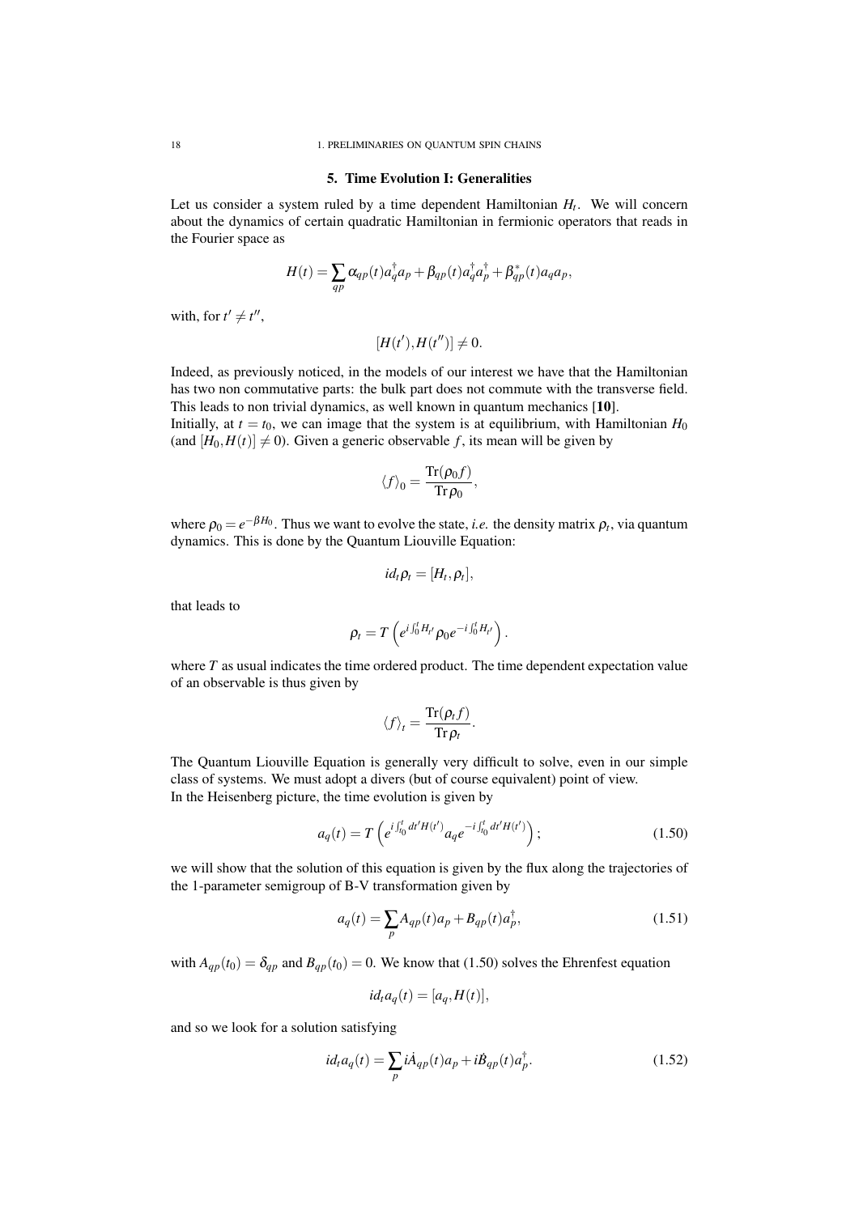## 5. Time Evolution I: Generalities

Let us consider a system ruled by a time dependent Hamiltonian $H_t$. We will concern about the dynamics of certain quadratic Hamiltonian in fermionic operators that reads in the Fourier space as

$$H(t) = \sum_{qp} \alpha_{qp}(t) a_q^\dagger a_p + \beta_{qp}(t) a_q^\dagger a_p^\dagger + \beta_{qp}^*(t) a_q a_p,$$

with, for $t' \neq t''$,

$$[H(t'), H(t'')] \neq 0.$$

Indeed, as previously noticed, in the models of our interest we have that the Hamiltonian has two non commutative parts: the bulk part does not commute with the transverse field. This leads to non trivial dynamics, as well known in quantum mechanics [**10**].
Initially, at $t = t_0$, we can image that the system is at equilibrium, with Hamiltonian $H_0$ (and $[H_0, H(t)] \neq 0$). Given a generic observable $f$, its mean will be given by

$$\langle f \rangle_0 = \frac{\mathrm{Tr}(\rho_0 f)}{\mathrm{Tr}\,\rho_0},$$

where $\rho_0 = e^{-\beta H_0}$. Thus we want to evolve the state, *i.e.* the density matrix $\rho_t$, via quantum dynamics. This is done by the Quantum Liouville Equation:

$$i d_t \rho_t = [H_t, \rho_t],$$

that leads to

$$\rho_t = T\left( e^{i\int_0^t H_{t'}} \rho_0 e^{-i\int_0^t H_{t'}} \right).$$

where $T$ as usual indicates the time ordered product. The time dependent expectation value of an observable is thus given by

$$\langle f \rangle_t = \frac{\mathrm{Tr}(\rho_t f)}{\mathrm{Tr}\,\rho_t}.$$

The Quantum Liouville Equation is generally very difficult to solve, even in our simple class of systems. We must adopt a divers (but of course equivalent) point of view.
In the Heisenberg picture, the time evolution is given by

$$a_q(t) = T\left( e^{i\int_{t_0}^t dt' H(t')} a_q e^{-i\int_{t_0}^t dt' H(t')} \right); \tag{1.50}$$

we will show that the solution of this equation is given by the flux along the trajectories of the 1-parameter semigroup of B-V transformation given by

$$a_q(t) = \sum_p A_{qp}(t) a_p + B_{qp}(t) a_p^\dagger, \tag{1.51}$$

with $A_{qp}(t_0) = \delta_{qp}$ and $B_{qp}(t_0) = 0$. We know that (1.50) solves the Ehrenfest equation

$$i d_t a_q(t) = [a_q, H(t)],$$

and so we look for a solution satisfying

$$i d_t a_q(t) = \sum_p i\dot{A}_{qp}(t) a_p + i\dot{B}_{qp}(t) a_p^\dagger. \tag{1.52}$$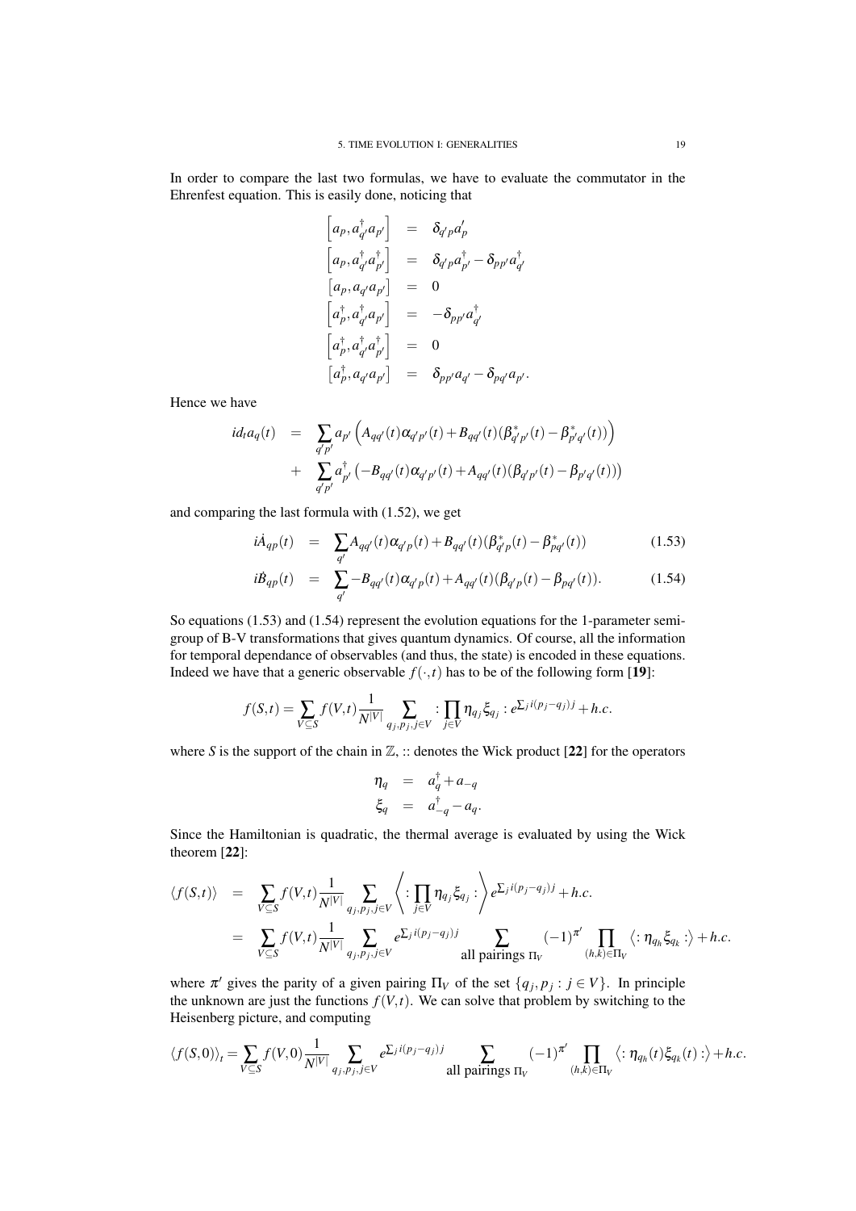In order to compare the last two formulas, we have to evaluate the commutator in the Ehrenfest equation. This is easily done, noticing that

$$
\begin{aligned}
\left[a_p, a^\dagger_{q'} a_{p'}\right] &= \delta_{q'p} a'_p \\
\left[a_p, a^\dagger_{q'} a^\dagger_{p'}\right] &= \delta_{q'p} a^\dagger_{p'} - \delta_{pp'} a^\dagger_{q'} \\
\left[a_p, a_{q'} a_{p'}\right] &= 0 \\
\left[a^\dagger_p, a^\dagger_{q'} a_{p'}\right] &= -\delta_{pp'} a^\dagger_{q'} \\
\left[a^\dagger_p, a^\dagger_{q'} a^\dagger_{p'}\right] &= 0 \\
\left[a^\dagger_p, a_{q'} a_{p'}\right] &= \delta_{pp'} a_{q'} - \delta_{pq'} a_{p'}.
\end{aligned}
$$

Hence we have

$$
\begin{aligned}
i d_t a_q(t) &= \sum_{q'p'} a_{p'} \left( A_{qq'}(t) \alpha_{q'p'}(t) + B_{qq'}(t) (\beta^*_{q'p'}(t) - \beta^*_{p'q'}(t)) \right) \\
&+ \sum_{q'p'} a^\dagger_{p'} \left( -B_{qq'}(t) \alpha_{q'p'}(t) + A_{qq'}(t) (\beta_{q'p'}(t) - \beta_{p'q'}(t)) \right)
\end{aligned}
$$

and comparing the last formula with (1.52), we get

$$
i\dot{A}_{qp}(t) = \sum_{q'} A_{qq'}(t) \alpha_{q'p}(t) + B_{qq'}(t) (\beta^*_{q'p}(t) - \beta^*_{pq'}(t)) \tag{1.53}
$$

$$
i\dot{B}_{qp}(t) = \sum_{q'} -B_{qq'}(t) \alpha_{q'p}(t) + A_{qq'}(t) (\beta_{q'p}(t) - \beta_{pq'}(t)). \tag{1.54}
$$

So equations (1.53) and (1.54) represent the evolution equations for the 1-parameter semigroup of B-V transformations that gives quantum dynamics. Of course, all the information for temporal dependance of observables (and thus, the state) is encoded in these equations. Indeed we have that a generic observable $f(\cdot, t)$ has to be of the following form [**19**]:

$$
f(S,t) = \sum_{V \subseteq S} f(V,t) \frac{1}{N^{|V|}} \sum_{q_j, p_j, j \in V} : \prod_{j \in V} \eta_{q_j} \xi_{q_j} : e^{\sum_j i(p_j - q_j) j} + h.c.
$$

where $S$ is the support of the chain in $\mathbb{Z}$, :: denotes the Wick product [**22**] for the operators

$$
\begin{aligned}
\eta_q &= a^\dagger_q + a_{-q} \\
\xi_q &= a^\dagger_{-q} - a_q.
\end{aligned}
$$

Since the Hamiltonian is quadratic, the thermal average is evaluated by using the Wick theorem [**22**]:

$$
\begin{aligned}
\langle f(S,t) \rangle &= \sum_{V \subseteq S} f(V,t) \frac{1}{N^{|V|}} \sum_{q_j, p_j, j \in V} \left\langle : \prod_{j \in V} \eta_{q_j} \xi_{q_j} : \right\rangle e^{\sum_j i(p_j - q_j) j} + h.c. \\
&= \sum_{V \subseteq S} f(V,t) \frac{1}{N^{|V|}} \sum_{q_j, p_j, j \in V} e^{\sum_j i(p_j - q_j) j} \sum_{\text{all pairings } \Pi_V} (-1)^{\pi'} \prod_{(h,k) \in \Pi_V} \left\langle : \eta_{q_h} \xi_{q_k} : \right\rangle + h.c.
\end{aligned}
$$

where $\pi'$ gives the parity of a given pairing $\Pi_V$ of the set $\{q_j, p_j : j \in V\}$. In principle the unknown are just the functions $f(V,t)$. We can solve that problem by switching to the Heisenberg picture, and computing

$$
\langle f(S,0) \rangle_t = \sum_{V \subseteq S} f(V,0) \frac{1}{N^{|V|}} \sum_{q_j, p_j, j \in V} e^{\sum_j i(p_j - q_j) j} \sum_{\text{all pairings } \Pi_V} (-1)^{\pi'} \prod_{(h,k) \in \Pi_V} \left\langle : \eta_{q_h}(t) \xi_{q_k}(t) : \right\rangle + h.c.
$$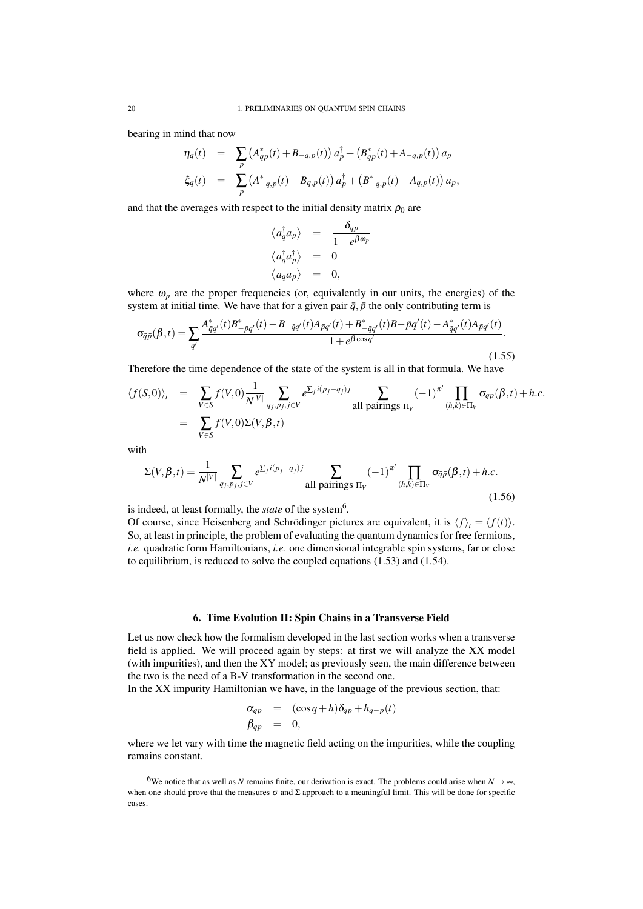bearing in mind that now

$$
\begin{aligned}
\eta_q(t) &= \sum_p \left(A^*_{qp}(t) + B_{-q,p}(t)\right) a^\dagger_p + \left(B^*_{qp}(t) + A_{-q,p}(t)\right) a_p \\
\xi_q(t) &= \sum_p \left(A^*_{-q,p}(t) - B_{q,p}(t)\right) a^\dagger_p + \left(B^*_{-q,p}(t) - A_{q,p}(t)\right) a_p,
\end{aligned}
$$

and that the averages with respect to the initial density matrix $\rho_0$ are

$$
\begin{aligned}
\left\langle a^\dagger_q a_p \right\rangle &= \frac{\delta_{qp}}{1 + e^{\beta \omega_p}} \\
\left\langle a^\dagger_q a^\dagger_p \right\rangle &= 0 \\
\left\langle a_q a_p \right\rangle &= 0,
\end{aligned}
$$

where $\omega_p$ are the proper frequencies (or, equivalently in our units, the energies) of the system at initial time. We have that for a given pair $\bar{q}, \bar{p}$ the only contributing term is

$$
\sigma_{\bar{q}\bar{p}}(\beta, t) = \sum_{q'} \frac{A^*_{\bar{q}q'}(t) B^*_{-\bar{p}q'}(t) - B_{-\bar{q}q'}(t) A_{\bar{p}q'}(t) + B^*_{-\bar{q}q'}(t) B{-}\bar{p}q'(t) - A^*_{\bar{q}q'}(t) A_{\bar{p}q'}(t)}{1 + e^{\beta \cos q'}}. \tag{1.55}
$$

Therefore the time dependence of the state of the system is all in that formula. We have

$$
\begin{aligned}
\langle f(S,0) \rangle_t &= \sum_{V \in S} f(V,0) \frac{1}{N^{|V|}} \sum_{q_j, p_j, j \in V} e^{\sum_j i(p_j - q_j) j} \sum_{\text{all pairings } \Pi_V} (-1)^{\pi'} \prod_{(h,k) \in \Pi_V} \sigma_{\bar{q}\bar{p}}(\beta, t) + h.c. \\
&= \sum_{V \in S} f(V,0) \Sigma(V, \beta, t)
\end{aligned}
$$

with

$$
\Sigma(V, \beta, t) = \frac{1}{N^{|V|}} \sum_{q_j, p_j, j \in V} e^{\sum_j i(p_j - q_j) j} \sum_{\text{all pairings } \Pi_V} (-1)^{\pi'} \prod_{(h,k) \in \Pi_V} \sigma_{\bar{q}\bar{p}}(\beta, t) + h.c. \tag{1.56}
$$

is indeed, at least formally, the *state* of the system[6].
Of course, since Heisenberg and Schrödinger pictures are equivalent, it is $\langle f \rangle_t = \langle f(t) \rangle$. So, at least in principle, the problem of evaluating the quantum dynamics for free fermions, *i.e.* quadratic form Hamiltonians, *i.e.* one dimensional integrable spin systems, far or close to equilibrium, is reduced to solve the coupled equations (1.53) and (1.54).

## 6. Time Evolution II: Spin Chains in a Transverse Field

Let us now check how the formalism developed in the last section works when a transverse field is applied. We will proceed again by steps: at first we will analyze the XX model (with impurities), and then the XY model; as previously seen, the main difference between the two is the need of a B-V transformation in the second one.
In the XX impurity Hamiltonian we have, in the language of the previous section, that:

$$
\begin{aligned}
\alpha_{qp} &= (\cos q + h) \delta_{qp} + h_{q-p}(t) \\
\beta_{qp} &= 0,
\end{aligned}
$$

where we let vary with time the magnetic field acting on the impurities, while the coupling remains constant.

[6] We notice that as well as $N$ remains finite, our derivation is exact. The problems could arise when $N \to \infty$, when one should prove that the measures $\sigma$ and $\Sigma$ approach to a meaningful limit. This will be done for specific cases.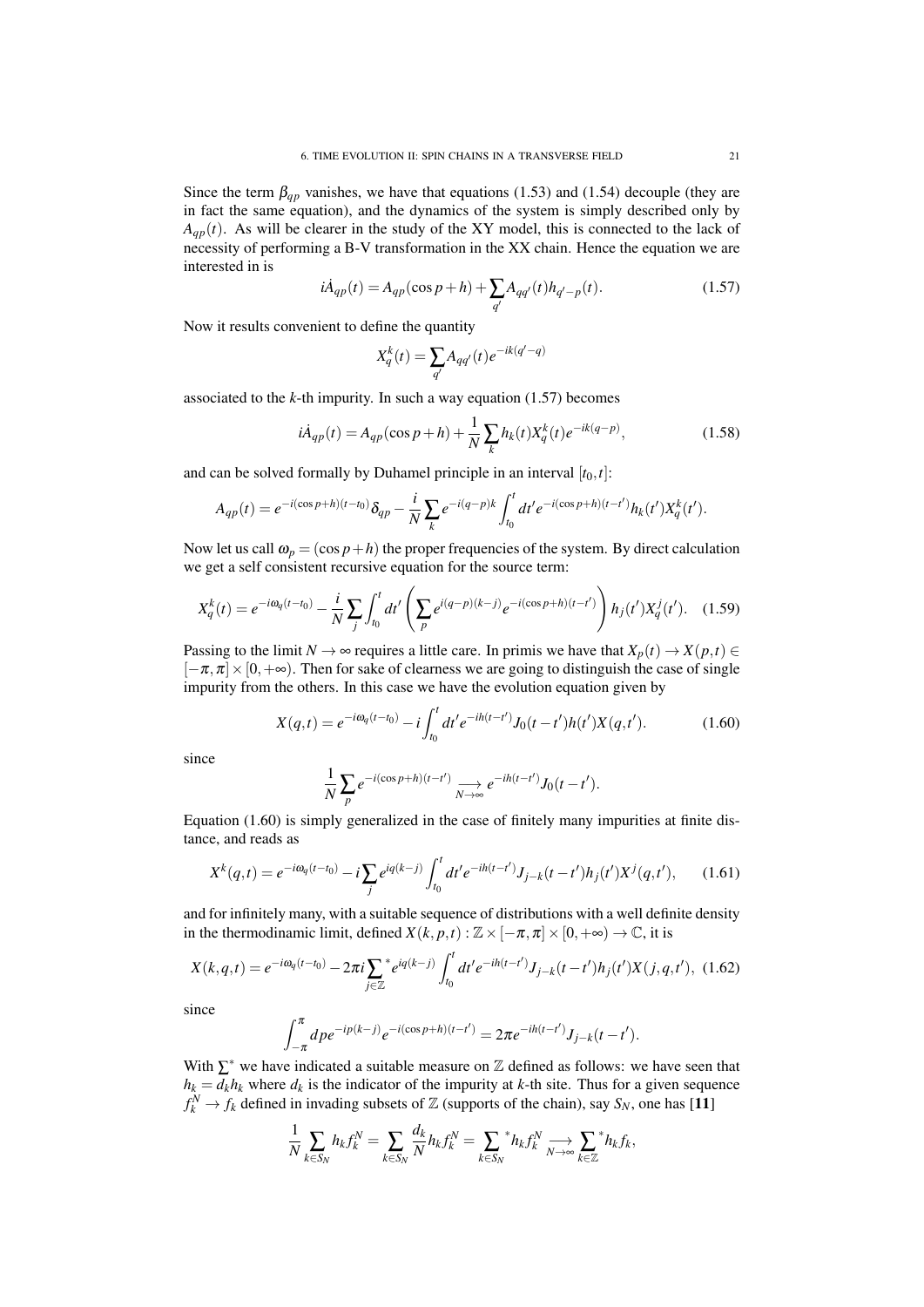Since the term $\beta_{qp}$ vanishes, we have that equations (1.53) and (1.54) decouple (they are in fact the same equation), and the dynamics of the system is simply described only by $A_{qp}(t)$. As will be clearer in the study of the XY model, this is connected to the lack of necessity of performing a B-V transformation in the XX chain. Hence the equation we are interested in is

$$i\dot{A}_{qp}(t) = A_{qp}(\cos p + h) + \sum_{q'} A_{qq'}(t) h_{q'-p}(t). \tag{1.57}$$

Now it results convenient to define the quantity

$$X_q^k(t) = \sum_{q'} A_{qq'}(t) e^{-ik(q'-q)}$$

associated to the $k$-th impurity. In such a way equation (1.57) becomes

$$i\dot{A}_{qp}(t) = A_{qp}(\cos p + h) + \frac{1}{N}\sum_k h_k(t) X_q^k(t) e^{-ik(q-p)}, \tag{1.58}$$

and can be solved formally by Duhamel principle in an interval $[t_0, t]$:

$$A_{qp}(t) = e^{-i(\cos p + h)(t-t_0)}\delta_{qp} - \frac{i}{N}\sum_k e^{-i(q-p)k}\int_{t_0}^t dt' e^{-i(\cos p + h)(t-t')} h_k(t') X_q^k(t').$$

Now let us call $\omega_p = (\cos p + h)$ the proper frequencies of the system. By direct calculation we get a self consistent recursive equation for the source term:

$$X_q^k(t) = e^{-i\omega_q(t-t_0)} - \frac{i}{N}\sum_j \int_{t_0}^t dt' \left(\sum_p e^{i(q-p)(k-j)} e^{-i(\cos p + h)(t-t')}\right) h_j(t') X_q^j(t'). \tag{1.59}$$

Passing to the limit $N \to \infty$ requires a little care. In primis we have that $X_p(t) \to X(p,t) \in [-\pi, \pi] \times [0, +\infty)$. Then for sake of clearness we are going to distinguish the case of single impurity from the others. In this case we have the evolution equation given by

$$X(q,t) = e^{-i\omega_q(t-t_0)} - i\int_{t_0}^t dt' e^{-ih(t-t')} J_0(t-t') h(t') X(q,t'). \tag{1.60}$$

since

$$\frac{1}{N}\sum_p e^{-i(\cos p + h)(t-t')} \underset{N\to\infty}{\longrightarrow} e^{-ih(t-t')} J_0(t-t').$$

Equation (1.60) is simply generalized in the case of finitely many impurities at finite distance, and reads as

$$X^k(q,t) = e^{-i\omega_q(t-t_0)} - i\sum_j e^{iq(k-j)} \int_{t_0}^t dt' e^{-ih(t-t')} J_{j-k}(t-t') h_j(t') X^j(q,t'), \tag{1.61}$$

and for infinitely many, with a suitable sequence of distributions with a well definite density in the thermodinamic limit, defined $X(k,p,t) : \mathbb{Z} \times [-\pi, \pi] \times [0, +\infty) \to \mathbb{C}$, it is

$$X(k,q,t) = e^{-i\omega_q(t-t_0)} - 2\pi i {\sum_{j\in\mathbb{Z}}}^* e^{iq(k-j)} \int_{t_0}^t dt' e^{-ih(t-t')} J_{j-k}(t-t') h_j(t') X(j,q,t'), \tag{1.62}$$

since

$$\int_{-\pi}^{\pi} dp e^{-ip(k-j)} e^{-i(\cos p + h)(t-t')} = 2\pi e^{-ih(t-t')} J_{j-k}(t-t').$$

With $\sum^*$ we have indicated a suitable measure on $\mathbb{Z}$ defined as follows: we have seen that $h_k = d_k h_k$ where $d_k$ is the indicator of the impurity at $k$-th site. Thus for a given sequence $f_k^N \to f_k$ defined in invading subsets of $\mathbb{Z}$ (supports of the chain), say $S_N$, one has [**11**]

$$\frac{1}{N}\sum_{k\in S_N} h_k f_k^N = \sum_{k\in S_N} \frac{d_k}{N} h_k f_k^N = {\sum_{k\in S_N}}^* h_k f_k^N \underset{N\to\infty}{\longrightarrow} {\sum_{k\in\mathbb{Z}}}^* h_k f_k,$$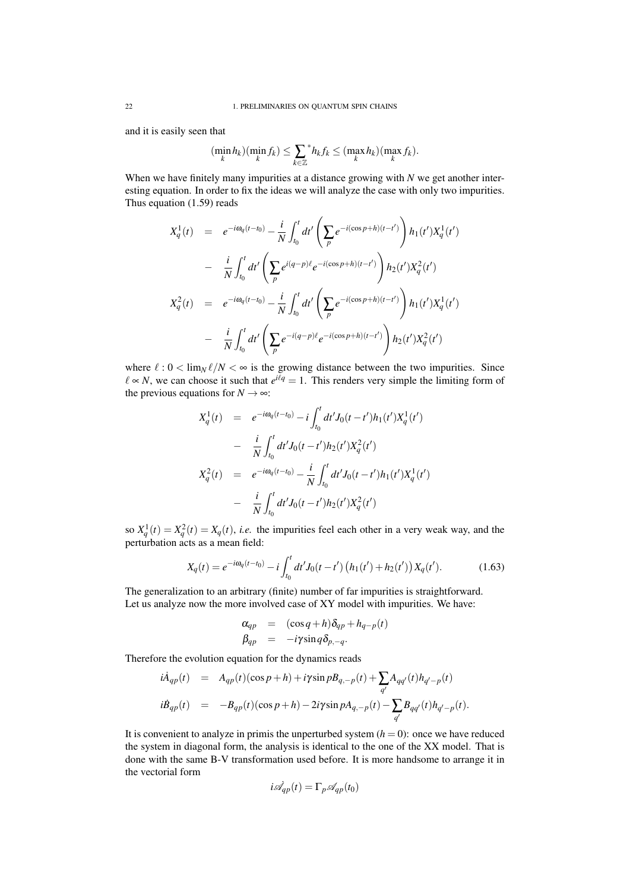and it is easily seen that

$$(\min_k h_k)(\min_k f_k) \le \sum_{k\in\mathbb{Z}}{}^{*} h_k f_k \le (\max_k h_k)(\max_k f_k).$$

When we have finitely many impurities at a distance growing with $N$ we get another interesting equation. In order to fix the ideas we will analyze the case with only two impurities. Thus equation (1.59) reads

$$\begin{aligned}
X_q^1(t) &= e^{-i\omega_q(t-t_0)} - \frac{i}{N}\int_{t_0}^{t} dt' \left(\sum_p e^{-i(\cos p+h)(t-t')}\right) h_1(t')X_q^1(t') \\
&- \frac{i}{N}\int_{t_0}^{t} dt' \left(\sum_p e^{i(q-p)\ell} e^{-i(\cos p+h)(t-t')}\right) h_2(t')X_q^2(t') \\
X_q^2(t) &= e^{-i\omega_q(t-t_0)} - \frac{i}{N}\int_{t_0}^{t} dt' \left(\sum_p e^{-i(\cos p+h)(t-t')}\right) h_1(t')X_q^1(t') \\
&- \frac{i}{N}\int_{t_0}^{t} dt' \left(\sum_p e^{-i(q-p)\ell} e^{-i(\cos p+h)(t-t')}\right) h_2(t')X_q^2(t')
\end{aligned}$$

where $\ell : 0 < \lim_N \ell/N < \infty$ is the growing distance between the two impurities. Since $\ell \propto N$, we can choose it such that $e^{i\ell q} = 1$. This renders very simple the limiting form of the previous equations for $N \to \infty$:

$$\begin{aligned}
X_q^1(t) &= e^{-i\omega_q(t-t_0)} - i\int_{t_0}^{t} dt' J_0(t-t')h_1(t')X_q^1(t') \\
&- \frac{i}{N}\int_{t_0}^{t} dt' J_0(t-t')h_2(t')X_q^2(t') \\
X_q^2(t) &= e^{-i\omega_q(t-t_0)} - \frac{i}{N}\int_{t_0}^{t} dt' J_0(t-t')h_1(t')X_q^1(t') \\
&- \frac{i}{N}\int_{t_0}^{t} dt' J_0(t-t')h_2(t')X_q^2(t')
\end{aligned}$$

so $X_q^1(t) = X_q^2(t) = X_q(t)$, *i.e.* the impurities feel each other in a very weak way, and the perturbation acts as a mean field:

$$X_q(t) = e^{-i\omega_q(t-t_0)} - i\int_{t_0}^{t} dt' J_0(t-t')\left(h_1(t') + h_2(t')\right) X_q(t'). \tag{1.63}$$

The generalization to an arbitrary (finite) number of far impurities is straightforward.

Let us analyze now the more involved case of XY model with impurities. We have:

$$\begin{aligned}
\alpha_{qp} &= (\cos q + h)\delta_{qp} + h_{q-p}(t) \\
\beta_{qp} &= -i\gamma \sin q\, \delta_{p,-q}.
\end{aligned}$$

Therefore the evolution equation for the dynamics reads

$$\begin{aligned}
i\dot{A}_{qp}(t) &= A_{qp}(t)(\cos p + h) + i\gamma \sin p B_{q,-p}(t) + \sum_{q'} A_{qq'}(t) h_{q'-p}(t) \\
i\dot{B}_{qp}(t) &= -B_{qp}(t)(\cos p + h) - 2i\gamma \sin p A_{q,-p}(t) - \sum_{q'} B_{qq'}(t) h_{q'-p}(t).
\end{aligned}$$

It is convenient to analyze in primis the unperturbed system ($h = 0$): once we have reduced the system in diagonal form, the analysis is identical to the one of the XX model. That is done with the same B-V transformation used before. It is more handsome to arrange it in the vectorial form

$$i\dot{\mathscr{A}}_{qp}(t) = \Gamma_p \mathscr{A}_{qp}(t_0)$$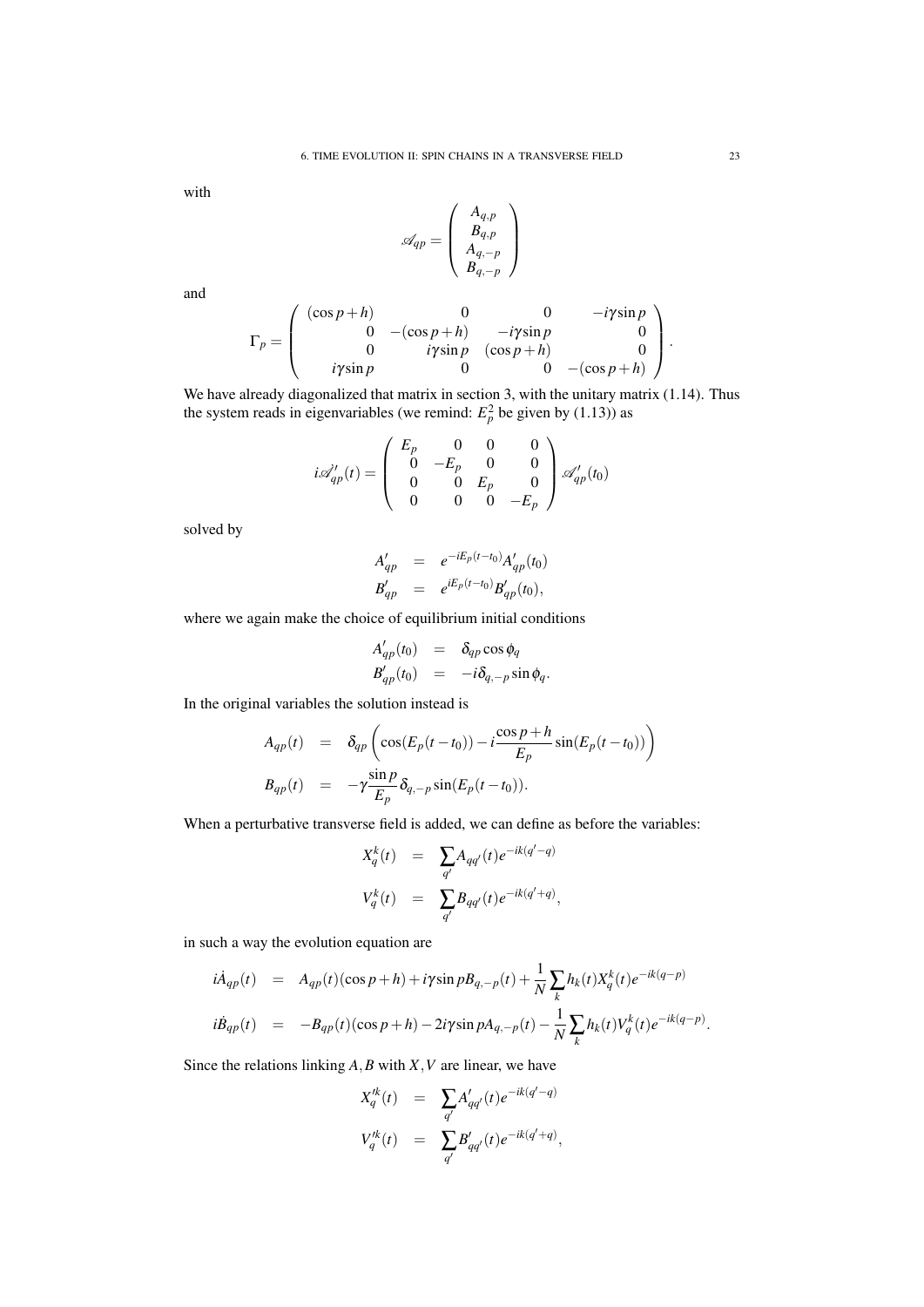with

$$
\mathscr{A}_{qp} = \begin{pmatrix} A_{q,p} \\ B_{q,p} \\ A_{q,-p} \\ B_{q,-p} \end{pmatrix}
$$

and

$$
\Gamma_p = \begin{pmatrix} (\cos p + h) & 0 & 0 & -i\gamma \sin p \\ 0 & -(\cos p + h) & -i\gamma \sin p & 0 \\ 0 & i\gamma \sin p & (\cos p + h) & 0 \\ i\gamma \sin p & 0 & 0 & -(\cos p + h) \end{pmatrix}.
$$

We have already diagonalized that matrix in section 3, with the unitary matrix (1.14). Thus the system reads in eigenvariables (we remind: $E_p^2$ be given by (1.13)) as

$$
i\dot{\mathscr{A}}'_{qp}(t) = \begin{pmatrix} E_p & 0 & 0 & 0 \\ 0 & -E_p & 0 & 0 \\ 0 & 0 & E_p & 0 \\ 0 & 0 & 0 & -E_p \end{pmatrix} \mathscr{A}'_{qp}(t_0)
$$

solved by

$$
\begin{aligned}
A'_{qp} &= e^{-iE_p(t-t_0)} A'_{qp}(t_0) \\
B'_{qp} &= e^{iE_p(t-t_0)} B'_{qp}(t_0),
\end{aligned}
$$

where we again make the choice of equilibrium initial conditions

$$
\begin{aligned}
A'_{qp}(t_0) &= \delta_{qp} \cos\phi_q \\
B'_{qp}(t_0) &= -i\delta_{q,-p} \sin\phi_q.
\end{aligned}
$$

In the original variables the solution instead is

$$
\begin{aligned}
A_{qp}(t) &= \delta_{qp} \left( \cos(E_p(t-t_0)) - i\frac{\cos p + h}{E_p} \sin(E_p(t-t_0)) \right) \\
B_{qp}(t) &= -\gamma \frac{\sin p}{E_p} \delta_{q,-p} \sin(E_p(t-t_0)).
\end{aligned}
$$

When a perturbative transverse field is added, we can define as before the variables:

$$
\begin{aligned}
X_q^k(t) &= \sum_{q'} A_{qq'}(t) e^{-ik(q'-q)} \\
V_q^k(t) &= \sum_{q'} B_{qq'}(t) e^{-ik(q'+q)},
\end{aligned}
$$

in such a way the evolution equation are

$$
\begin{aligned}
i\dot{A}_{qp}(t) &= A_{qp}(t)(\cos p + h) + i\gamma \sin p B_{q,-p}(t) + \frac{1}{N}\sum_k h_k(t) X_q^k(t) e^{-ik(q-p)} \\
i\dot{B}_{qp}(t) &= -B_{qp}(t)(\cos p + h) - 2i\gamma \sin p A_{q,-p}(t) - \frac{1}{N}\sum_k h_k(t) V_q^k(t) e^{-ik(q-p)}.
\end{aligned}
$$

Since the relations linking $A, B$ with $X, V$ are linear, we have

$$
\begin{aligned}
X_q'^k(t) &= \sum_{q'} A'_{qq'}(t) e^{-ik(q'-q)} \\
V_q'^k(t) &= \sum_{q'} B'_{qq'}(t) e^{-ik(q'+q)},
\end{aligned}
$$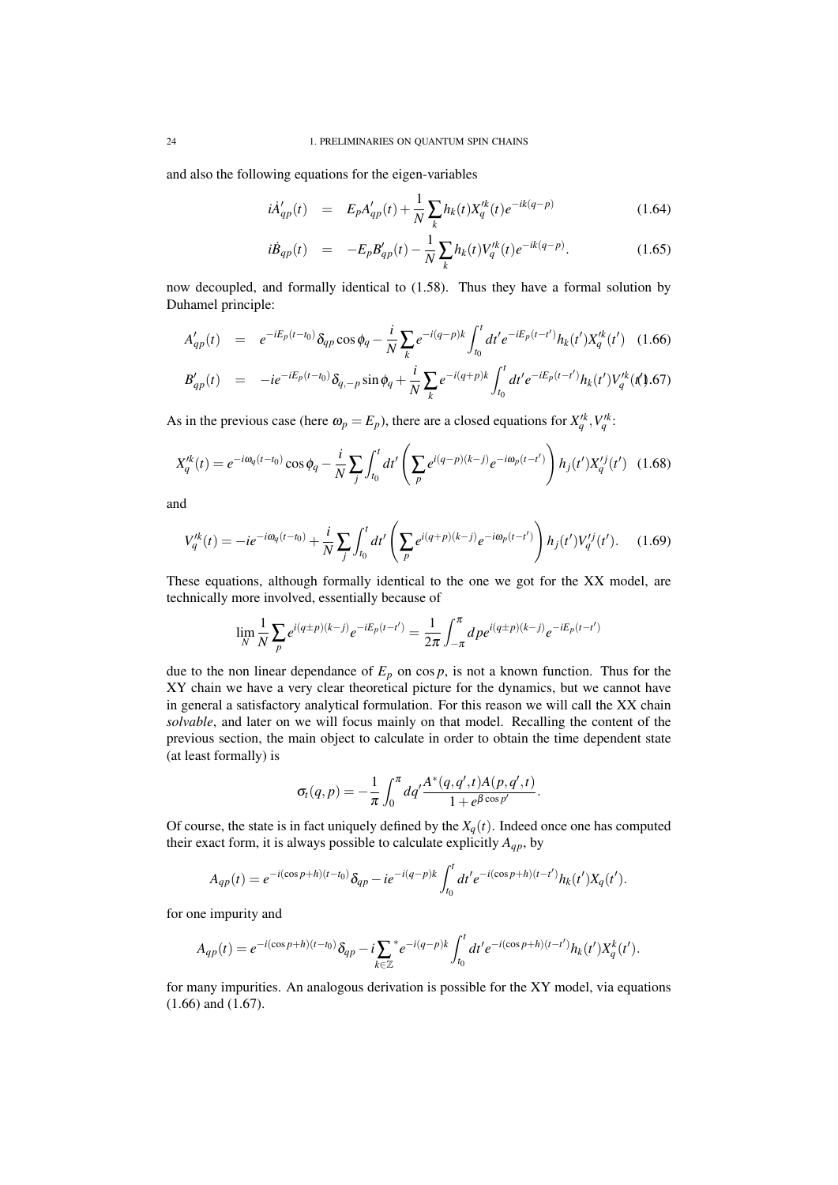and also the following equations for the eigen-variables

$$i\dot{A}'_{qp}(t) = E_p A'_{qp}(t) + \frac{1}{N}\sum_k h_k(t) X'^k_q(t) e^{-ik(q-p)} \tag{1.64}$$

$$i\dot{B}_{qp}(t) = -E_p B'_{qp}(t) - \frac{1}{N}\sum_k h_k(t) V'^k_q(t) e^{-ik(q-p)}. \tag{1.65}$$

now decoupled, and formally identical to (1.58). Thus they have a formal solution by Duhamel principle:

$$A'_{qp}(t) = e^{-iE_p(t-t_0)}\delta_{qp}\cos\phi_q - \frac{i}{N}\sum_k e^{-i(q-p)k}\int_{t_0}^t dt' e^{-iE_p(t-t')} h_k(t') X'^k_q(t') \tag{1.66}$$

$$B'_{qp}(t) = -ie^{-iE_p(t-t_0)}\delta_{q,-p}\sin\phi_q + \frac{i}{N}\sum_k e^{-i(q+p)k}\int_{t_0}^t dt' e^{-iE_p(t-t')} h_k(t') V'^k_q(t') \tag{1.67}$$

As in the previous case (here $\omega_p = E_p$), there are a closed equations for $X'^k_q, V'^k_q$:

$$X'^k_q(t) = e^{-i\omega_q(t-t_0)}\cos\phi_q - \frac{i}{N}\sum_j \int_{t_0}^t dt' \left(\sum_p e^{i(q-p)(k-j)} e^{-i\omega_p(t-t')}\right) h_j(t') X'^j_q(t') \tag{1.68}$$

and

$$V'^k_q(t) = -ie^{-i\omega_q(t-t_0)} + \frac{i}{N}\sum_j \int_{t_0}^t dt' \left(\sum_p e^{i(q+p)(k-j)} e^{-i\omega_p(t-t')}\right) h_j(t') V'^j_q(t'). \tag{1.69}$$

These equations, although formally identical to the one we got for the XX model, are technically more involved, essentially because of

$$\lim_N \frac{1}{N}\sum_p e^{i(q\pm p)(k-j)} e^{-iE_p(t-t')} = \frac{1}{2\pi}\int_{-\pi}^{\pi} dp e^{i(q\pm p)(k-j)} e^{-iE_p(t-t')}$$

due to the non linear dependance of $E_p$ on $\cos p$, is not a known function. Thus for the XY chain we have a very clear theoretical picture for the dynamics, but we cannot have in general a satisfactory analytical formulation. For this reason we will call the XX chain *solvable*, and later on we will focus mainly on that model. Recalling the content of the previous section, the main object to calculate in order to obtain the time dependent state (at least formally) is

$$\sigma_t(q,p) = -\frac{1}{\pi}\int_0^\pi dq' \frac{A^*(q,q',t)A(p,q',t)}{1+e^{\beta\cos p'}}.$$

Of course, the state is in fact uniquely defined by the $X_q(t)$. Indeed once one has computed their exact form, it is always possible to calculate explicitly $A_{qp}$, by

$$A_{qp}(t) = e^{-i(\cos p+h)(t-t_0)}\delta_{qp} - ie^{-i(q-p)k}\int_{t_0}^t dt' e^{-i(\cos p+h)(t-t')} h_k(t') X_q(t').$$

for one impurity and

$$A_{qp}(t) = e^{-i(\cos p+h)(t-t_0)}\delta_{qp} - i{\sum_{k\in\mathbb{Z}}}^* e^{-i(q-p)k}\int_{t_0}^t dt' e^{-i(\cos p+h)(t-t')} h_k(t') X^k_q(t').$$

for many impurities. An analogous derivation is possible for the XY model, via equations (1.66) and (1.67).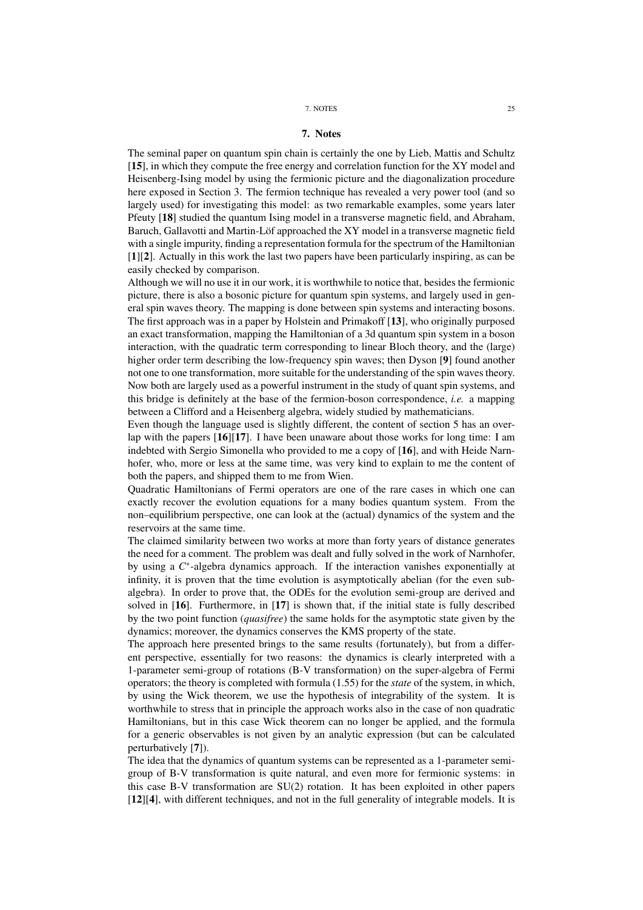## 7. Notes

The seminal paper on quantum spin chain is certainly the one by Lieb, Mattis and Schultz [**15**], in which they compute the free energy and correlation function for the XY model and Heisenberg-Ising model by using the fermionic picture and the diagonalization procedure here exposed in Section 3. The fermion technique has revealed a very power tool (and so largely used) for investigating this model: as two remarkable examples, some years later Pfeuty [**18**] studied the quantum Ising model in a transverse magnetic field, and Abraham, Baruch, Gallavotti and Martin-Löf approached the XY model in a transverse magnetic field with a single impurity, finding a representation formula for the spectrum of the Hamiltonian [**1**][**2**]. Actually in this work the last two papers have been particularly inspiring, as can be easily checked by comparison.

Although we will no use it in our work, it is worthwhile to notice that, besides the fermionic picture, there is also a bosonic picture for quantum spin systems, and largely used in general spin waves theory. The mapping is done between spin systems and interacting bosons. The first approach was in a paper by Holstein and Primakoff [**13**], who originally purposed an exact transformation, mapping the Hamiltonian of a 3d quantum spin system in a boson interaction, with the quadratic term corresponding to linear Bloch theory, and the (large) higher order term describing the low-frequency spin waves; then Dyson [**9**] found another not one to one transformation, more suitable for the understanding of the spin waves theory. Now both are largely used as a powerful instrument in the study of quant spin systems, and this bridge is definitely at the base of the fermion-boson correspondence, *i.e.* a mapping between a Clifford and a Heisenberg algebra, widely studied by mathematicians.

Even though the language used is slightly different, the content of section 5 has an overlap with the papers [**16**][**17**]. I have been unaware about those works for long time: I am indebted with Sergio Simonella who provided to me a copy of [**16**], and with Heide Narnhofer, who, more or less at the same time, was very kind to explain to me the content of both the papers, and shipped them to me from Wien.

Quadratic Hamiltonians of Fermi operators are one of the rare cases in which one can exactly recover the evolution equations for a many bodies quantum system. From the non–equilibrium perspective, one can look at the (actual) dynamics of the system and the reservoirs at the same time.

The claimed similarity between two works at more than forty years of distance generates the need for a comment. The problem was dealt and fully solved in the work of Narnhofer, by using a $C^*$-algebra dynamics approach. If the interaction vanishes exponentially at infinity, it is proven that the time evolution is asymptotically abelian (for the even subalgebra). In order to prove that, the ODEs for the evolution semi-group are derived and solved in [**16**]. Furthermore, in [**17**] is shown that, if the initial state is fully described by the two point function (*quasifree*) the same holds for the asymptotic state given by the dynamics; moreover, the dynamics conserves the KMS property of the state.

The approach here presented brings to the same results (fortunately), but from a different perspective, essentially for two reasons: the dynamics is clearly interpreted with a 1-parameter semi-group of rotations (B-V transformation) on the super-algebra of Fermi operators; the theory is completed with formula (1.55) for the *state* of the system, in which, by using the Wick theorem, we use the hypothesis of integrability of the system. It is worthwhile to stress that in principle the approach works also in the case of non quadratic Hamiltonians, but in this case Wick theorem can no longer be applied, and the formula for a generic observables is not given by an analytic expression (but can be calculated perturbatively [**7**]).

The idea that the dynamics of quantum systems can be represented as a 1-parameter semi-group of B-V transformation is quite natural, and even more for fermionic systems: in this case B-V transformation are SU(2) rotation. It has been exploited in other papers [**12**][**4**], with different techniques, and not in the full generality of integrable models. It is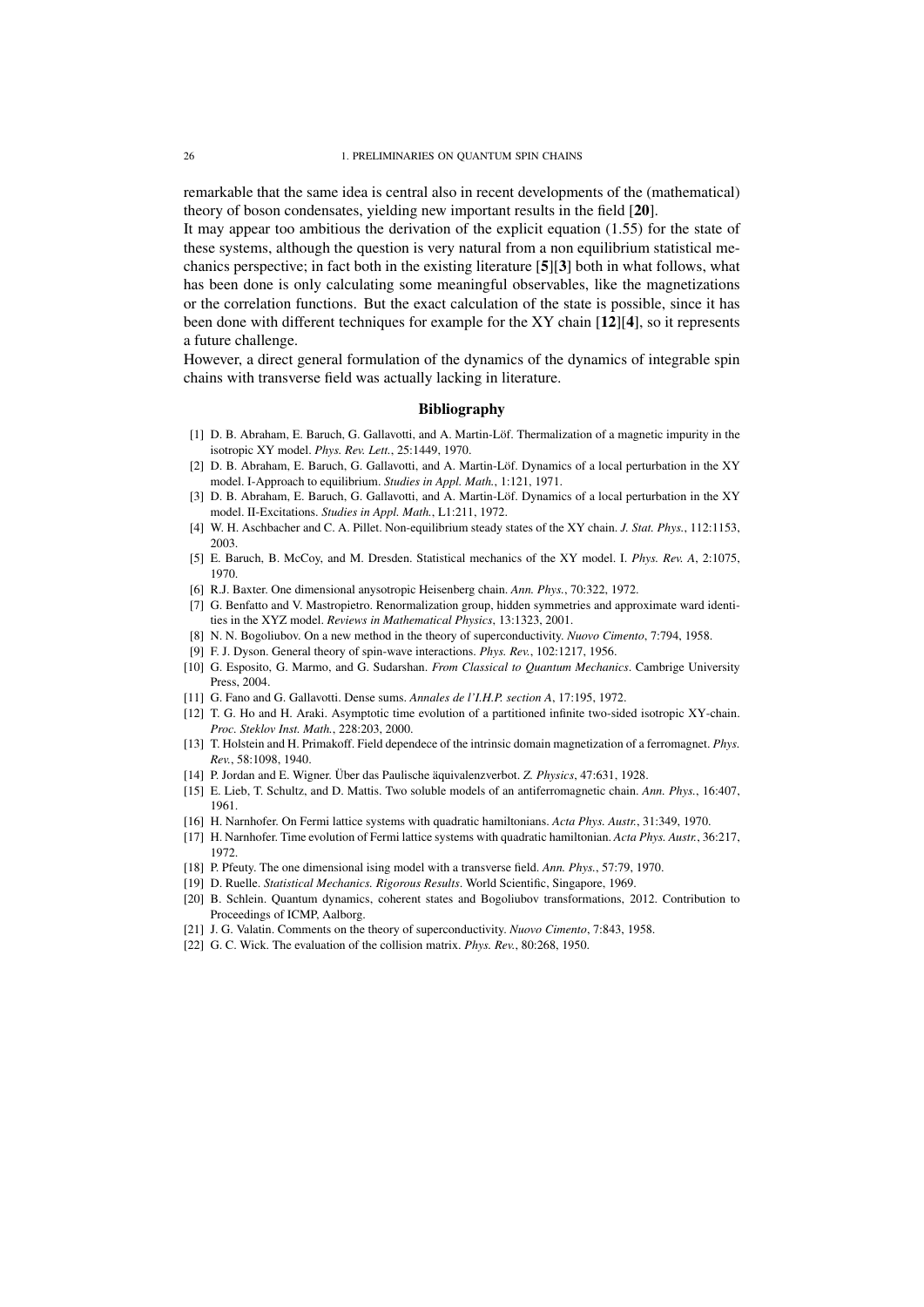remarkable that the same idea is central also in recent developments of the (mathematical) theory of boson condensates, yielding new important results in the field [**20**].

It may appear too ambitious the derivation of the explicit equation (1.55) for the state of these systems, although the question is very natural from a non equilibrium statistical mechanics perspective; in fact both in the existing literature [**5**][**3**] both in what follows, what has been done is only calculating some meaningful observables, like the magnetizations or the correlation functions. But the exact calculation of the state is possible, since it has been done with different techniques for example for the XY chain [**12**][**4**], so it represents a future challenge.

However, a direct general formulation of the dynamics of the dynamics of integrable spin chains with transverse field was actually lacking in literature.

## Bibliography

[1] D. B. Abraham, E. Baruch, G. Gallavotti, and A. Martin-Löf. Thermalization of a magnetic impurity in the isotropic XY model. *Phys. Rev. Lett.*, 25:1449, 1970.

[2] D. B. Abraham, E. Baruch, G. Gallavotti, and A. Martin-Löf. Dynamics of a local perturbation in the XY model. I-Approach to equilibrium. *Studies in Appl. Math.*, 1:121, 1971.

[3] D. B. Abraham, E. Baruch, G. Gallavotti, and A. Martin-Löf. Dynamics of a local perturbation in the XY model. II-Excitations. *Studies in Appl. Math.*, L1:211, 1972.

[4] W. H. Aschbacher and C. A. Pillet. Non-equilibrium steady states of the XY chain. *J. Stat. Phys.*, 112:1153, 2003.

[5] E. Baruch, B. McCoy, and M. Dresden. Statistical mechanics of the XY model. I. *Phys. Rev. A*, 2:1075, 1970.

[6] R.J. Baxter. One dimensional anysotropic Heisenberg chain. *Ann. Phys.*, 70:322, 1972.

[7] G. Benfatto and V. Mastropietro. Renormalization group, hidden symmetries and approximate ward identities in the XYZ model. *Reviews in Mathematical Physics*, 13:1323, 2001.

[8] N. N. Bogoliubov. On a new method in the theory of superconductivity. *Nuovo Cimento*, 7:794, 1958.

[9] F. J. Dyson. General theory of spin-wave interactions. *Phys. Rev.*, 102:1217, 1956.

[10] G. Esposito, G. Marmo, and G. Sudarshan. *From Classical to Quantum Mechanics*. Cambrige University Press, 2004.

[11] G. Fano and G. Gallavotti. Dense sums. *Annales de l'I.H.P. section A*, 17:195, 1972.

[12] T. G. Ho and H. Araki. Asymptotic time evolution of a partitioned infinite two-sided isotropic XY-chain. *Proc. Steklov Inst. Math.*, 228:203, 2000.

[13] T. Holstein and H. Primakoff. Field dependece of the intrinsic domain magnetization of a ferromagnet. *Phys. Rev.*, 58:1098, 1940.

[14] P. Jordan and E. Wigner. Über das Paulische äquivalenzverbot. *Z. Physics*, 47:631, 1928.

[15] E. Lieb, T. Schultz, and D. Mattis. Two soluble models of an antiferromagnetic chain. *Ann. Phys.*, 16:407, 1961.

[16] H. Narnhofer. On Fermi lattice systems with quadratic hamiltonians. *Acta Phys. Austr.*, 31:349, 1970.

[17] H. Narnhofer. Time evolution of Fermi lattice systems with quadratic hamiltonian. *Acta Phys. Austr.*, 36:217, 1972.

[18] P. Pfeuty. The one dimensional ising model with a transverse field. *Ann. Phys.*, 57:79, 1970.

[19] D. Ruelle. *Statistical Mechanics. Rigorous Results*. World Scientific, Singapore, 1969.

[20] B. Schlein. Quantum dynamics, coherent states and Bogoliubov transformations, 2012. Contribution to Proceedings of ICMP, Aalborg.

[21] J. G. Valatin. Comments on the theory of superconductivity. *Nuovo Cimento*, 7:843, 1958.

[22] G. C. Wick. The evaluation of the collision matrix. *Phys. Rev.*, 80:268, 1950.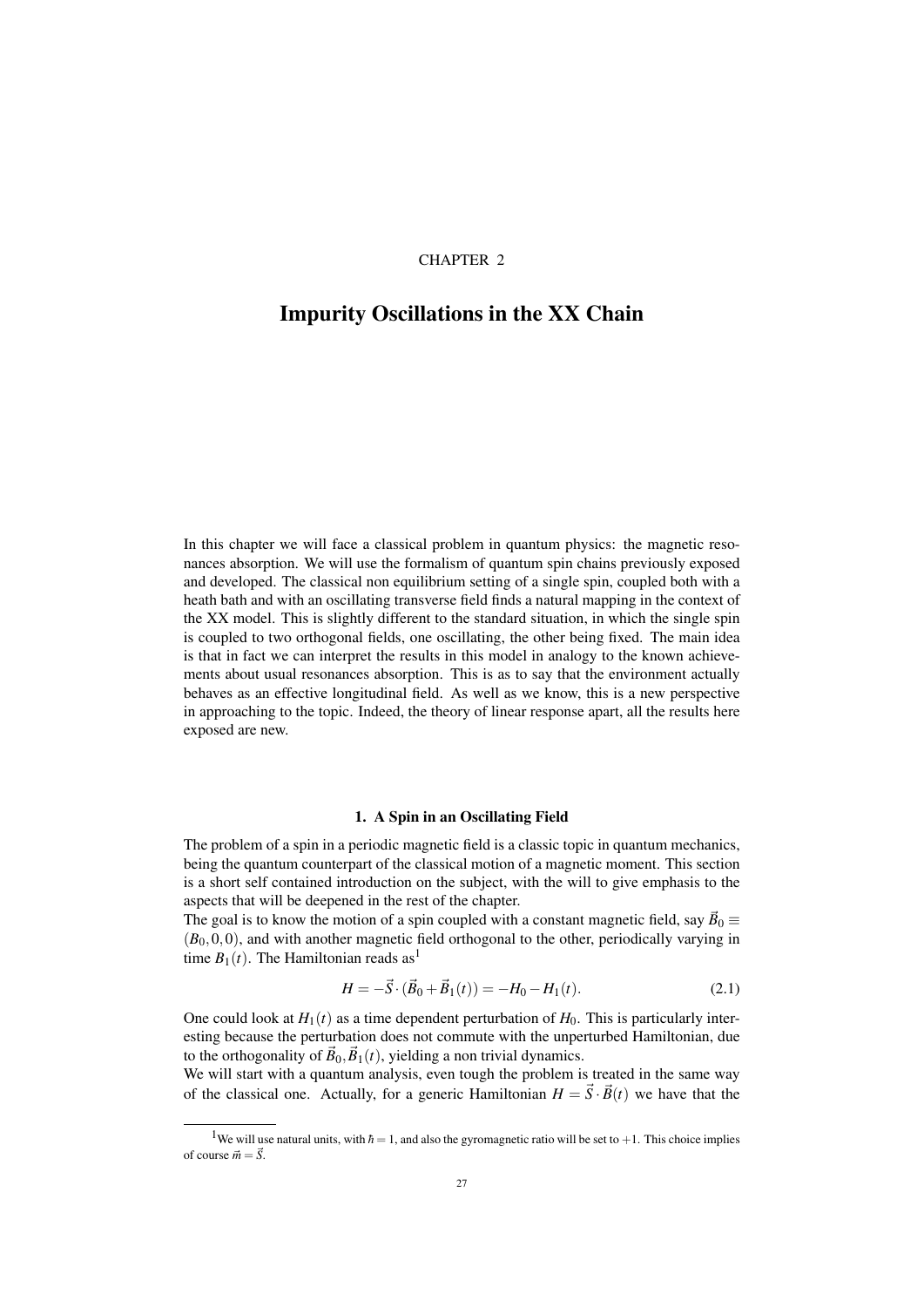CHAPTER 2

# Impurity Oscillations in the XX Chain

In this chapter we will face a classical problem in quantum physics: the magnetic resonances absorption. We will use the formalism of quantum spin chains previously exposed and developed. The classical non equilibrium setting of a single spin, coupled both with a heath bath and with an oscillating transverse field finds a natural mapping in the context of the XX model. This is slightly different to the standard situation, in which the single spin is coupled to two orthogonal fields, one oscillating, the other being fixed. The main idea is that in fact we can interpret the results in this model in analogy to the known achievements about usual resonances absorption. This is as to say that the environment actually behaves as an effective longitudinal field. As well as we know, this is a new perspective in approaching to the topic. Indeed, the theory of linear response apart, all the results here exposed are new.

## 1. A Spin in an Oscillating Field

The problem of a spin in a periodic magnetic field is a classic topic in quantum mechanics, being the quantum counterpart of the classical motion of a magnetic moment. This section is a short self contained introduction on the subject, with the will to give emphasis to the aspects that will be deepened in the rest of the chapter.

The goal is to know the motion of a spin coupled with a constant magnetic field, say $\vec{B}_0 \equiv (B_0, 0, 0)$, and with another magnetic field orthogonal to the other, periodically varying in time $B_1(t)$. The Hamiltonian reads as[1]

$$H = -\vec{S} \cdot (\vec{B}_0 + \vec{B}_1(t)) = -H_0 - H_1(t). \tag{2.1}$$

One could look at $H_1(t)$ as a time dependent perturbation of $H_0$. This is particularly interesting because the perturbation does not commute with the unperturbed Hamiltonian, due to the orthogonality of $\vec{B}_0, \vec{B}_1(t)$, yielding a non trivial dynamics.

We will start with a quantum analysis, even tough the problem is treated in the same way of the classical one. Actually, for a generic Hamiltonian $H = \vec{S} \cdot \vec{B}(t)$ we have that the

[1] We will use natural units, with $\hbar = 1$, and also the gyromagnetic ratio will be set to $+1$. This choice implies of course $\vec{m} = \vec{S}$.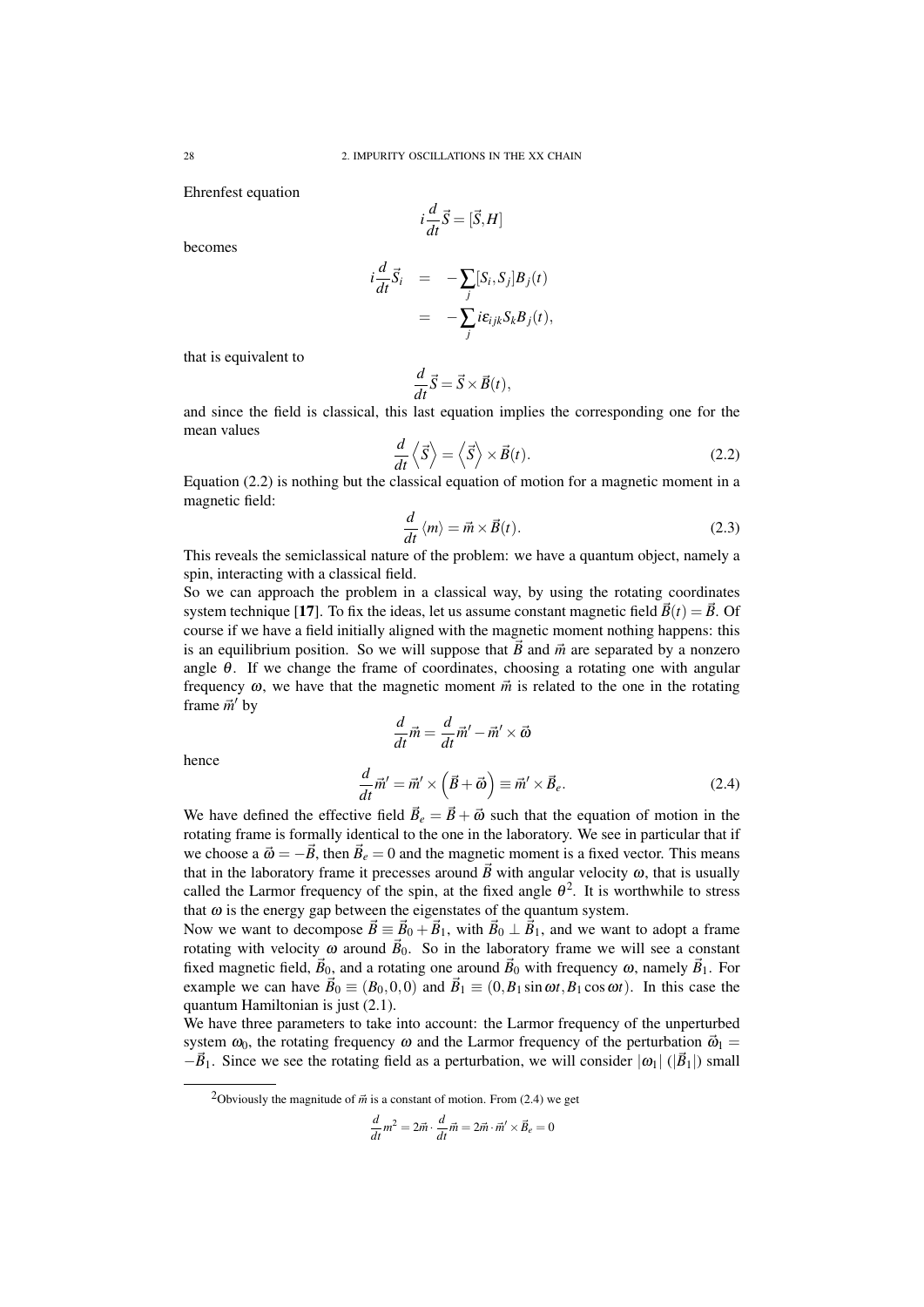Ehrenfest equation

$$i\frac{d}{dt}\vec{S} = [\vec{S}, H]$$

becomes

$$\begin{aligned} i\frac{d}{dt}\vec{S}_i &= -\sum_j [S_i, S_j] B_j(t) \\ &= -\sum_j i\varepsilon_{ijk} S_k B_j(t), \end{aligned}$$

that is equivalent to

$$\frac{d}{dt}\vec{S} = \vec{S} \times \vec{B}(t),$$

and since the field is classical, this last equation implies the corresponding one for the mean values

$$\frac{d}{dt}\left\langle \vec{S} \right\rangle = \left\langle \vec{S} \right\rangle \times \vec{B}(t). \tag{2.2}$$

Equation (2.2) is nothing but the classical equation of motion for a magnetic moment in a magnetic field:

$$\frac{d}{dt}\langle m \rangle = \vec{m} \times \vec{B}(t). \tag{2.3}$$

This reveals the semiclassical nature of the problem: we have a quantum object, namely a spin, interacting with a classical field.

So we can approach the problem in a classical way, by using the rotating coordinates system technique [**17**]. To fix the ideas, let us assume constant magnetic field $\vec{B}(t) = \vec{B}$. Of course if we have a field initially aligned with the magnetic moment nothing happens: this is an equilibrium position. So we will suppose that $\vec{B}$ and $\vec{m}$ are separated by a nonzero angle $\theta$. If we change the frame of coordinates, choosing a rotating one with angular frequency $\omega$, we have that the magnetic moment $\vec{m}$ is related to the one in the rotating frame $\vec{m}'$ by

$$\frac{d}{dt}\vec{m} = \frac{d}{dt}\vec{m}' - \vec{m}' \times \vec{\omega}$$

hence

$$\frac{d}{dt}\vec{m}' = \vec{m}' \times \left(\vec{B} + \vec{\omega}\right) \equiv \vec{m}' \times \vec{B}_e. \tag{2.4}$$

We have defined the effective field $\vec{B}_e = \vec{B} + \vec{\omega}$ such that the equation of motion in the rotating frame is formally identical to the one in the laboratory. We see in particular that if we choose a $\vec{\omega} = -\vec{B}$, then $\vec{B}_e = 0$ and the magnetic moment is a fixed vector. This means that in the laboratory frame it precesses around $\vec{B}$ with angular velocity $\omega$, that is usually called the Larmor frequency of the spin, at the fixed angle $\theta$[2]. It is worthwhile to stress that $\omega$ is the energy gap between the eigenstates of the quantum system.

Now we want to decompose $\vec{B} \equiv \vec{B}_0 + \vec{B}_1$, with $\vec{B}_0 \perp \vec{B}_1$, and we want to adopt a frame rotating with velocity $\omega$ around $\vec{B}_0$. So in the laboratory frame we will see a constant fixed magnetic field, $\vec{B}_0$, and a rotating one around $\vec{B}_0$ with frequency $\omega$, namely $\vec{B}_1$. For example we can have $\vec{B}_0 \equiv (B_0, 0, 0)$ and $\vec{B}_1 \equiv (0, B_1 \sin \omega t, B_1 \cos \omega t)$. In this case the quantum Hamiltonian is just (2.1).

We have three parameters to take into account: the Larmor frequency of the unperturbed system $\omega_0$, the rotating frequency $\omega$ and the Larmor frequency of the perturbation $\vec{\omega}_1 = -\vec{B}_1$. Since we see the rotating field as a perturbation, we will consider $|\omega_1|$ ($|\vec{B}_1|$) small

---

[2] Obviously the magnitude of $\vec{m}$ is a constant of motion. From (2.4) we get

$$\frac{d}{dt}m^2 = 2\vec{m} \cdot \frac{d}{dt}\vec{m} = 2\vec{m} \cdot \vec{m}' \times \vec{B}_e = 0$$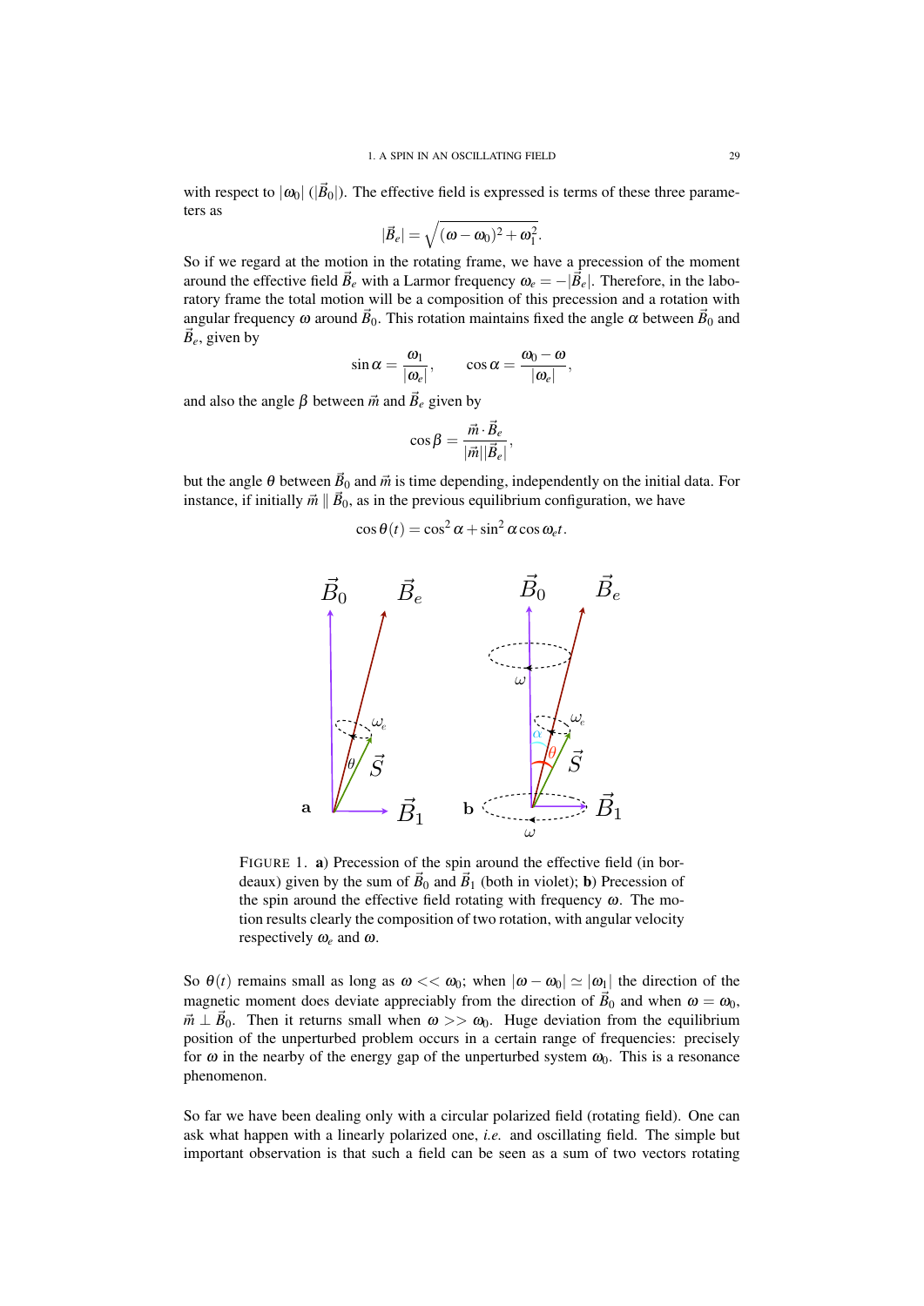with respect to $|\omega_0|$ ($|\vec{B}_0|$). The effective field is expressed is terms of these three parameters as

$$|\vec{B}_e| = \sqrt{(\omega - \omega_0)^2 + \omega_1^2}.$$

So if we regard at the motion in the rotating frame, we have a precession of the moment around the effective field $\vec{B}_e$ with a Larmor frequency $\omega_e = -|\vec{B}_e|$. Therefore, in the laboratory frame the total motion will be a composition of this precession and a rotation with angular frequency $\omega$ around $\vec{B}_0$. This rotation maintains fixed the angle $\alpha$ between $\vec{B}_0$ and $\vec{B}_e$, given by

$$\sin\alpha = \frac{\omega_1}{|\omega_e|}, \qquad \cos\alpha = \frac{\omega_0 - \omega}{|\omega_e|},$$

and also the angle $\beta$ between $\vec{m}$ and $\vec{B}_e$ given by

$$\cos\beta = \frac{\vec{m}\cdot\vec{B}_e}{|\vec{m}||\vec{B}_e|},$$

but the angle $\theta$ between $\vec{B}_0$ and $\vec{m}$ is time depending, independently on the initial data. For instance, if initially $\vec{m} \parallel \vec{B}_0$, as in the previous equilibrium configuration, we have

$$\cos\theta(t) = \cos^2\alpha + \sin^2\alpha\cos\omega_e t.$$

FIGURE 1. **a**) Precession of the spin around the effective field (in bordeaux) given by the sum of $\vec{B}_0$ and $\vec{B}_1$ (both in violet); **b**) Precession of the spin around the effective field rotating with frequency $\omega$. The motion results clearly the composition of two rotation, with angular velocity respectively $\omega_e$ and $\omega$.

So $\theta(t)$ remains small as long as $\omega << \omega_0$; when $|\omega - \omega_0| \simeq |\omega_1|$ the direction of the magnetic moment does deviate appreciably from the direction of $\vec{B}_0$ and when $\omega = \omega_0$, $\vec{m} \perp \vec{B}_0$. Then it returns small when $\omega >> \omega_0$. Huge deviation from the equilibrium position of the unperturbed problem occurs in a certain range of frequencies: precisely for $\omega$ in the nearby of the energy gap of the unperturbed system $\omega_0$. This is a resonance phenomenon.

So far we have been dealing only with a circular polarized field (rotating field). One can ask what happen with a linearly polarized one, *i.e.* and oscillating field. The simple but important observation is that such a field can be seen as a sum of two vectors rotating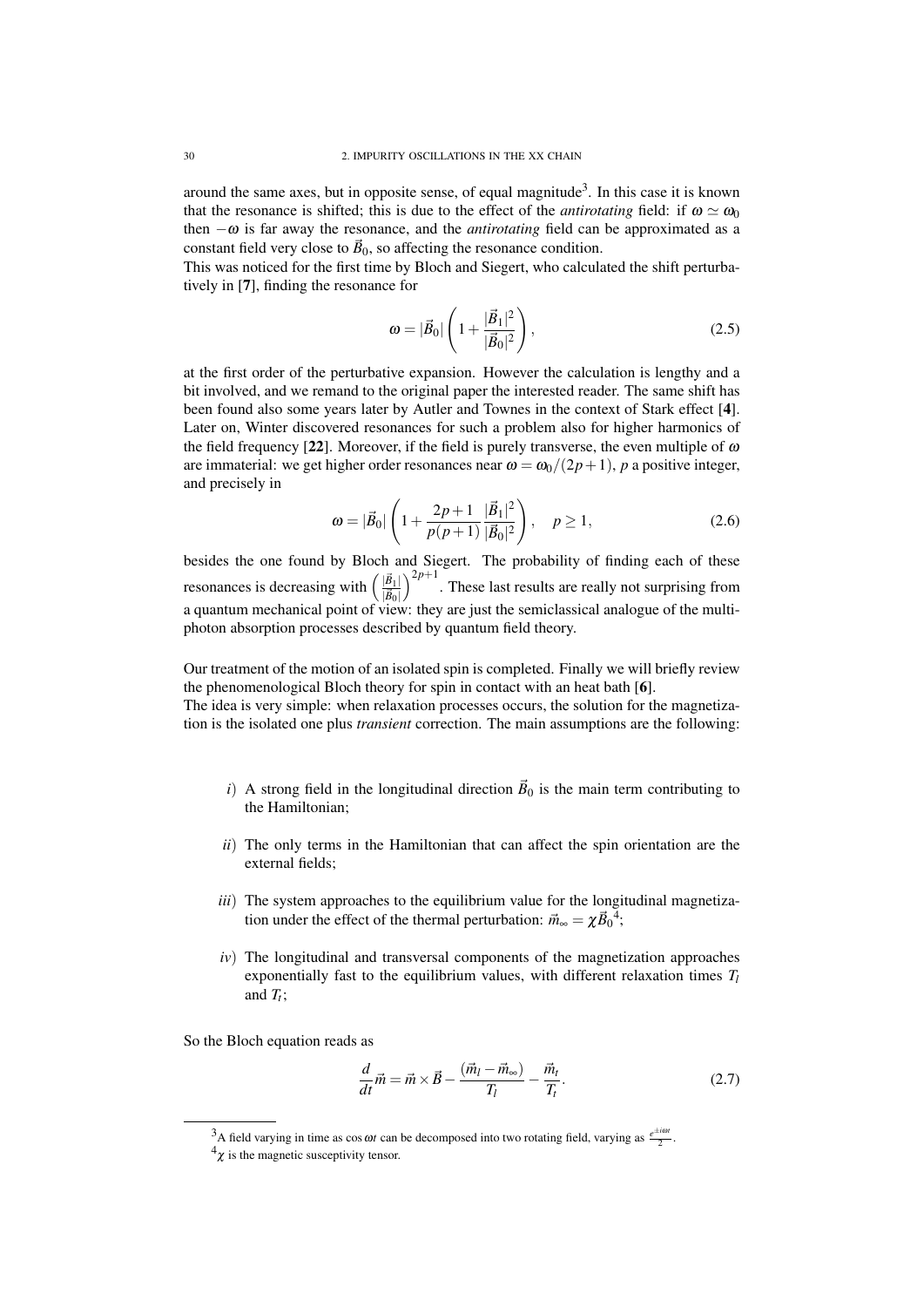around the same axes, but in opposite sense, of equal magnitude[3]. In this case it is known that the resonance is shifted; this is due to the effect of the *antirotating* field: if $\omega \simeq \omega_0$ then $-\omega$ is far away the resonance, and the *antirotating* field can be approximated as a constant field very close to $\vec{B}_0$, so affecting the resonance condition.
This was noticed for the first time by Bloch and Siegert, who calculated the shift perturbatively in [**7**], finding the resonance for

$$\omega = |\vec{B}_0| \left( 1 + \frac{|\vec{B}_1|^2}{|\vec{B}_0|^2} \right), \tag{2.5}$$

at the first order of the perturbative expansion. However the calculation is lengthy and a bit involved, and we remand to the original paper the interested reader. The same shift has been found also some years later by Autler and Townes in the context of Stark effect [**4**]. Later on, Winter discovered resonances for such a problem also for higher harmonics of the field frequency [**22**]. Moreover, if the field is purely transverse, the even multiple of $\omega$ are immaterial: we get higher order resonances near $\omega = \omega_0/(2p+1)$, $p$ a positive integer, and precisely in

$$\omega = |\vec{B}_0| \left( 1 + \frac{2p+1}{p(p+1)} \frac{|\vec{B}_1|^2}{|\vec{B}_0|^2} \right), \quad p \geq 1, \tag{2.6}$$

besides the one found by Bloch and Siegert. The probability of finding each of these resonances is decreasing with $\left(\frac{|\vec{B}_1|}{|\vec{B}_0|}\right)^{2p+1}$. These last results are really not surprising from a quantum mechanical point of view: they are just the semiclassical analogue of the multi-photon absorption processes described by quantum field theory.

Our treatment of the motion of an isolated spin is completed. Finally we will briefly review the phenomenological Bloch theory for spin in contact with an heat bath [**6**].
The idea is very simple: when relaxation processes occurs, the solution for the magnetization is the isolated one plus *transient* correction. The main assumptions are the following:

- *i*) A strong field in the longitudinal direction $\vec{B}_0$ is the main term contributing to the Hamiltonian;
- *ii*) The only terms in the Hamiltonian that can affect the spin orientation are the external fields;
- *iii*) The system approaches to the equilibrium value for the longitudinal magnetization under the effect of the thermal perturbation: $\vec{m}_\infty = \chi \vec{B}_0$[4];
- *iv*) The longitudinal and transversal components of the magnetization approaches exponentially fast to the equilibrium values, with different relaxation times $T_l$ and $T_t$;

So the Bloch equation reads as

$$\frac{d}{dt}\vec{m} = \vec{m} \times \vec{B} - \frac{(\vec{m}_l - \vec{m}_\infty)}{T_l} - \frac{\vec{m}_t}{T_t}. \tag{2.7}$$

---

[3] A field varying in time as $\cos \omega t$ can be decomposed into two rotating field, varying as $\frac{e^{\pm i\omega t}}{2}$.

[4] $\chi$ is the magnetic susceptivity tensor.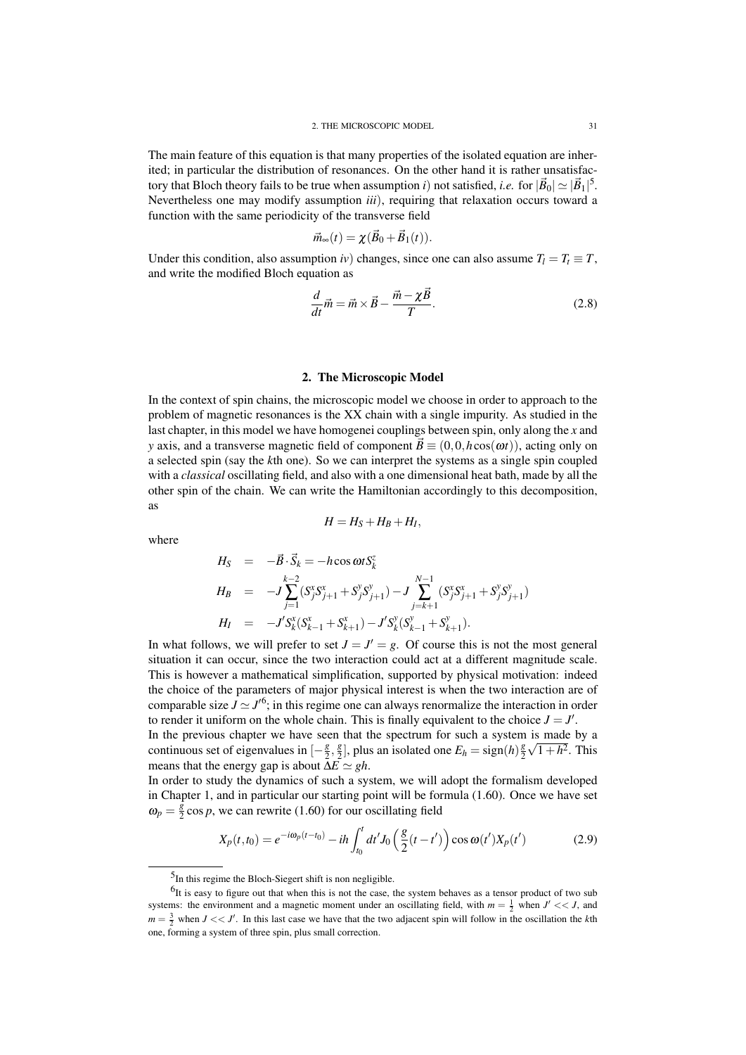The main feature of this equation is that many properties of the isolated equation are inherited; in particular the distribution of resonances. On the other hand it is rather unsatisfactory that Bloch theory fails to be true when assumption *i*) not satisfied, *i.e.* for $|\vec{B}_0| \simeq |\vec{B}_1|$[5]. Nevertheless one may modify assumption *iii*), requiring that relaxation occurs toward a function with the same periodicity of the transverse field

$$\vec{m}_\infty(t) = \chi(\vec{B}_0 + \vec{B}_1(t)).$$

Under this condition, also assumption *iv*) changes, since one can also assume $T_l = T_t \equiv T$, and write the modified Bloch equation as

$$\frac{d}{dt}\vec{m} = \vec{m} \times \vec{B} - \frac{\vec{m} - \chi\vec{B}}{T}. \tag{2.8}$$

## 2. The Microscopic Model

In the context of spin chains, the microscopic model we choose in order to approach to the problem of magnetic resonances is the XX chain with a single impurity. As studied in the last chapter, in this model we have homogenei couplings between spin, only along the $x$ and $y$ axis, and a transverse magnetic field of component $\vec{B} \equiv (0, 0, h\cos(\omega t))$, acting only on a selected spin (say the $k$th one). So we can interpret the systems as a single spin coupled with a *classical* oscillating field, and also with a one dimensional heat bath, made by all the other spin of the chain. We can write the Hamiltonian accordingly to this decomposition, as

$$H = H_S + H_B + H_I,$$

where

$$\begin{aligned}
H_S &= -\vec{B} \cdot \vec{S}_k = -h\cos\omega t S_k^z \\
H_B &= -J\sum_{j=1}^{k-2}(S_j^x S_{j+1}^x + S_j^y S_{j+1}^y) - J\sum_{j=k+1}^{N-1}(S_j^x S_{j+1}^x + S_j^y S_{j+1}^y) \\
H_I &= -J' S_k^x(S_{k-1}^x + S_{k+1}^x) - J' S_k^y(S_{k-1}^y + S_{k+1}^y).
\end{aligned}$$

In what follows, we will prefer to set $J = J' = g$. Of course this is not the most general situation it can occur, since the two interaction could act at a different magnitude scale. This is however a mathematical simplification, supported by physical motivation: indeed the choice of the parameters of major physical interest is when the two interaction are of comparable size $J \simeq J'$[6]; in this regime one can always renormalize the interaction in order to render it uniform on the whole chain. This is finally equivalent to the choice $J = J'$.
In the previous chapter we have seen that the spectrum for such a system is made by a continuous set of eigenvalues in $[-\frac{g}{2}, \frac{g}{2}]$, plus an isolated one $E_h = \text{sign}(h)\frac{g}{2}\sqrt{1+h^2}$. This means that the energy gap is about $\Delta E \simeq gh$.
In order to study the dynamics of such a system, we will adopt the formalism developed in Chapter 1, and in particular our starting point will be formula (1.60). Once we have set $\omega_p = \frac{g}{2}\cos p$, we can rewrite (1.60) for our oscillating field

$$X_p(t, t_0) = e^{-i\omega_p(t-t_0)} - ih\int_{t_0}^{t} dt' J_0\left(\frac{g}{2}(t-t')\right)\cos\omega(t')X_p(t') \tag{2.9}$$

---

[5] In this regime the Bloch-Siegert shift is non negligible.

[6] It is easy to figure out that when this is not the case, the system behaves as a tensor product of two sub systems: the environment and a magnetic moment under an oscillating field, with $m = \frac{1}{2}$ when $J' << J$, and $m = \frac{3}{2}$ when $J << J'$. In this last case we have that the two adjacent spin will follow in the oscillation the $k$th one, forming a system of three spin, plus small correction.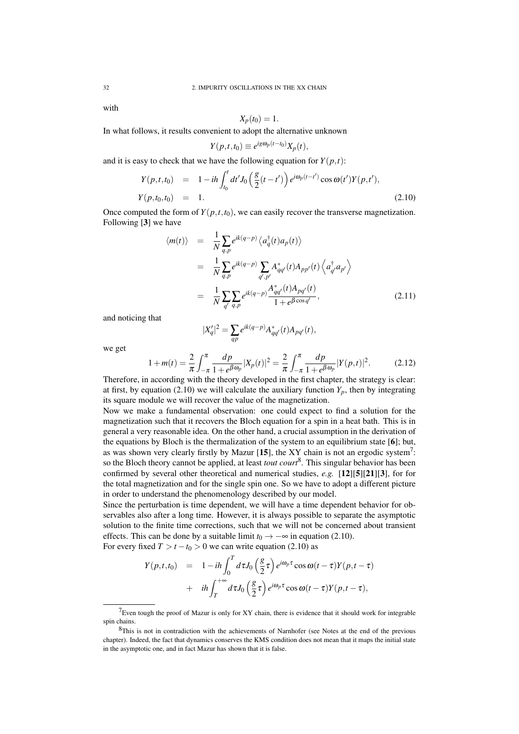with

$$X_p(t_0) = 1.$$

In what follows, it results convenient to adopt the alternative unknown

$$Y(p,t,t_0) \equiv e^{ig\omega_p(t-t_0)} X_p(t),$$

and it is easy to check that we have the following equation for $Y(p,t)$:

$$
\begin{aligned}
Y(p,t,t_0) &= 1 - ih\int_{t_0}^{t} dt' J_0\left(\frac{g}{2}(t-t')\right) e^{i\omega_p(t-t')} \cos\omega(t') Y(p,t'), \\
Y(p,t_0,t_0) &= 1.
\end{aligned}
\tag{2.10}
$$

Once computed the form of $Y(p,t,t_0)$, we can easily recover the transverse magnetization. Following [**3**] we have

$$
\begin{aligned}
\langle m(t) \rangle &= \frac{1}{N}\sum_{q,p} e^{ik(q-p)} \left\langle a_q^\dagger(t) a_p(t) \right\rangle \\
&= \frac{1}{N}\sum_{q,p} e^{ik(q-p)} \sum_{q',p'} A^*_{qq'}(t) A_{pp'}(t) \left\langle a^\dagger_{q'} a_{p'} \right\rangle \\
&= \frac{1}{N}\sum_{q'}\sum_{q,p} e^{ik(q-p)} \frac{A^*_{qq'}(t) A_{pq'}(t)}{1+e^{\beta\cos q'}},
\end{aligned}
\tag{2.11}
$$

and noticing that

$$|X'_q|^2 = \sum_{qp} e^{ik(q-p)} A^*_{qq'}(t) A_{pq'}(t),$$

we get

$$1 + m(t) = \frac{2}{\pi}\int_{-\pi}^{\pi} \frac{dp}{1+e^{\beta\omega_p}} |X_p(t)|^2 = \frac{2}{\pi}\int_{-\pi}^{\pi} \frac{dp}{1+e^{\beta\omega_p}} |Y(p,t)|^2. \tag{2.12}$$

Therefore, in according with the theory developed in the first chapter, the strategy is clear: at first, by equation (2.10) we will calculate the auxiliary function $Y_p$, then by integrating its square module we will recover the value of the magnetization.

Now we make a fundamental observation: one could expect to find a solution for the magnetization such that it recovers the Bloch equation for a spin in a heat bath. This is in general a very reasonable idea. On the other hand, a crucial assumption in the derivation of the equations by Bloch is the thermalization of the system to an equilibrium state [**6**]; but, as was shown very clearly firstly by Mazur [**15**], the XY chain is not an ergodic system[7]: so the Bloch theory cannot be applied, at least *tout court*[8]. This singular behavior has been confirmed by several other theoretical and numerical studies, *e.g.* [**12**][**5**][**21**][**3**], for for the total magnetization and for the single spin one. So we have to adopt a different picture in order to understand the phenomenology described by our model.

Since the perturbation is time dependent, we will have a time dependent behavior for observables also after a long time. However, it is always possible to separate the asymptotic solution to the finite time corrections, such that we will not be concerned about transient effects. This can be done by a suitable limit $t_0 \to -\infty$ in equation (2.10).

For every fixed $T > t - t_0 > 0$ we can write equation (2.10) as

$$
\begin{aligned}
Y(p,t,t_0) &= 1 - ih\int_0^T d\tau J_0\left(\frac{g}{2}\tau\right) e^{i\omega_p\tau} \cos\omega(t-\tau) Y(p,t-\tau) \\
&+ \quad ih\int_T^{+\infty} d\tau J_0\left(\frac{g}{2}\tau\right) e^{i\omega_p\tau} \cos\omega(t-\tau) Y(p,t-\tau),
\end{aligned}
$$

---

[7] Even tough the proof of Mazur is only for XY chain, there is evidence that it should work for integrable spin chains.

[8] This is not in contradiction with the achievements of Narnhofer (see Notes at the end of the previous chapter). Indeed, the fact that dynamics conserves the KMS condition does not mean that it maps the initial state in the asymptotic one, and in fact Mazur has shown that it is false.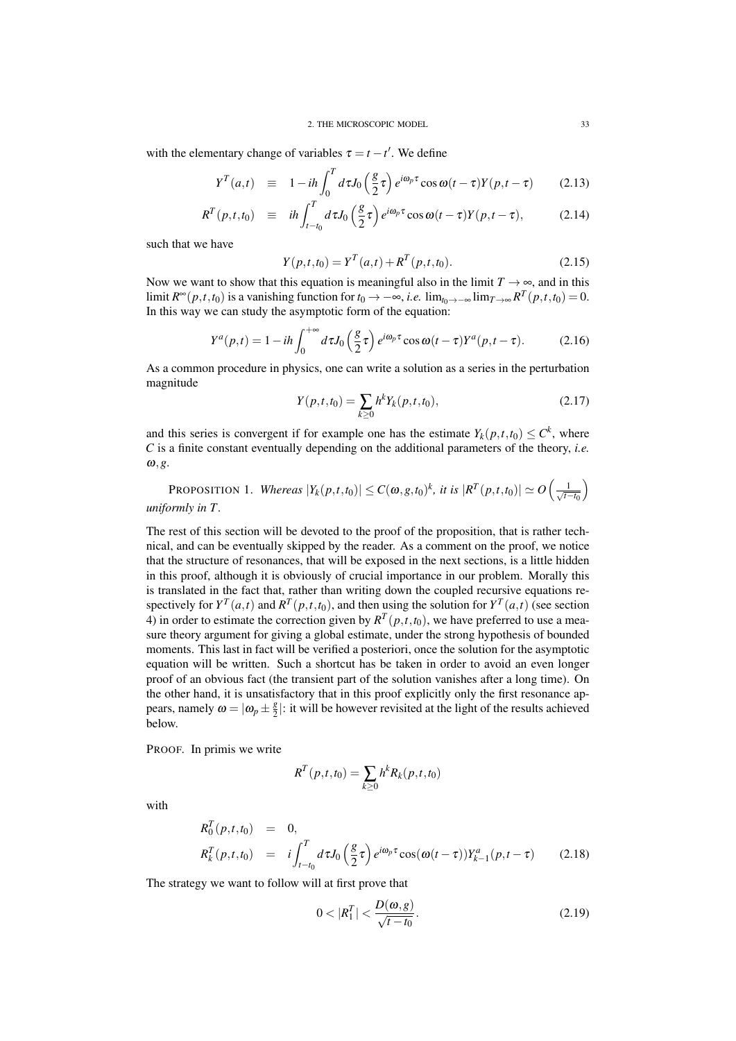with the elementary change of variables $\tau = t - t'$. We define

$$Y^T(a,t) \equiv 1 - ih\int_0^T d\tau J_0\left(\frac{g}{2}\tau\right)e^{i\omega_p\tau}\cos\omega(t-\tau)Y(p,t-\tau) \tag{2.13}$$

$$R^T(p,t,t_0) \equiv ih\int_{t-t_0}^T d\tau J_0\left(\frac{g}{2}\tau\right)e^{i\omega_p\tau}\cos\omega(t-\tau)Y(p,t-\tau), \tag{2.14}$$

such that we have

$$Y(p,t,t_0) = Y^T(a,t) + R^T(p,t,t_0). \tag{2.15}$$

Now we want to show that this equation is meaningful also in the limit $T \to \infty$, and in this limit $R^\infty(p,t,t_0)$ is a vanishing function for $t_0 \to -\infty$, *i.e.* $\lim_{t_0\to-\infty}\lim_{T\to\infty} R^T(p,t,t_0) = 0$. In this way we can study the asymptotic form of the equation:

$$Y^a(p,t) = 1 - ih\int_0^{+\infty} d\tau J_0\left(\frac{g}{2}\tau\right)e^{i\omega_p\tau}\cos\omega(t-\tau)Y^a(p,t-\tau). \tag{2.16}$$

As a common procedure in physics, one can write a solution as a series in the perturbation magnitude

$$Y(p,t,t_0) = \sum_{k\geq 0} h^k Y_k(p,t,t_0), \tag{2.17}$$

and this series is convergent if for example one has the estimate $Y_k(p,t,t_0) \leq C^k$, where $C$ is a finite constant eventually depending on the additional parameters of the theory, *i.e.* $\omega, g$.

PROPOSITION 1. *Whereas* $|Y_k(p,t,t_0)| \leq C(\omega,g,t_0)^k$, *it is* $|R^T(p,t,t_0)| \simeq O\left(\frac{1}{\sqrt{t-t_0}}\right)$ *uniformly in* $T$.

The rest of this section will be devoted to the proof of the proposition, that is rather technical, and can be eventually skipped by the reader. As a comment on the proof, we notice that the structure of resonances, that will be exposed in the next sections, is a little hidden in this proof, although it is obviously of crucial importance in our problem. Morally this is translated in the fact that, rather than writing down the coupled recursive equations respectively for $Y^T(a,t)$ and $R^T(p,t,t_0)$, and then using the solution for $Y^T(a,t)$ (see section 4) in order to estimate the correction given by $R^T(p,t,t_0)$, we have preferred to use a measure theory argument for giving a global estimate, under the strong hypothesis of bounded moments. This last in fact will be verified a posteriori, once the solution for the asymptotic equation will be written. Such a shortcut has be taken in order to avoid an even longer proof of an obvious fact (the transient part of the solution vanishes after a long time). On the other hand, it is unsatisfactory that in this proof explicitly only the first resonance appears, namely $\omega = |\omega_p \pm \frac{g}{2}|$: it will be however revisited at the light of the results achieved below.

PROOF. In primis we write

$$R^T(p,t,t_0) = \sum_{k\geq 0} h^k R_k(p,t,t_0)$$

with

$$R_0^T(p,t,t_0) = 0,$$

$$R_k^T(p,t,t_0) = i\int_{t-t_0}^T d\tau J_0\left(\frac{g}{2}\tau\right)e^{i\omega_p\tau}\cos(\omega(t-\tau))Y_{k-1}^a(p,t-\tau) \tag{2.18}$$

The strategy we want to follow will at first prove that

$$0 < |R_1^T| < \frac{D(\omega,g)}{\sqrt{t-t_0}}. \tag{2.19}$$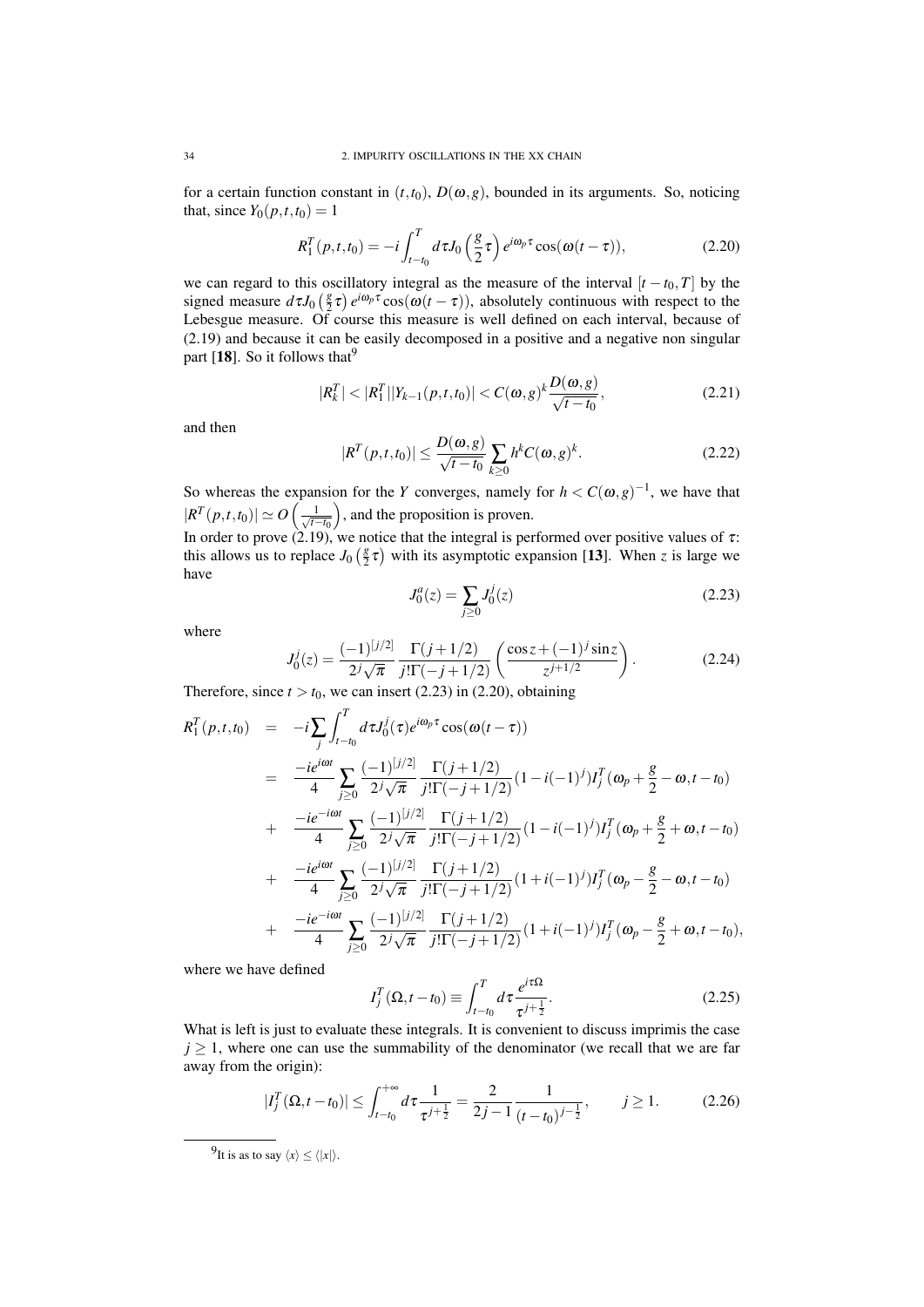for a certain function constant in $(t,t_0)$, $D(\omega,g)$, bounded in its arguments. So, noticing that, since $Y_0(p,t,t_0) = 1$

$$R_1^T(p,t,t_0) = -i\int_{t-t_0}^{T} d\tau J_0\left(\frac{g}{2}\tau\right) e^{i\omega_p\tau}\cos(\omega(t-\tau)), \tag{2.20}$$

we can regard to this oscillatory integral as the measure of the interval $[t-t_0,T]$ by the signed measure $d\tau J_0\left(\frac{g}{2}\tau\right) e^{i\omega_p\tau}\cos(\omega(t-\tau))$, absolutely continuous with respect to the Lebesgue measure. Of course this measure is well defined on each interval, because of (2.19) and because it can be easily decomposed in a positive and a negative non singular part [**18**]. So it follows that[9]

$$|R_k^T| < |R_1^T||Y_{k-1}(p,t,t_0)| < C(\omega,g)^k \frac{D(\omega,g)}{\sqrt{t-t_0}}, \tag{2.21}$$

and then

$$|R^T(p,t,t_0)| \leq \frac{D(\omega,g)}{\sqrt{t-t_0}} \sum_{k\geq 0} h^k C(\omega,g)^k. \tag{2.22}$$

So whereas the expansion for the $Y$ converges, namely for $h < C(\omega,g)^{-1}$, we have that $|R^T(p,t,t_0)| \simeq O\left(\frac{1}{\sqrt{t-t_0}}\right)$, and the proposition is proven.

In order to prove (2.19), we notice that the integral is performed over positive values of $\tau$: this allows us to replace $J_0\left(\frac{g}{2}\tau\right)$ with its asymptotic expansion [**13**]. When $z$ is large we have

$$J_0^a(z) = \sum_{j\geq 0} J_0^j(z) \tag{2.23}$$

where

$$J_0^j(z) = \frac{(-1)^{[j/2]}}{2^j\sqrt{\pi}} \frac{\Gamma(j+1/2)}{j!\Gamma(-j+1/2)} \left(\frac{\cos z + (-1)^j \sin z}{z^{j+1/2}}\right). \tag{2.24}$$

Therefore, since $t > t_0$, we can insert (2.23) in (2.20), obtaining

$$\begin{aligned}
R_1^T(p,t,t_0) &= -i\sum_j \int_{t-t_0}^{T} d\tau J_0^j(\tau) e^{i\omega_p\tau}\cos(\omega(t-\tau)) \\
&= \frac{-ie^{i\omega t}}{4} \sum_{j\geq 0} \frac{(-1)^{[j/2]}}{2^j\sqrt{\pi}} \frac{\Gamma(j+1/2)}{j!\Gamma(-j+1/2)} (1-i(-1)^j) I_j^T(\omega_p + \frac{g}{2} - \omega, t-t_0) \\
&+ \frac{-ie^{-i\omega t}}{4} \sum_{j\geq 0} \frac{(-1)^{[j/2]}}{2^j\sqrt{\pi}} \frac{\Gamma(j+1/2)}{j!\Gamma(-j+1/2)} (1-i(-1)^j) I_j^T(\omega_p + \frac{g}{2} + \omega, t-t_0) \\
&+ \frac{-ie^{i\omega t}}{4} \sum_{j\geq 0} \frac{(-1)^{[j/2]}}{2^j\sqrt{\pi}} \frac{\Gamma(j+1/2)}{j!\Gamma(-j+1/2)} (1+i(-1)^j) I_j^T(\omega_p - \frac{g}{2} - \omega, t-t_0) \\
&+ \frac{-ie^{-i\omega t}}{4} \sum_{j\geq 0} \frac{(-1)^{[j/2]}}{2^j\sqrt{\pi}} \frac{\Gamma(j+1/2)}{j!\Gamma(-j+1/2)} (1+i(-1)^j) I_j^T(\omega_p - \frac{g}{2} + \omega, t-t_0),
\end{aligned}$$

where we have defined

$$I_j^T(\Omega, t-t_0) \equiv \int_{t-t_0}^{T} d\tau \frac{e^{i\tau\Omega}}{\tau^{j+\frac{1}{2}}}. \tag{2.25}$$

What is left is just to evaluate these integrals. It is convenient to discuss imprimis the case $j \geq 1$, where one can use the summability of the denominator (we recall that we are far away from the origin):

$$|I_j^T(\Omega, t-t_0)| \leq \int_{t-t_0}^{+\infty} d\tau \frac{1}{\tau^{j+\frac{1}{2}}} = \frac{2}{2j-1} \frac{1}{(t-t_0)^{j-\frac{1}{2}}}, \qquad j \geq 1. \tag{2.26}$$

[9] It is as to say $\langle x \rangle \leq \langle |x| \rangle$.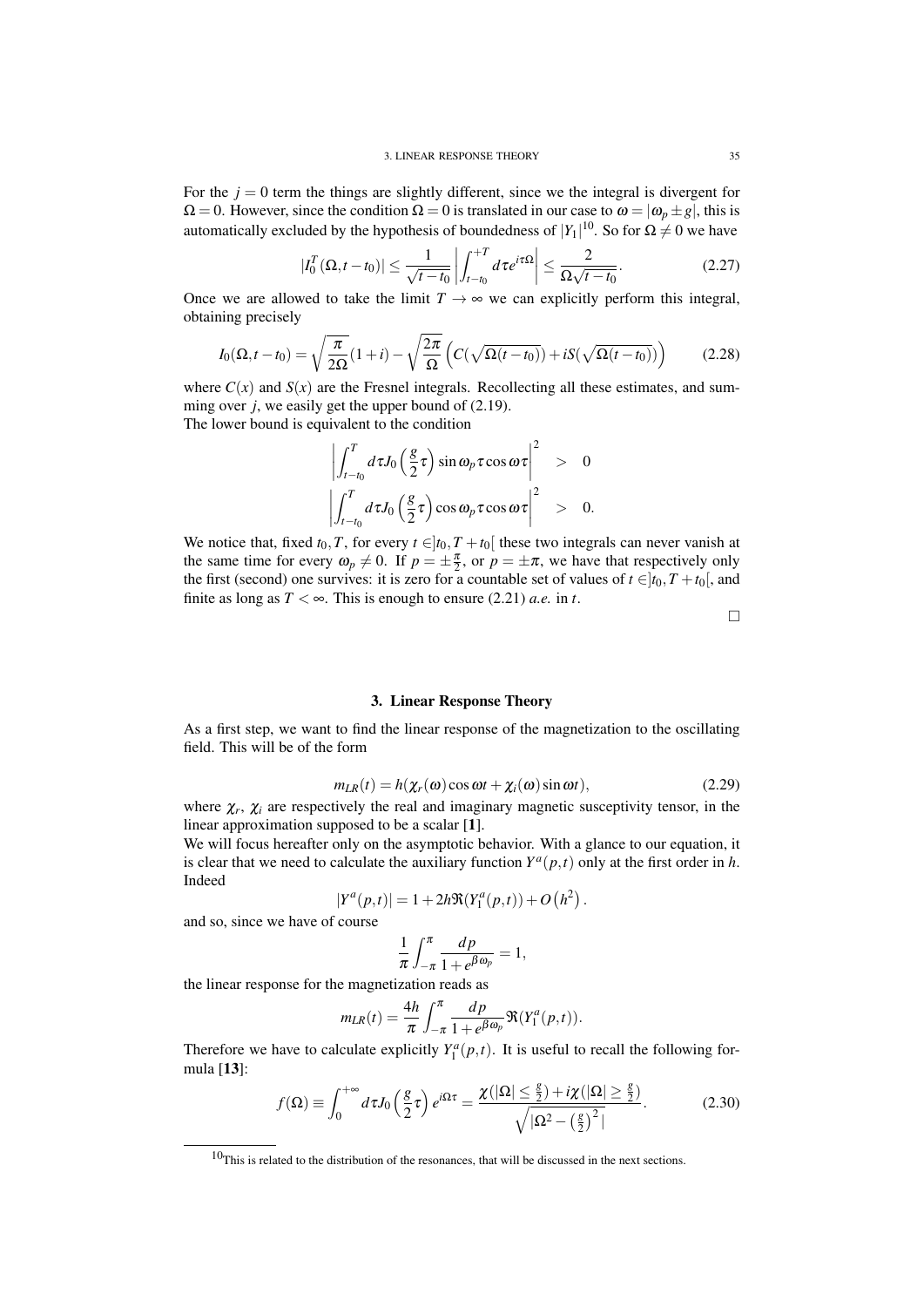For the $j = 0$ term the things are slightly different, since we the integral is divergent for $\Omega = 0$. However, since the condition $\Omega = 0$ is translated in our case to $\omega = |\omega_p \pm g|$, this is automatically excluded by the hypothesis of boundedness of $|Y_1|$[10]. So for $\Omega \neq 0$ we have

$$|I_0^T(\Omega, t-t_0)| \leq \frac{1}{\sqrt{t-t_0}} \left| \int_{t-t_0}^{+T} d\tau e^{i\tau\Omega} \right| \leq \frac{2}{\Omega\sqrt{t-t_0}}. \tag{2.27}$$

Once we are allowed to take the limit $T \to \infty$ we can explicitly perform this integral, obtaining precisely

$$I_0(\Omega, t-t_0) = \sqrt{\frac{\pi}{2\Omega}}(1+i) - \sqrt{\frac{2\pi}{\Omega}} \left( C(\sqrt{\Omega(t-t_0)}) + iS(\sqrt{\Omega(t-t_0)}) \right) \tag{2.28}$$

where $C(x)$ and $S(x)$ are the Fresnel integrals. Recollecting all these estimates, and summing over $j$, we easily get the upper bound of (2.19).

The lower bound is equivalent to the condition

$$\begin{aligned} \left| \int_{t-t_0}^{T} d\tau J_0\left(\frac{g}{2}\tau\right) \sin\omega_p\tau \cos\omega\tau \right|^2 &> 0 \\ \left| \int_{t-t_0}^{T} d\tau J_0\left(\frac{g}{2}\tau\right) \cos\omega_p\tau \cos\omega\tau \right|^2 &> 0. \end{aligned}$$

We notice that, fixed $t_0, T$, for every $t \in ]t_0, T+t_0[$ these two integrals can never vanish at the same time for every $\omega_p \neq 0$. If $p = \pm\frac{\pi}{2}$, or $p = \pm\pi$, we have that respectively only the first (second) one survives: it is zero for a countable set of values of $t \in ]t_0, T+t_0[$, and finite as long as $T < \infty$. This is enough to ensure (2.21) *a.e.* in $t$.

□

### 3. Linear Response Theory

As a first step, we want to find the linear response of the magnetization to the oscillating field. This will be of the form

$$m_{LR}(t) = h(\chi_r(\omega)\cos\omega t + \chi_i(\omega)\sin\omega t), \tag{2.29}$$

where $\chi_r$, $\chi_i$ are respectively the real and imaginary magnetic susceptivity tensor, in the linear approximation supposed to be a scalar [**1**].

We will focus hereafter only on the asymptotic behavior. With a glance to our equation, it is clear that we need to calculate the auxiliary function $Y^a(p,t)$ only at the first order in $h$. Indeed

$$|Y^a(p,t)| = 1 + 2h\Re(Y_1^a(p,t)) + O\left(h^2\right).$$

and so, since we have of course

$$\frac{1}{\pi}\int_{-\pi}^{\pi} \frac{dp}{1+e^{\beta\omega_p}} = 1,$$

the linear response for the magnetization reads as

$$m_{LR}(t) = \frac{4h}{\pi}\int_{-\pi}^{\pi} \frac{dp}{1+e^{\beta\omega_p}} \Re(Y_1^a(p,t)).$$

Therefore we have to calculate explicitly $Y_1^a(p,t)$. It is useful to recall the following formula [**13**]:

$$f(\Omega) \equiv \int_0^{+\infty} d\tau J_0\left(\frac{g}{2}\tau\right) e^{i\Omega\tau} = \frac{\chi(|\Omega| \leq \frac{g}{2}) + i\chi(|\Omega| \geq \frac{g}{2})}{\sqrt{|\Omega^2 - \left(\frac{g}{2}\right)^2|}}. \tag{2.30}$$

---

[10] This is related to the distribution of the resonances, that will be discussed in the next sections.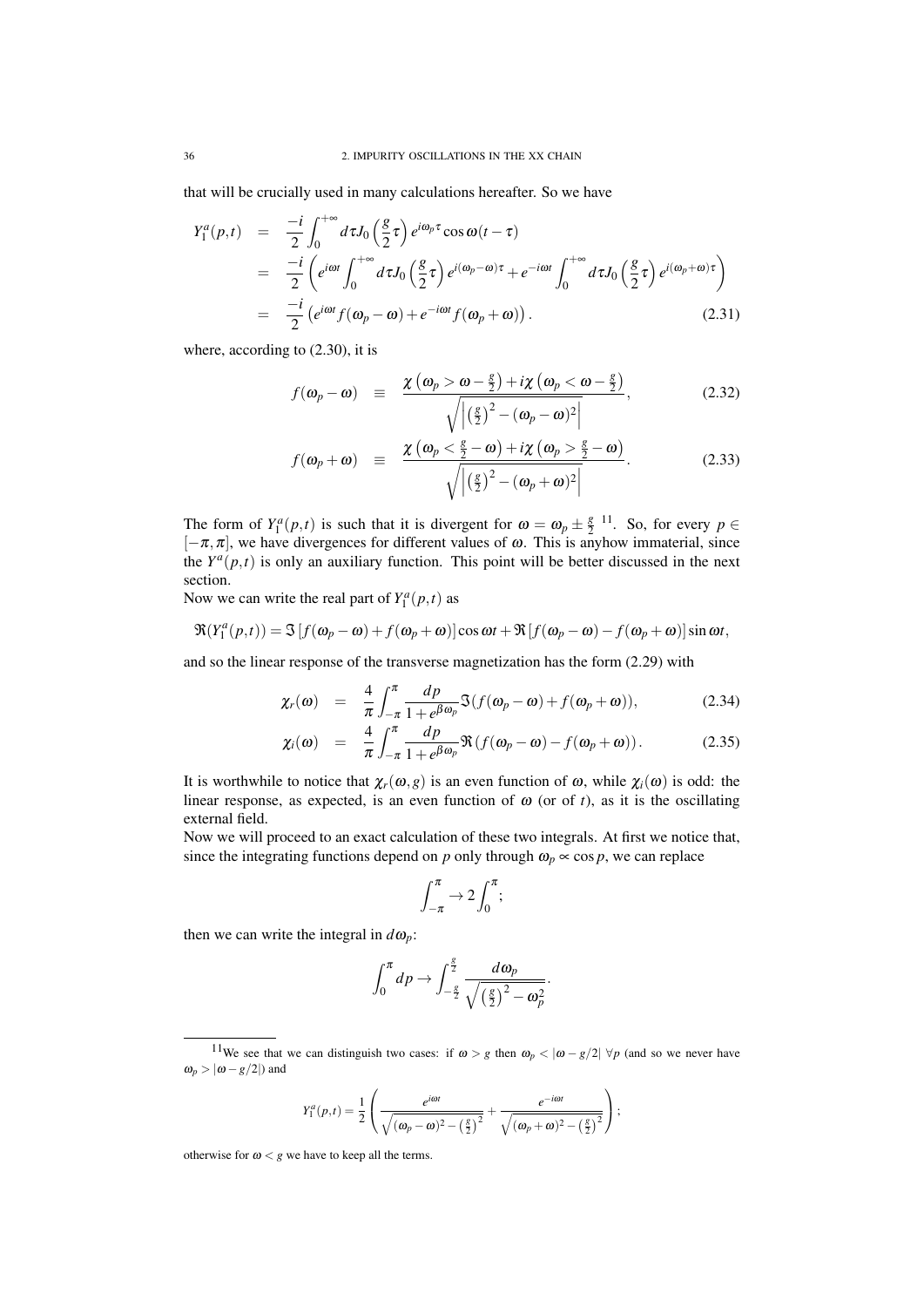that will be crucially used in many calculations hereafter. So we have

$$
\begin{aligned}
Y_1^a(p,t) &= \frac{-i}{2}\int_0^{+\infty} d\tau J_0\left(\frac{g}{2}\tau\right) e^{i\omega_p\tau}\cos\omega(t-\tau) \\
&= \frac{-i}{2}\left(e^{i\omega t}\int_0^{+\infty} d\tau J_0\left(\frac{g}{2}\tau\right) e^{i(\omega_p-\omega)\tau} + e^{-i\omega t}\int_0^{+\infty} d\tau J_0\left(\frac{g}{2}\tau\right) e^{i(\omega_p+\omega)\tau}\right) \\
&= \frac{-i}{2}\left(e^{i\omega t} f(\omega_p-\omega) + e^{-i\omega t} f(\omega_p+\omega)\right). \qquad (2.31)
\end{aligned}
$$

where, according to (2.30), it is

$$
f(\omega_p-\omega) \equiv \frac{\chi\left(\omega_p > \omega - \frac{g}{2}\right) + i\chi\left(\omega_p < \omega - \frac{g}{2}\right)}{\sqrt{\left|\left(\frac{g}{2}\right)^2 - (\omega_p-\omega)^2\right|}}, \qquad (2.32)
$$

$$
f(\omega_p+\omega) \equiv \frac{\chi\left(\omega_p < \frac{g}{2} - \omega\right) + i\chi\left(\omega_p > \frac{g}{2} - \omega\right)}{\sqrt{\left|\left(\frac{g}{2}\right)^2 - (\omega_p+\omega)^2\right|}}. \qquad (2.33)
$$

The form of $Y_1^a(p,t)$ is such that it is divergent for $\omega = \omega_p \pm \frac{g}{2}$ [11]. So, for every $p \in [-\pi,\pi]$, we have divergences for different values of $\omega$. This is anyhow immaterial, since the $Y^a(p,t)$ is only an auxiliary function. This point will be better discussed in the next section.

Now we can write the real part of $Y_1^a(p,t)$ as

$$
\Re(Y_1^a(p,t)) = \Im\left[f(\omega_p-\omega) + f(\omega_p+\omega)\right]\cos\omega t + \Re\left[f(\omega_p-\omega) - f(\omega_p+\omega)\right]\sin\omega t,
$$

and so the linear response of the transverse magnetization has the form (2.29) with

$$
\chi_r(\omega) = \frac{4}{\pi}\int_{-\pi}^{\pi}\frac{dp}{1+e^{\beta\omega_p}}\Im\left(f(\omega_p-\omega) + f(\omega_p+\omega)\right), \qquad (2.34)
$$

$$
\chi_i(\omega) = \frac{4}{\pi}\int_{-\pi}^{\pi}\frac{dp}{1+e^{\beta\omega_p}}\Re\left(f(\omega_p-\omega) - f(\omega_p+\omega)\right). \qquad (2.35)
$$

It is worthwhile to notice that $\chi_r(\omega, g)$ is an even function of $\omega$, while $\chi_i(\omega)$ is odd: the linear response, as expected, is an even function of $\omega$ (or of $t$), as it is the oscillating external field.

Now we will proceed to an exact calculation of these two integrals. At first we notice that, since the integrating functions depend on $p$ only through $\omega_p \propto \cos p$, we can replace

$$
\int_{-\pi}^{\pi} \to 2\int_0^{\pi};
$$

then we can write the integral in $d\omega_p$:

$$
\int_0^{\pi} dp \to \int_{-\frac{g}{2}}^{\frac{g}{2}} \frac{d\omega_p}{\sqrt{\left(\frac{g}{2}\right)^2 - \omega_p^2}}.
$$

[11] We see that we can distinguish two cases: if $\omega > g$ then $\omega_p < |\omega - g/2|\ \forall p$ (and so we never have $\omega_p > |\omega - g/2|$) and

$$
Y_1^a(p,t) = \frac{1}{2}\left(\frac{e^{i\omega t}}{\sqrt{(\omega_p-\omega)^2 - \left(\frac{g}{2}\right)^2}} + \frac{e^{-i\omega t}}{\sqrt{(\omega_p+\omega)^2 - \left(\frac{g}{2}\right)^2}}\right);
$$

otherwise for $\omega < g$ we have to keep all the terms.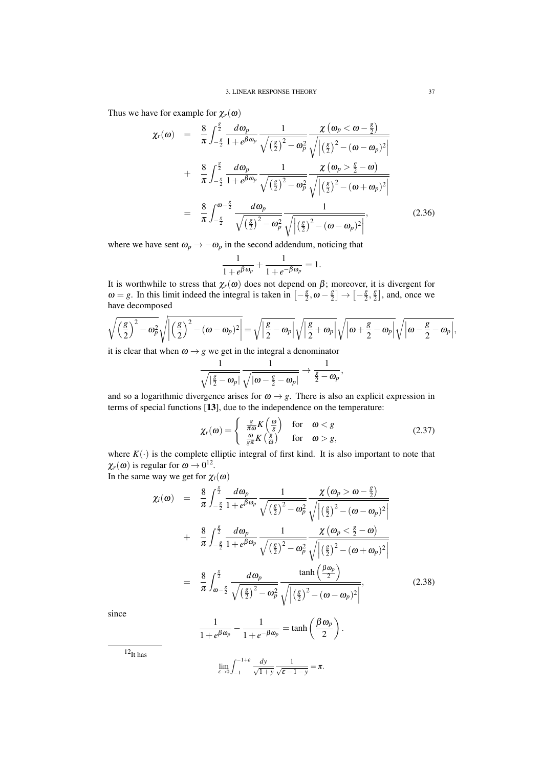Thus we have for example for $\chi_r(\omega)$

$$
\begin{aligned}
\chi_r(\omega) &= \frac{8}{\pi}\int_{-\frac{g}{2}}^{\frac{g}{2}} \frac{d\omega_p}{1+e^{\beta\omega_p}} \frac{1}{\sqrt{\left(\frac{g}{2}\right)^2-\omega_p^2}} \frac{\chi\left(\omega_p<\omega-\frac{g}{2}\right)}{\sqrt{\left|\left(\frac{g}{2}\right)^2-(\omega-\omega_p)^2\right|}} \\
&+ \frac{8}{\pi}\int_{-\frac{g}{2}}^{\frac{g}{2}} \frac{d\omega_p}{1+e^{\beta\omega_p}} \frac{1}{\sqrt{\left(\frac{g}{2}\right)^2-\omega_p^2}} \frac{\chi\left(\omega_p>\frac{g}{2}-\omega\right)}{\sqrt{\left|\left(\frac{g}{2}\right)^2-(\omega+\omega_p)^2\right|}} \\
&= \frac{8}{\pi}\int_{-\frac{g}{2}}^{\omega-\frac{g}{2}} \frac{d\omega_p}{\sqrt{\left(\frac{g}{2}\right)^2-\omega_p^2}} \frac{1}{\sqrt{\left|\left(\frac{g}{2}\right)^2-(\omega-\omega_p)^2\right|}}, \qquad (2.36)
\end{aligned}
$$

where we have sent $\omega_p \to -\omega_p$ in the second addendum, noticing that

$$
\frac{1}{1+e^{\beta\omega_p}} + \frac{1}{1+e^{-\beta\omega_p}} = 1.
$$

It is worthwhile to stress that $\chi_r(\omega)$ does not depend on $\beta$; moreover, it is divergent for $\omega = g$. In this limit indeed the integral is taken in $\left[-\frac{g}{2}, \omega-\frac{g}{2}\right] \to \left[-\frac{g}{2}, \frac{g}{2}\right]$, and, once we have decomposed

$$
\sqrt{\left(\frac{g}{2}\right)^2-\omega_p^2}\sqrt{\left|\left(\frac{g}{2}\right)^2-(\omega-\omega_p)^2\right|} = \sqrt{\left|\frac{g}{2}-\omega_p\right|}\sqrt{\left|\frac{g}{2}+\omega_p\right|}\sqrt{\left|\omega+\frac{g}{2}-\omega_p\right|}\sqrt{\left|\omega-\frac{g}{2}-\omega_p\right|},
$$

it is clear that when $\omega \to g$ we get in the integral a denominator

$$
\frac{1}{\sqrt{\left|\frac{g}{2}-\omega_p\right|}} \frac{1}{\sqrt{\left|\omega-\frac{g}{2}-\omega_p\right|}} \to \frac{1}{\frac{g}{2}-\omega_p},
$$

and so a logarithmic divergence arises for $\omega \to g$. There is also an explicit expression in terms of special functions [**13**], due to the independence on the temperature:

$$
\chi_r(\omega) = \begin{cases} \frac{g}{\pi\omega} K\left(\frac{\omega}{g}\right) & \text{for} \quad \omega < g \\ \frac{\omega}{g\pi} K\left(\frac{g}{\omega}\right) & \text{for} \quad \omega > g, \end{cases} \qquad (2.37)
$$

where $K(\cdot)$ is the complete elliptic integral of first kind. It is also important to note that $\chi_r(\omega)$ is regular for $\omega \to 0$[12].
In the same way we get for $\chi_i(\omega)$

$$
\begin{aligned}
\chi_i(\omega) &= \frac{8}{\pi}\int_{-\frac{g}{2}}^{\frac{g}{2}} \frac{d\omega_p}{1+e^{\beta\omega_p}} \frac{1}{\sqrt{\left(\frac{g}{2}\right)^2-\omega_p^2}} \frac{\chi\left(\omega_p>\omega-\frac{g}{2}\right)}{\sqrt{\left|\left(\frac{g}{2}\right)^2-(\omega-\omega_p)^2\right|}} \\
&+ \frac{8}{\pi}\int_{-\frac{g}{2}}^{\frac{g}{2}} \frac{d\omega_p}{1+e^{\beta\omega_p}} \frac{1}{\sqrt{\left(\frac{g}{2}\right)^2-\omega_p^2}} \frac{\chi\left(\omega_p<\frac{g}{2}-\omega\right)}{\sqrt{\left|\left(\frac{g}{2}\right)^2-(\omega+\omega_p)^2\right|}} \\
&= \frac{8}{\pi}\int_{\omega-\frac{g}{2}}^{\frac{g}{2}} \frac{d\omega_p}{\sqrt{\left(\frac{g}{2}\right)^2-\omega_p^2}} \frac{\tanh\left(\frac{\beta\omega_p}{2}\right)}{\sqrt{\left|\left(\frac{g}{2}\right)^2-(\omega-\omega_p)^2\right|}}, \qquad (2.38)
\end{aligned}
$$

since

$$
\frac{1}{1+e^{\beta\omega_p}} - \frac{1}{1+e^{-\beta\omega_p}} = \tanh\left(\frac{\beta\omega_p}{2}\right).
$$

---

[12] It has

$$
\lim_{\varepsilon\to 0}\int_{-1}^{-1+\varepsilon} \frac{dy}{\sqrt{1+y}} \frac{1}{\sqrt{\varepsilon-1-y}} = \pi.
$$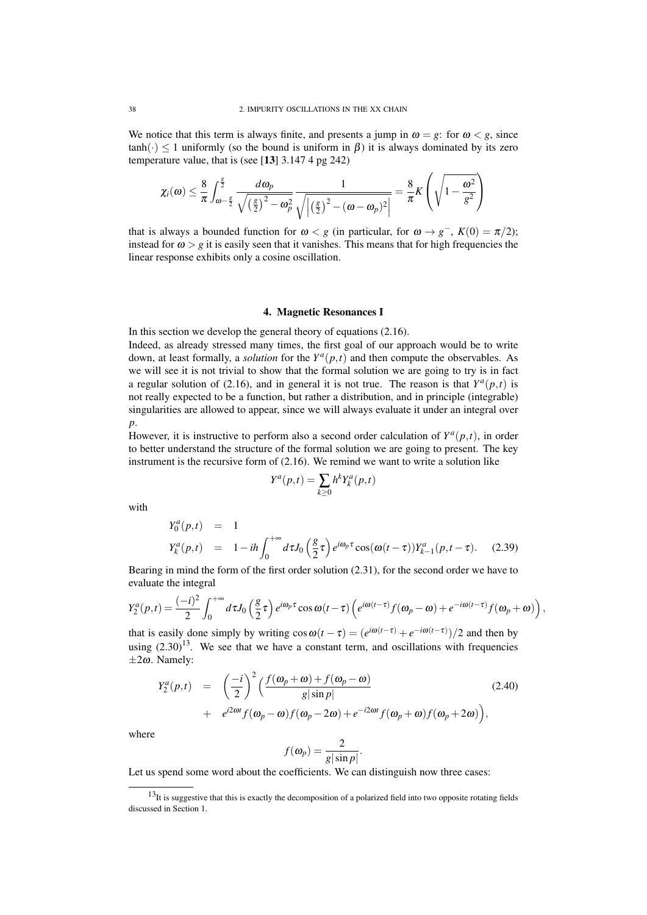We notice that this term is always finite, and presents a jump in $\omega = g$: for $\omega < g$, since $\tanh(\cdot) \leq 1$ uniformly (so the bound is uniform in $\beta$) it is always dominated by its zero temperature value, that is (see [**13**] 3.147 4 pg 242)

$$\chi_i(\omega) \leq \frac{8}{\pi} \int_{\omega - \frac{g}{2}}^{\frac{g}{2}} \frac{d\omega_p}{\sqrt{\left(\frac{g}{2}\right)^2 - \omega_p^2}} \frac{1}{\sqrt{\left|\left(\frac{g}{2}\right)^2 - (\omega - \omega_p)^2\right|}} = \frac{8}{\pi} K\left(\sqrt{1 - \frac{\omega^2}{g^2}}\right)$$

that is always a bounded function for $\omega < g$ (in particular, for $\omega \to g^-$, $K(0) = \pi/2$); instead for $\omega > g$ it is easily seen that it vanishes. This means that for high frequencies the linear response exhibits only a cosine oscillation.

### 4. Magnetic Resonances I

In this section we develop the general theory of equations (2.16).

Indeed, as already stressed many times, the first goal of our approach would be to write down, at least formally, a *solution* for the $Y^a(p,t)$ and then compute the observables. As we will see it is not trivial to show that the formal solution we are going to try is in fact a regular solution of (2.16), and in general it is not true. The reason is that $Y^a(p,t)$ is not really expected to be a function, but rather a distribution, and in principle (integrable) singularities are allowed to appear, since we will always evaluate it under an integral over $p$.

However, it is instructive to perform also a second order calculation of $Y^a(p,t)$, in order to better understand the structure of the formal solution we are going to present. The key instrument is the recursive form of (2.16). We remind we want to write a solution like

$$Y^a(p,t) = \sum_{k \geq 0} h^k Y_k^a(p,t)$$

with

$$\begin{aligned} Y_0^a(p,t) &= 1 \\ Y_k^a(p,t) &= 1 - ih \int_0^{+\infty} d\tau J_0\left(\frac{g}{2}\tau\right) e^{i\omega_p \tau} \cos(\omega(t-\tau)) Y_{k-1}^a(p,t-\tau). \end{aligned} \tag{2.39}$$

Bearing in mind the form of the first order solution (2.31), for the second order we have to evaluate the integral

$$Y_2^a(p,t) = \frac{(-i)^2}{2} \int_0^{+\infty} d\tau J_0\left(\frac{g}{2}\tau\right) e^{i\omega_p \tau} \cos\omega(t-\tau) \left(e^{i\omega(t-\tau)} f(\omega_p - \omega) + e^{-i\omega(t-\tau)} f(\omega_p + \omega)\right),$$

that is easily done simply by writing $\cos\omega(t-\tau) = (e^{i\omega(t-\tau)} + e^{-i\omega(t-\tau)})/2$ and then by using (2.30)[13]. We see that we have a constant term, and oscillations with frequencies $\pm 2\omega$. Namely:

$$\begin{aligned} Y_2^a(p,t) &= \left(\frac{-i}{2}\right)^2 \Big( \frac{f(\omega_p + \omega) + f(\omega_p - \omega)}{g|\sin p|} \\ &+ e^{i2\omega t} f(\omega_p - \omega) f(\omega_p - 2\omega) + e^{-i2\omega t} f(\omega_p + \omega) f(\omega_p + 2\omega) \Big), \end{aligned} \tag{2.40}$$

where

$$f(\omega_p) = \frac{2}{g|\sin p|}.$$

Let us spend some word about the coefficients. We can distinguish now three cases:

[13] It is suggestive that this is exactly the decomposition of a polarized field into two opposite rotating fields discussed in Section 1.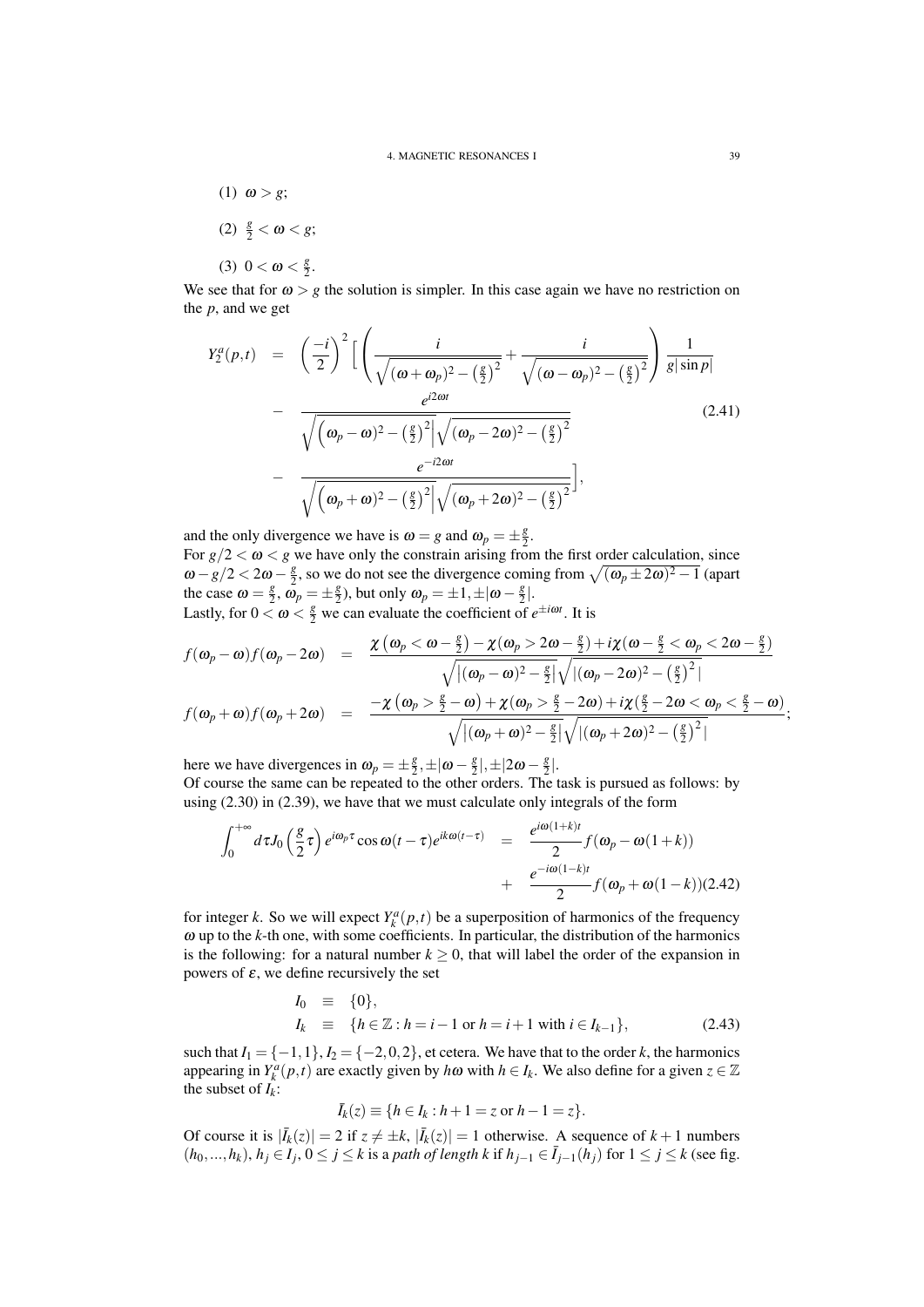(1) $\omega > g$;

(2) $\frac{g}{2} < \omega < g$;

(3) $0 < \omega < \frac{g}{2}$.

We see that for $\omega > g$ the solution is simpler. In this case again we have no restriction on the $p$, and we get

$$
\begin{aligned}
Y_2^a(p,t) &= \left(\frac{-i}{2}\right)^2 \Big[ \left( \frac{i}{\sqrt{(\omega+\omega_p)^2 - \left(\frac{g}{2}\right)^2}} + \frac{i}{\sqrt{(\omega-\omega_p)^2 - \left(\frac{g}{2}\right)^2}} \right) \frac{1}{g|\sin p|} \\
&- \frac{e^{i2\omega t}}{\sqrt{\left(\omega_p - \omega)^2 - \left(\frac{g}{2}\right)^2\right|}\sqrt{(\omega_p - 2\omega)^2 - \left(\frac{g}{2}\right)^2}} \qquad (2.41)\\
&- \frac{e^{-i2\omega t}}{\sqrt{\left(\omega_p + \omega)^2 - \left(\frac{g}{2}\right)^2\right|}\sqrt{(\omega_p + 2\omega)^2 - \left(\frac{g}{2}\right)^2}} \Big],
\end{aligned}
$$

and the only divergence we have is $\omega = g$ and $\omega_p = \pm\frac{g}{2}$.
For $g/2 < \omega < g$ we have only the constrain arising from the first order calculation, since $\omega - g/2 < 2\omega - \frac{g}{2}$, so we do not see the divergence coming from $\sqrt{(\omega_p \pm 2\omega)^2 - 1}$ (apart the case $\omega = \frac{g}{2}$, $\omega_p = \pm\frac{g}{2}$), but only $\omega_p = \pm 1, \pm|\omega - \frac{g}{2}|$.
Lastly, for $0 < \omega < \frac{g}{2}$ we can evaluate the coefficient of $e^{\pm i\omega t}$. It is

$$
\begin{aligned}
f(\omega_p - \omega) f(\omega_p - 2\omega) &= \frac{\chi\left(\omega_p < \omega - \frac{g}{2}\right) - \chi(\omega_p > 2\omega - \frac{g}{2}) + i\chi(\omega - \frac{g}{2} < \omega_p < 2\omega - \frac{g}{2})}{\sqrt{|(\omega_p - \omega)^2 - \frac{g}{2}|}\sqrt{|(\omega_p - 2\omega)^2 - \left(\frac{g}{2}\right)^2|}} \\
f(\omega_p + \omega) f(\omega_p + 2\omega) &= \frac{-\chi\left(\omega_p > \frac{g}{2} - \omega\right) + \chi(\omega_p > \frac{g}{2} - 2\omega) + i\chi(\frac{g}{2} - 2\omega < \omega_p < \frac{g}{2} - \omega)}{\sqrt{|(\omega_p + \omega)^2 - \frac{g}{2}|}\sqrt{|(\omega_p + 2\omega)^2 - \left(\frac{g}{2}\right)^2|}};
\end{aligned}
$$

here we have divergences in $\omega_p = \pm\frac{g}{2}, \pm|\omega - \frac{g}{2}|, \pm|2\omega - \frac{g}{2}|$.
Of course the same can be repeated to the other orders. The task is pursued as follows: by using (2.30) in (2.39), we have that we must calculate only integrals of the form

$$
\begin{aligned}
\int_0^{+\infty} d\tau J_0\left(\frac{g}{2}\tau\right) e^{i\omega_p \tau} \cos\omega(t-\tau) e^{ik\omega(t-\tau)} &= \frac{e^{i\omega(1+k)t}}{2} f(\omega_p - \omega(1+k)) \\
&+ \frac{e^{-i\omega(1-k)t}}{2} f(\omega_p + \omega(1-k)) \qquad (2.42)
\end{aligned}
$$

for integer $k$. So we will expect $Y_k^a(p,t)$ be a superposition of harmonics of the frequency $\omega$ up to the $k$-th one, with some coefficients. In particular, the distribution of the harmonics is the following: for a natural number $k \geq 0$, that will label the order of the expansion in powers of $\varepsilon$, we define recursively the set

$$
\begin{aligned}
I_0 &\equiv \{0\}, \\
I_k &\equiv \{h \in \mathbb{Z} : h = i-1 \text{ or } h = i+1 \text{ with } i \in I_{k-1}\}, \qquad (2.43)
\end{aligned}
$$

such that $I_1 = \{-1, 1\}$, $I_2 = \{-2, 0, 2\}$, et cetera. We have that to the order $k$, the harmonics appearing in $Y_k^a(p,t)$ are exactly given by $h\omega$ with $h \in I_k$. We also define for a given $z \in \mathbb{Z}$ the subset of $I_k$:

$$
\bar{I}_k(z) \equiv \{h \in I_k : h+1 = z \text{ or } h-1 = z\}.
$$

Of course it is $|\bar{I}_k(z)| = 2$ if $z \neq \pm k$, $|\bar{I}_k(z)| = 1$ otherwise. A sequence of $k+1$ numbers $(h_0, ..., h_k)$, $h_j \in I_j$, $0 \leq j \leq k$ is a *path of length k* if $h_{j-1} \in \bar{I}_{j-1}(h_j)$ for $1 \leq j \leq k$ (see fig.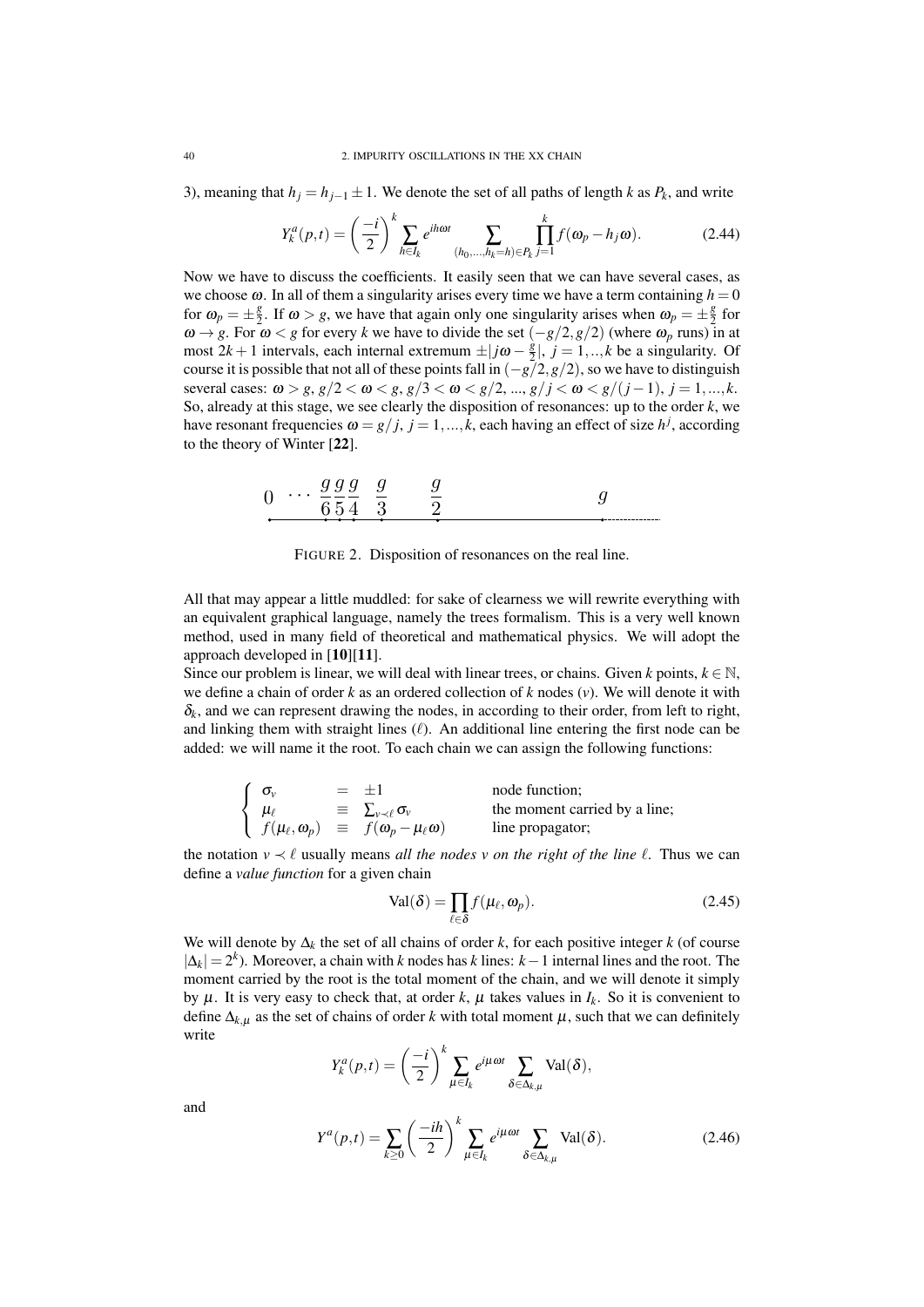3), meaning that $h_j = h_{j-1} \pm 1$. We denote the set of all paths of length $k$ as $P_k$, and write

$$Y_k^a(p,t) = \left(\frac{-i}{2}\right)^k \sum_{h \in I_k} e^{ih\omega t} \sum_{(h_0,\ldots,h_k=h)\in P_k} \prod_{j=1}^{k} f(\omega_p - h_j \omega). \tag{2.44}$$

Now we have to discuss the coefficients. It easily seen that we can have several cases, as we choose $\omega$. In all of them a singularity arises every time we have a term containing $h = 0$ for $\omega_p = \pm\frac{g}{2}$. If $\omega > g$, we have that again only one singularity arises when $\omega_p = \pm\frac{g}{2}$ for $\omega \to g$. For $\omega < g$ for every $k$ we have to divide the set $(-g/2, g/2)$ (where $\omega_p$ runs) in at most $2k+1$ intervals, each internal extremum $\pm|j\omega - \frac{g}{2}|$, $j = 1,..,k$ be a singularity. Of course it is possible that not all of these points fall in $(-g/2, g/2)$, so we have to distinguish several cases: $\omega > g$, $g/2 < \omega < g$, $g/3 < \omega < g/2$, ..., $g/j < \omega < g/(j-1)$, $j = 1,...,k$. So, already at this stage, we see clearly the disposition of resonances: up to the order $k$, we have resonant frequencies $\omega = g/j$, $j = 1,...,k$, each having an effect of size $h^j$, according to the theory of Winter [**22**].

$$0 \quad \cdots \quad \frac{g}{6}\,\frac{g}{5}\,\frac{g}{4} \quad \frac{g}{3} \qquad \frac{g}{2} \qquad\qquad\qquad g$$

FIGURE 2. Disposition of resonances on the real line.

All that may appear a little muddled: for sake of clearness we will rewrite everything with an equivalent graphical language, namely the trees formalism. This is a very well known method, used in many field of theoretical and mathematical physics. We will adopt the approach developed in [**10**][**11**].

Since our problem is linear, we will deal with linear trees, or chains. Given $k$ points, $k \in \mathbb{N}$, we define a chain of order $k$ as an ordered collection of $k$ nodes ($v$). We will denote it with $\delta_k$, and we can represent drawing the nodes, in according to their order, from left to right, and linking them with straight lines ($\ell$). An additional line entering the first node can be added: we will name it the root. To each chain we can assign the following functions:

$$\begin{cases} \sigma_v & = \pm 1 & \text{node function;} \\ \mu_\ell & \equiv \sum_{v \prec \ell} \sigma_v & \text{the moment carried by a line;} \\ f(\mu_\ell, \omega_p) & \equiv f(\omega_p - \mu_\ell \omega) & \text{line propagator;} \end{cases}$$

the notation $v \prec \ell$ usually means *all the nodes $v$ on the right of the line $\ell$*. Thus we can define a *value function* for a given chain

$$\mathrm{Val}(\delta) = \prod_{\ell \in \delta} f(\mu_\ell, \omega_p). \tag{2.45}$$

We will denote by $\Delta_k$ the set of all chains of order $k$, for each positive integer $k$ (of course $|\Delta_k| = 2^k$). Moreover, a chain with $k$ nodes has $k$ lines: $k-1$ internal lines and the root. The moment carried by the root is the total moment of the chain, and we will denote it simply by $\mu$. It is very easy to check that, at order $k$, $\mu$ takes values in $I_k$. So it is convenient to define $\Delta_{k,\mu}$ as the set of chains of order $k$ with total moment $\mu$, such that we can definitely write

$$Y_k^a(p,t) = \left(\frac{-i}{2}\right)^k \sum_{\mu \in I_k} e^{i\mu\omega t} \sum_{\delta \in \Delta_{k,\mu}} \mathrm{Val}(\delta),$$

and

$$Y^a(p,t) = \sum_{k \geq 0} \left(\frac{-ih}{2}\right)^k \sum_{\mu \in I_k} e^{i\mu\omega t} \sum_{\delta \in \Delta_{k,\mu}} \mathrm{Val}(\delta). \tag{2.46}$$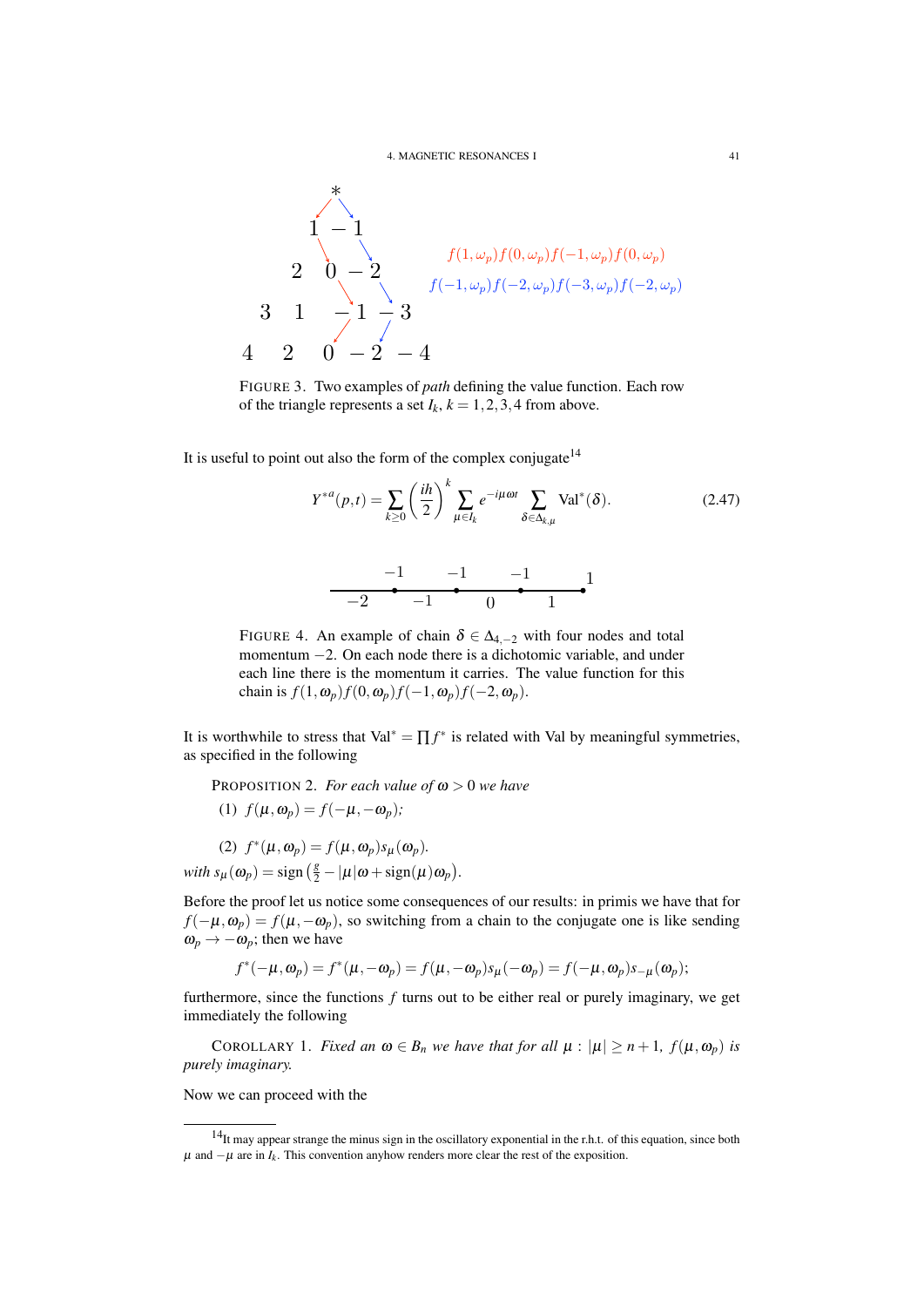FIGURE 3. Two examples of *path* defining the value function. Each row of the triangle represents a set $I_k$, $k = 1,2,3,4$ from above.

It is useful to point out also the form of the complex conjugate[14]

$$Y^{*a}(p,t) = \sum_{k\geq 0} \left(\frac{ih}{2}\right)^k \sum_{\mu\in I_k} e^{-i\mu\omega t} \sum_{\delta\in\Delta_{k,\mu}} \text{Val}^*(\delta). \tag{2.47}$$

FIGURE 4. An example of chain $\delta \in \Delta_{4,-2}$ with four nodes and total momentum $-2$. On each node there is a dichotomic variable, and under each line there is the momentum it carries. The value function for this chain is $f(1,\omega_p)f(0,\omega_p)f(-1,\omega_p)f(-2,\omega_p)$.

It is worthwhile to stress that $\text{Val}^* = \prod f^*$ is related with Val by meaningful symmetries, as specified in the following

PROPOSITION 2. *For each value of $\omega > 0$ we have*

(1) $f(\mu,\omega_p) = f(-\mu,-\omega_p)$;

(2) $f^*(\mu,\omega_p) = f(\mu,\omega_p)s_\mu(\omega_p)$.

*with* $s_\mu(\omega_p) = \text{sign}\left(\frac{g}{2} - |\mu|\omega + \text{sign}(\mu)\omega_p\right)$.

Before the proof let us notice some consequences of our results: in primis we have that for $f(-\mu,\omega_p) = f(\mu,-\omega_p)$, so switching from a chain to the conjugate one is like sending $\omega_p \to -\omega_p$; then we have

$$f^*(-\mu,\omega_p) = f^*(\mu,-\omega_p) = f(\mu,-\omega_p)s_\mu(-\omega_p) = f(-\mu,\omega_p)s_{-\mu}(\omega_p);$$

furthermore, since the functions $f$ turns out to be either real or purely imaginary, we get immediately the following

COROLLARY 1. *Fixed an $\omega \in B_n$ we have that for all $\mu : |\mu| \geq n+1$, $f(\mu,\omega_p)$ is purely imaginary.*

Now we can proceed with the

[14] It may appear strange the minus sign in the oscillatory exponential in the r.h.t. of this equation, since both $\mu$ and $-\mu$ are in $I_k$. This convention anyhow renders more clear the rest of the exposition.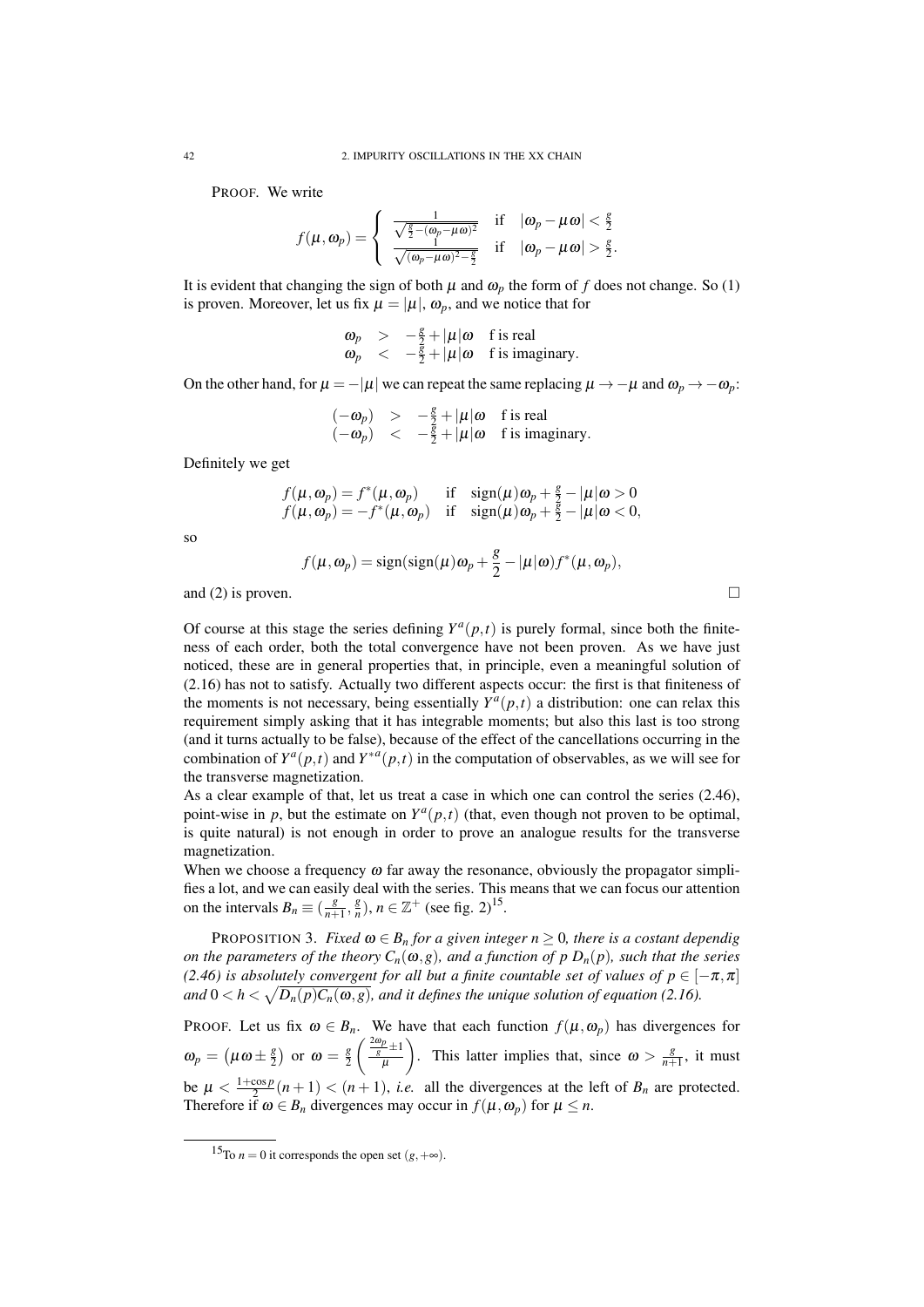PROOF. We write

$$f(\mu,\omega_p)=\begin{cases}\frac{1}{\sqrt{\frac{g}{2}-(\omega_p-\mu\omega)^2}} & \text{if} \quad |\omega_p-\mu\omega|<\frac{g}{2}\\ \frac{1}{\sqrt{(\omega_p-\mu\omega)^2-\frac{g}{2}}} & \text{if} \quad |\omega_p-\mu\omega|>\frac{g}{2}.\end{cases}$$

It is evident that changing the sign of both $\mu$ and $\omega_p$ the form of $f$ does not change. So (1) is proven. Moreover, let us fix $\mu=|\mu|$, $\omega_p$, and we notice that for

$$\begin{array}{lll}\omega_p & > & -\frac{g}{2}+|\mu|\omega \quad \text{f is real}\\ \omega_p & < & -\frac{g}{2}+|\mu|\omega \quad \text{f is imaginary.}\end{array}$$

On the other hand, for $\mu=-|\mu|$ we can repeat the same replacing $\mu\to-\mu$ and $\omega_p\to-\omega_p$:

$$\begin{array}{lll}(-\omega_p) & > & -\frac{g}{2}+|\mu|\omega \quad \text{f is real}\\ (-\omega_p) & < & -\frac{g}{2}+|\mu|\omega \quad \text{f is imaginary.}\end{array}$$

Definitely we get

$$\begin{array}{ll}f(\mu,\omega_p)=f^*(\mu,\omega_p) & \text{if} \quad \text{sign}(\mu)\omega_p+\frac{g}{2}-|\mu|\omega>0\\ f(\mu,\omega_p)=-f^*(\mu,\omega_p) & \text{if} \quad \text{sign}(\mu)\omega_p+\frac{g}{2}-|\mu|\omega<0,\end{array}$$

so

$$f(\mu,\omega_p)=\text{sign}(\text{sign}(\mu)\omega_p+\frac{g}{2}-|\mu|\omega)f^*(\mu,\omega_p),$$

and (2) is proven. □

Of course at this stage the series defining $Y^a(p,t)$ is purely formal, since both the finiteness of each order, both the total convergence have not been proven. As we have just noticed, these are in general properties that, in principle, even a meaningful solution of (2.16) has not to satisfy. Actually two different aspects occur: the first is that finiteness of the moments is not necessary, being essentially $Y^a(p,t)$ a distribution: one can relax this requirement simply asking that it has integrable moments; but also this last is too strong (and it turns actually to be false), because of the effect of the cancellations occurring in the combination of $Y^a(p,t)$ and $Y^{*a}(p,t)$ in the computation of observables, as we will see for the transverse magnetization.
As a clear example of that, let us treat a case in which one can control the series (2.46), point-wise in $p$, but the estimate on $Y^a(p,t)$ (that, even though not proven to be optimal, is quite natural) is not enough in order to prove an analogue results for the transverse magnetization.
When we choose a frequency $\omega$ far away the resonance, obviously the propagator simplifies a lot, and we can easily deal with the series. This means that we can focus our attention on the intervals $B_n\equiv(\frac{g}{n+1},\frac{g}{n})$, $n\in\mathbb{Z}^+$ (see fig. 2)[15].

PROPOSITION 3. *Fixed $\omega\in B_n$ for a given integer $n\geq 0$, there is a costant dependig on the parameters of the theory $C_n(\omega,g)$, and a function of p $D_n(p)$, such that the series (2.46) is absolutely convergent for all but a finite countable set of values of $p\in[-\pi,\pi]$ and $0<h<\sqrt{D_n(p)C_n(\omega,g)}$, and it defines the unique solution of equation (2.16).*

PROOF. Let us fix $\omega\in B_n$. We have that each function $f(\mu,\omega_p)$ has divergences for $\omega_p=\left(\mu\omega\pm\frac{g}{2}\right)$ or $\omega=\frac{g}{2}\left(\frac{\frac{2\omega_p}{g}\pm 1}{\mu}\right)$. This latter implies that, since $\omega>\frac{g}{n+1}$, it must be $\mu<\frac{1+\cos p}{2}(n+1)<(n+1)$, *i.e.* all the divergences at the left of $B_n$ are protected. Therefore if $\omega\in B_n$ divergences may occur in $f(\mu,\omega_p)$ for $\mu\leq n$.

[15] To $n=0$ it corresponds the open set $(g,+\infty)$.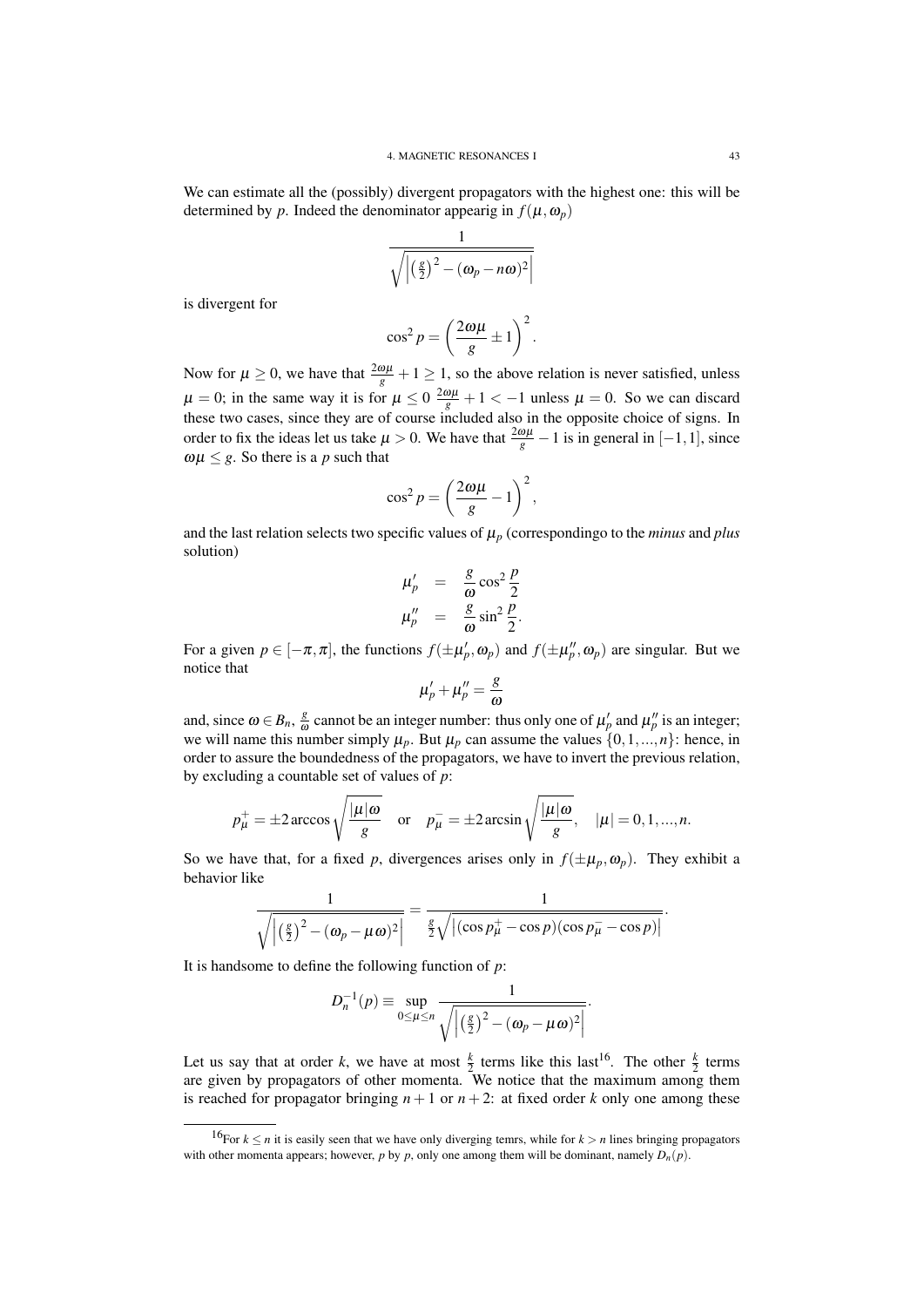We can estimate all the (possibly) divergent propagators with the highest one: this will be determined by $p$. Indeed the denominator appearig in $f(\mu,\omega_p)$

$$\frac{1}{\sqrt{\left|\left(\frac{g}{2}\right)^2-(\omega_p-n\omega)^2\right|}}$$

is divergent for

$$\cos^2 p = \left(\frac{2\omega\mu}{g}\pm 1\right)^2.$$

Now for $\mu \geq 0$, we have that $\frac{2\omega\mu}{g}+1\geq 1$, so the above relation is never satisfied, unless $\mu = 0$; in the same way it is for $\mu \leq 0$ $\frac{2\omega\mu}{g}+1 < -1$ unless $\mu = 0$. So we can discard these two cases, since they are of course included also in the opposite choice of signs. In order to fix the ideas let us take $\mu > 0$. We have that $\frac{2\omega\mu}{g}-1$ is in general in $[-1,1]$, since $\omega\mu \leq g$. So there is a $p$ such that

$$\cos^2 p = \left(\frac{2\omega\mu}{g}-1\right)^2,$$

and the last relation selects two specific values of $\mu_p$ (correspondingo to the *minus* and *plus* solution)

$$\begin{aligned}
\mu'_p &= \frac{g}{\omega}\cos^2\frac{p}{2}\\
\mu''_p &= \frac{g}{\omega}\sin^2\frac{p}{2}.
\end{aligned}$$

For a given $p \in [-\pi,\pi]$, the functions $f(\pm\mu'_p,\omega_p)$ and $f(\pm\mu''_p,\omega_p)$ are singular. But we notice that

$$\mu'_p+\mu''_p = \frac{g}{\omega}$$

and, since $\omega \in B_n$, $\frac{g}{\omega}$ cannot be an integer number: thus only one of $\mu'_p$ and $\mu''_p$ is an integer; we will name this number simply $\mu_p$. But $\mu_p$ can assume the values $\{0,1,...,n\}$: hence, in order to assure the boundedness of the propagators, we have to invert the previous relation, by excluding a countable set of values of $p$:

$$p^+_\mu = \pm 2\arccos\sqrt{\frac{|\mu|\omega}{g}} \quad \text{or} \quad p^-_\mu = \pm 2\arcsin\sqrt{\frac{|\mu|\omega}{g}}, \quad |\mu| = 0,1,...,n.$$

So we have that, for a fixed $p$, divergences arises only in $f(\pm\mu_p,\omega_p)$. They exhibit a behavior like

$$\frac{1}{\sqrt{\left|\left(\frac{g}{2}\right)^2-(\omega_p-\mu\omega)^2\right|}} = \frac{1}{\frac{g}{2}\sqrt{\left|(\cos p^+_\mu-\cos p)(\cos p^-_\mu-\cos p)\right|}}.$$

It is handsome to define the following function of $p$:

$$D_n^{-1}(p) \equiv \sup_{0\leq\mu\leq n}\frac{1}{\sqrt{\left|\left(\frac{g}{2}\right)^2-(\omega_p-\mu\omega)^2\right|}}.$$

Let us say that at order $k$, we have at most $\frac{k}{2}$ terms like this last[16]. The other $\frac{k}{2}$ terms are given by propagators of other momenta. We notice that the maximum among them is reached for propagator bringing $n+1$ or $n+2$: at fixed order $k$ only one among these

[16] For $k \leq n$ it is easily seen that we have only diverging temrs, while for $k > n$ lines bringing propagators with other momenta appears; however, $p$ by $p$, only one among them will be dominant, namely $D_n(p)$.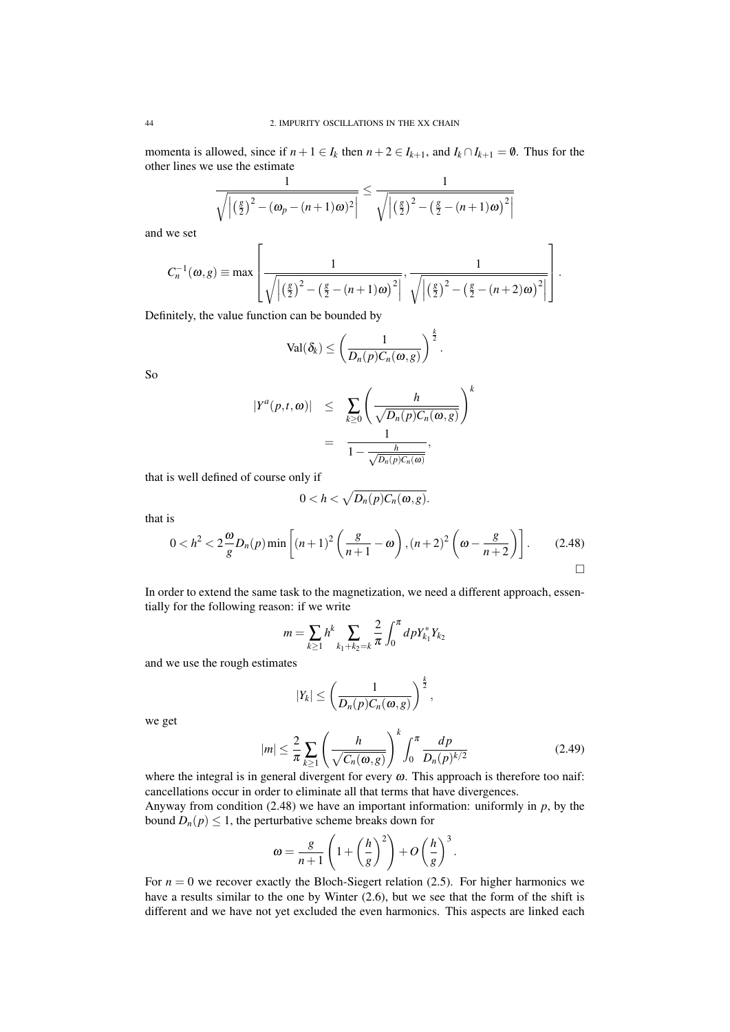momenta is allowed, since if $n+1 \in I_k$ then $n+2 \in I_{k+1}$, and $I_k \cap I_{k+1} = \emptyset$. Thus for the other lines we use the estimate

$$\frac{1}{\sqrt{\left|\left(\frac{g}{2}\right)^2 - (\omega_p - (n+1)\omega)^2\right|}} \leq \frac{1}{\sqrt{\left|\left(\frac{g}{2}\right)^2 - \left(\frac{g}{2} - (n+1)\omega\right)^2\right|}}$$

and we set

$$C_n^{-1}(\omega, g) \equiv \max\left[\frac{1}{\sqrt{\left|\left(\frac{g}{2}\right)^2 - \left(\frac{g}{2} - (n+1)\omega\right)^2\right|}}, \frac{1}{\sqrt{\left|\left(\frac{g}{2}\right)^2 - \left(\frac{g}{2} - (n+2)\omega\right)^2\right|}}\right].$$

Definitely, the value function can be bounded by

$$\mathrm{Val}(\delta_k) \leq \left(\frac{1}{D_n(p)C_n(\omega, g)}\right)^{\frac{k}{2}}.$$

So

$$\begin{aligned} |Y^a(p,t,\omega)| &\leq \sum_{k\geq 0}\left(\frac{h}{\sqrt{D_n(p)C_n(\omega,g)}}\right)^k \\ &= \frac{1}{1 - \frac{h}{\sqrt{D_n(p)C_n(\omega)}}}, \end{aligned}$$

that is well defined of course only if

$$0 < h < \sqrt{D_n(p)C_n(\omega, g)}.$$

that is

$$0 < h^2 < 2\frac{\omega}{g}D_n(p)\min\left[(n+1)^2\left(\frac{g}{n+1} - \omega\right), (n+2)^2\left(\omega - \frac{g}{n+2}\right)\right]. \tag{2.48}$$

$\square$

In order to extend the same task to the magnetization, we need a different approach, essentially for the following reason: if we write

$$m = \sum_{k\geq 1} h^k \sum_{k_1+k_2=k} \frac{2}{\pi}\int_0^{\pi} dp Y_{k_1}^* Y_{k_2}$$

and we use the rough estimates

$$|Y_k| \leq \left(\frac{1}{D_n(p)C_n(\omega, g)}\right)^{\frac{k}{2}},$$

we get

$$|m| \leq \frac{2}{\pi}\sum_{k\geq 1}\left(\frac{h}{\sqrt{C_n(\omega,g)}}\right)^k \int_0^{\pi}\frac{dp}{D_n(p)^{k/2}} \tag{2.49}$$

where the integral is in general divergent for every $\omega$. This approach is therefore too naif: cancellations occur in order to eliminate all that terms that have divergences.

Anyway from condition (2.48) we have an important information: uniformly in $p$, by the bound $D_n(p) \leq 1$, the perturbative scheme breaks down for

$$\omega = \frac{g}{n+1}\left(1 + \left(\frac{h}{g}\right)^2\right) + O\left(\frac{h}{g}\right)^3.$$

For $n = 0$ we recover exactly the Bloch-Siegert relation (2.5). For higher harmonics we have a results similar to the one by Winter (2.6), but we see that the form of the shift is different and we have not yet excluded the even harmonics. This aspects are linked each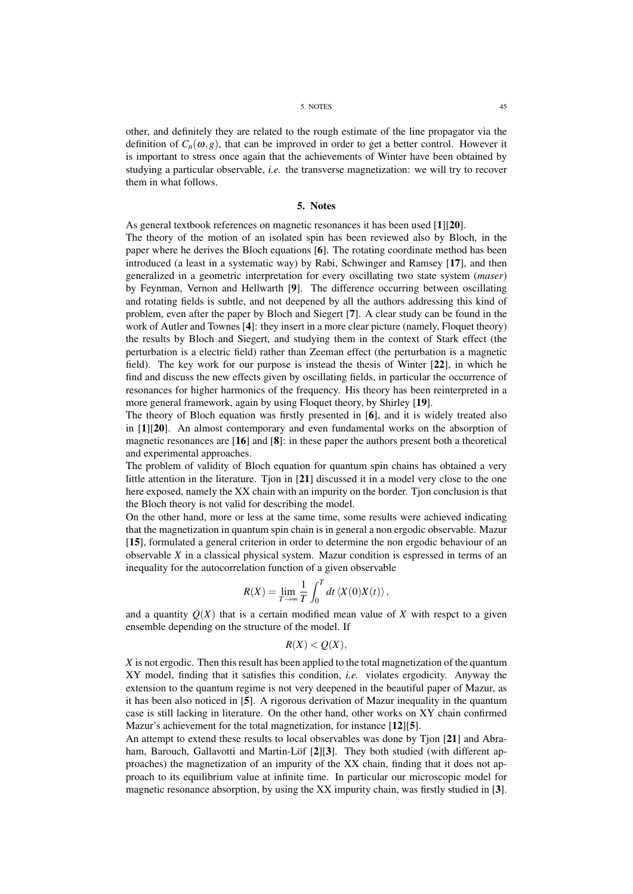other, and definitely they are related to the rough estimate of the line propagator via the definition of $C_n(\omega, g)$, that can be improved in order to get a better control. However it is important to stress once again that the achievements of Winter have been obtained by studying a particular observable, *i.e.* the transverse magnetization: we will try to recover them in what follows.

## 5. Notes

As general textbook references on magnetic resonances it has been used [**1**][**20**].

The theory of the motion of an isolated spin has been reviewed also by Bloch, in the paper where he derives the Bloch equations [**6**]. The rotating coordinate method has been introduced (a least in a systematic way) by Rabi, Schwinger and Ramsey [**17**], and then generalized in a geometric interpretation for every oscillating two state system (*maser*) by Feynman, Vernon and Hellwarth [**9**]. The difference occurring between oscillating and rotating fields is subtle, and not deepened by all the authors addressing this kind of problem, even after the paper by Bloch and Siegert [**7**]. A clear study can be found in the work of Autler and Townes [**4**]: they insert in a more clear picture (namely, Floquet theory) the results by Bloch and Siegert, and studying them in the context of Stark effect (the perturbation is a electric field) rather than Zeeman effect (the perturbation is a magnetic field). The key work for our purpose is instead the thesis of Winter [**22**], in which he find and discuss the new effects given by oscillating fields, in particular the occurrence of resonances for higher harmonics of the frequency. His theory has been reinterpreted in a more general framework, again by using Floquet theory, by Shirley [**19**].

The theory of Bloch equation was firstly presented in [**6**], and it is widely treated also in [**1**][**20**]. An almost contemporary and even fundamental works on the absorption of magnetic resonances are [**16**] and [**8**]: in these paper the authors present both a theoretical and experimental approaches.

The problem of validity of Bloch equation for quantum spin chains has obtained a very little attention in the literature. Tjon in [**21**] discussed it in a model very close to the one here exposed, namely the XX chain with an impurity on the border. Tjon conclusion is that the Bloch theory is not valid for describing the model.

On the other hand, more or less at the same time, some results were achieved indicating that the magnetization in quantum spin chain is in general a non ergodic observable. Mazur [**15**], formulated a general criterion in order to determine the non ergodic behaviour of an observable $X$ in a classical physical system. Mazur condition is espressed in terms of an inequality for the autocorrelation function of a given observable

$$R(X) = \lim_{T\to\infty} \frac{1}{T} \int_0^T dt \, \langle X(0)X(t) \rangle \,,$$

and a quantity $Q(X)$ that is a certain modified mean value of $X$ with respct to a given ensemble depending on the structure of the model. If

$$R(X) < Q(X),$$

$X$ is not ergodic. Then this result has been applied to the total magnetization of the quantum XY model, finding that it satisfies this condition, *i.e.* violates ergodicity. Anyway the extension to the quantum regime is not very deepened in the beautiful paper of Mazur, as it has been also noticed in [**5**]. A rigorous derivation of Mazur inequality in the quantum case is still lacking in literature. On the other hand, other works on XY chain confirmed Mazur's achievement for the total magnetization, for instance [**12**][**5**].

An attempt to extend these results to local observables was done by Tjon [**21**] and Abraham, Barouch, Gallavotti and Martin-Löf [**2**][**3**]. They both studied (with different approaches) the magnetization of an impurity of the XX chain, finding that it does not approach to its equilibrium value at infinite time. In particular our microscopic model for magnetic resonance absorption, by using the XX impurity chain, was firstly studied in [**3**].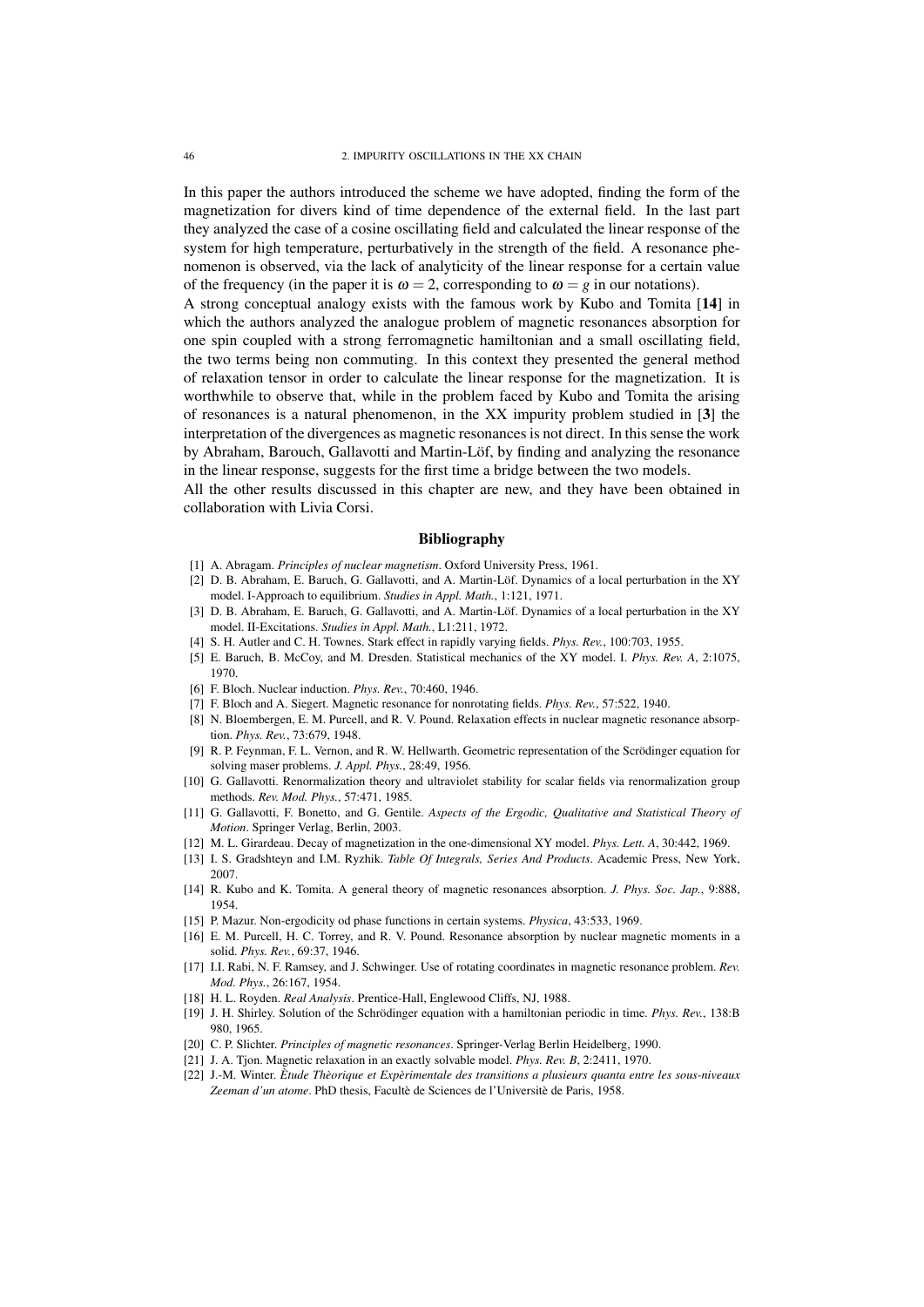In this paper the authors introduced the scheme we have adopted, finding the form of the magnetization for divers kind of time dependence of the external field. In the last part they analyzed the case of a cosine oscillating field and calculated the linear response of the system for high temperature, perturbatively in the strength of the field. A resonance phenomenon is observed, via the lack of analyticity of the linear response for a certain value of the frequency (in the paper it is $\omega = 2$, corresponding to $\omega = g$ in our notations).

A strong conceptual analogy exists with the famous work by Kubo and Tomita [**14**] in which the authors analyzed the analogue problem of magnetic resonances absorption for one spin coupled with a strong ferromagnetic hamiltonian and a small oscillating field, the two terms being non commuting. In this context they presented the general method of relaxation tensor in order to calculate the linear response for the magnetization. It is worthwhile to observe that, while in the problem faced by Kubo and Tomita the arising of resonances is a natural phenomenon, in the XX impurity problem studied in [**3**] the interpretation of the divergences as magnetic resonances is not direct. In this sense the work by Abraham, Barouch, Gallavotti and Martin-Löf, by finding and analyzing the resonance in the linear response, suggests for the first time a bridge between the two models.

All the other results discussed in this chapter are new, and they have been obtained in collaboration with Livia Corsi.

## Bibliography

[1] A. Abragam. *Principles of nuclear magnetism*. Oxford University Press, 1961.

[2] D. B. Abraham, E. Baruch, G. Gallavotti, and A. Martin-Löf. Dynamics of a local perturbation in the XY model. I-Approach to equilibrium. *Studies in Appl. Math.*, 1:121, 1971.

[3] D. B. Abraham, E. Baruch, G. Gallavotti, and A. Martin-Löf. Dynamics of a local perturbation in the XY model. II-Excitations. *Studies in Appl. Math.*, L1:211, 1972.

[4] S. H. Autler and C. H. Townes. Stark effect in rapidly varying fields. *Phys. Rev.*, 100:703, 1955.

[5] E. Baruch, B. McCoy, and M. Dresden. Statistical mechanics of the XY model. I. *Phys. Rev. A*, 2:1075, 1970.

[6] F. Bloch. Nuclear induction. *Phys. Rev.*, 70:460, 1946.

[7] F. Bloch and A. Siegert. Magnetic resonance for nonrotating fields. *Phys. Rev.*, 57:522, 1940.

[8] N. Bloembergen, E. M. Purcell, and R. V. Pound. Relaxation effects in nuclear magnetic resonance absorption. *Phys. Rev.*, 73:679, 1948.

[9] R. P. Feynman, F. L. Vernon, and R. W. Hellwarth. Geometric representation of the Scrödinger equation for solving maser problems. *J. Appl. Phys.*, 28:49, 1956.

[10] G. Gallavotti. Renormalization theory and ultraviolet stability for scalar fields via renormalization group methods. *Rev. Mod. Phys.*, 57:471, 1985.

[11] G. Gallavotti, F. Bonetto, and G. Gentile. *Aspects of the Ergodic, Qualitative and Statistical Theory of Motion*. Springer Verlag, Berlin, 2003.

[12] M. L. Girardeau. Decay of magnetization in the one-dimensional XY model. *Phys. Lett. A*, 30:442, 1969.

[13] I. S. Gradshteyn and I.M. Ryzhik. *Table Of Integrals, Series And Products*. Academic Press, New York, 2007.

[14] R. Kubo and K. Tomita. A general theory of magnetic resonances absorption. *J. Phys. Soc. Jap.*, 9:888, 1954.

[15] P. Mazur. Non-ergodicity od phase functions in certain systems. *Physica*, 43:533, 1969.

[16] E. M. Purcell, H. C. Torrey, and R. V. Pound. Resonance absorption by nuclear magnetic moments in a solid. *Phys. Rev.*, 69:37, 1946.

[17] I.I. Rabi, N. F. Ramsey, and J. Schwinger. Use of rotating coordinates in magnetic resonance problem. *Rev. Mod. Phys.*, 26:167, 1954.

[18] H. L. Royden. *Real Analysis*. Prentice-Hall, Englewood Cliffs, NJ, 1988.

[19] J. H. Shirley. Solution of the Schrödinger equation with a hamiltonian periodic in time. *Phys. Rev.*, 138:B 980, 1965.

[20] C. P. Slichter. *Principles of magnetic resonances*. Springer-Verlag Berlin Heidelberg, 1990.

[21] J. A. Tjon. Magnetic relaxation in an exactly solvable model. *Phys. Rev. B*, 2:2411, 1970.

[22] J.-M. Winter. *Ètude Thèorique et Expèrimentale des transitions a plusieurs quanta entre les sous-niveaux Zeeman d'un atome*. PhD thesis, Facultè de Sciences de l'Universitè de Paris, 1958.